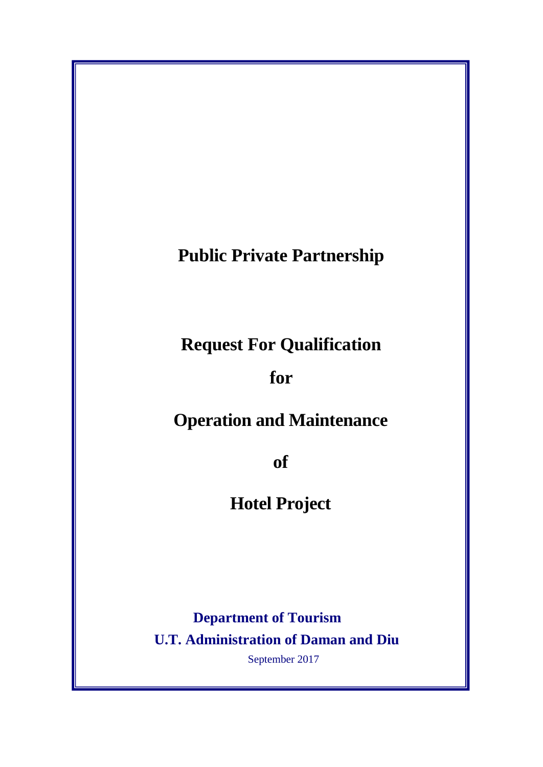# Public Private Partnership

# Request For Qualification

# for

# Operation and Maintenance

# of

# Hotel Project

**Department of Tourism**

**U.T. Administration of Daman and Diu**

September 2017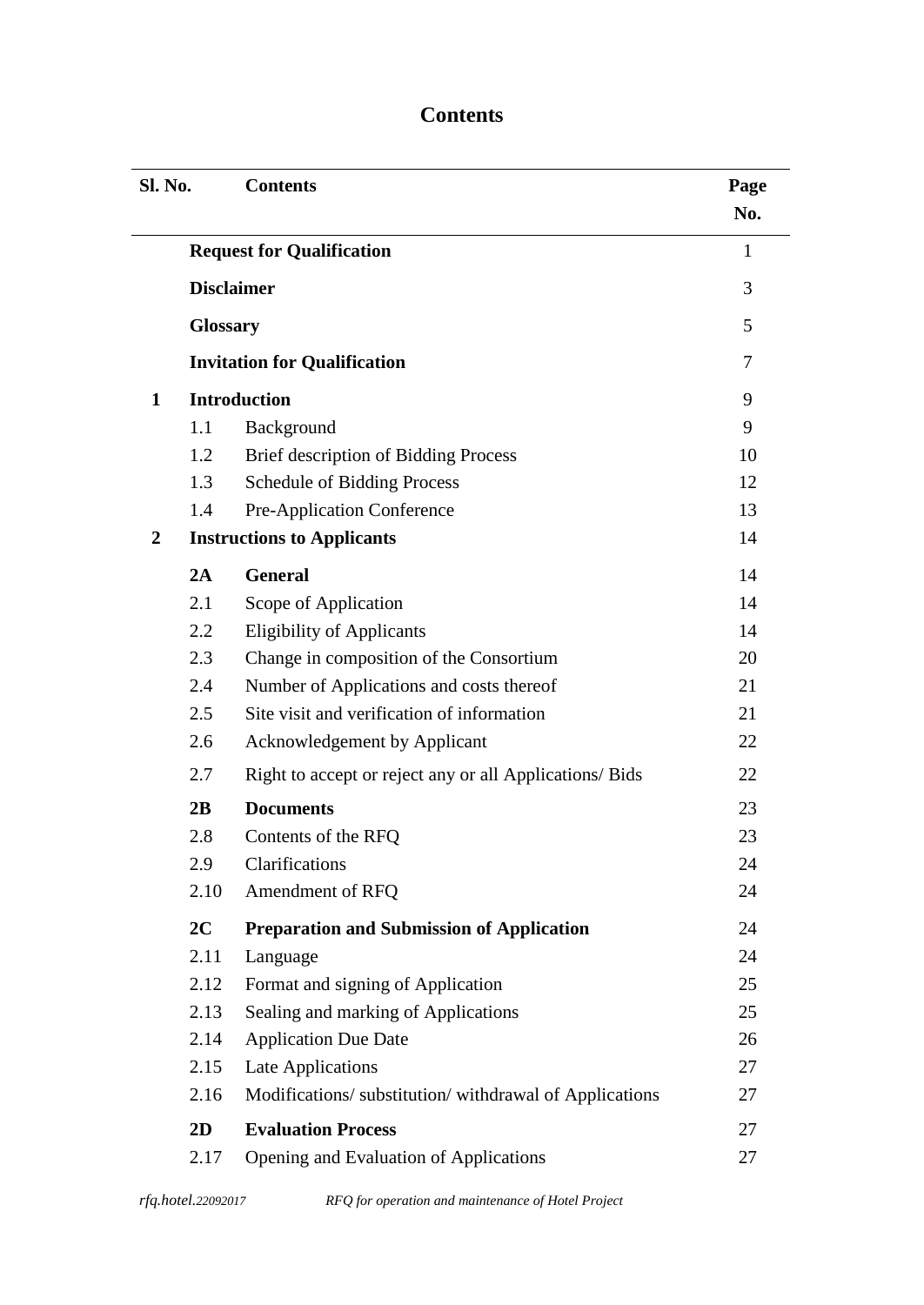# Contents

| Sl. No. | | Contents | Page No. |
|---|---|---|---|
| | **Request for Qualification** | | 1 |
| | **Disclaimer** | | 3 |
| | **Glossary** | | 5 |
| | **Invitation for Qualification** | | 7 |
| **1** | **Introduction** | | 9 |
| | 1.1 | Background | 9 |
| | 1.2 | Brief description of Bidding Process | 10 |
| | 1.3 | Schedule of Bidding Process | 12 |
| | 1.4 | Pre-Application Conference | 13 |
| **2** | **Instructions to Applicants** | | 14 |
| | **2A** | **General** | 14 |
| | 2.1 | Scope of Application | 14 |
| | 2.2 | Eligibility of Applicants | 14 |
| | 2.3 | Change in composition of the Consortium | 20 |
| | 2.4 | Number of Applications and costs thereof | 21 |
| | 2.5 | Site visit and verification of information | 21 |
| | 2.6 | Acknowledgement by Applicant | 22 |
| | 2.7 | Right to accept or reject any or all Applications/ Bids | 22 |
| | **2B** | **Documents** | 23 |
| | 2.8 | Contents of the RFQ | 23 |
| | 2.9 | Clarifications | 24 |
| | 2.10 | Amendment of RFQ | 24 |
| | **2C** | **Preparation and Submission of Application** | 24 |
| | 2.11 | Language | 24 |
| | 2.12 | Format and signing of Application | 25 |
| | 2.13 | Sealing and marking of Applications | 25 |
| | 2.14 | Application Due Date | 26 |
| | 2.15 | Late Applications | 27 |
| | 2.16 | Modifications/ substitution/ withdrawal of Applications | 27 |
| | **2D** | **Evaluation Process** | 27 |
| | 2.17 | Opening and Evaluation of Applications | 27 |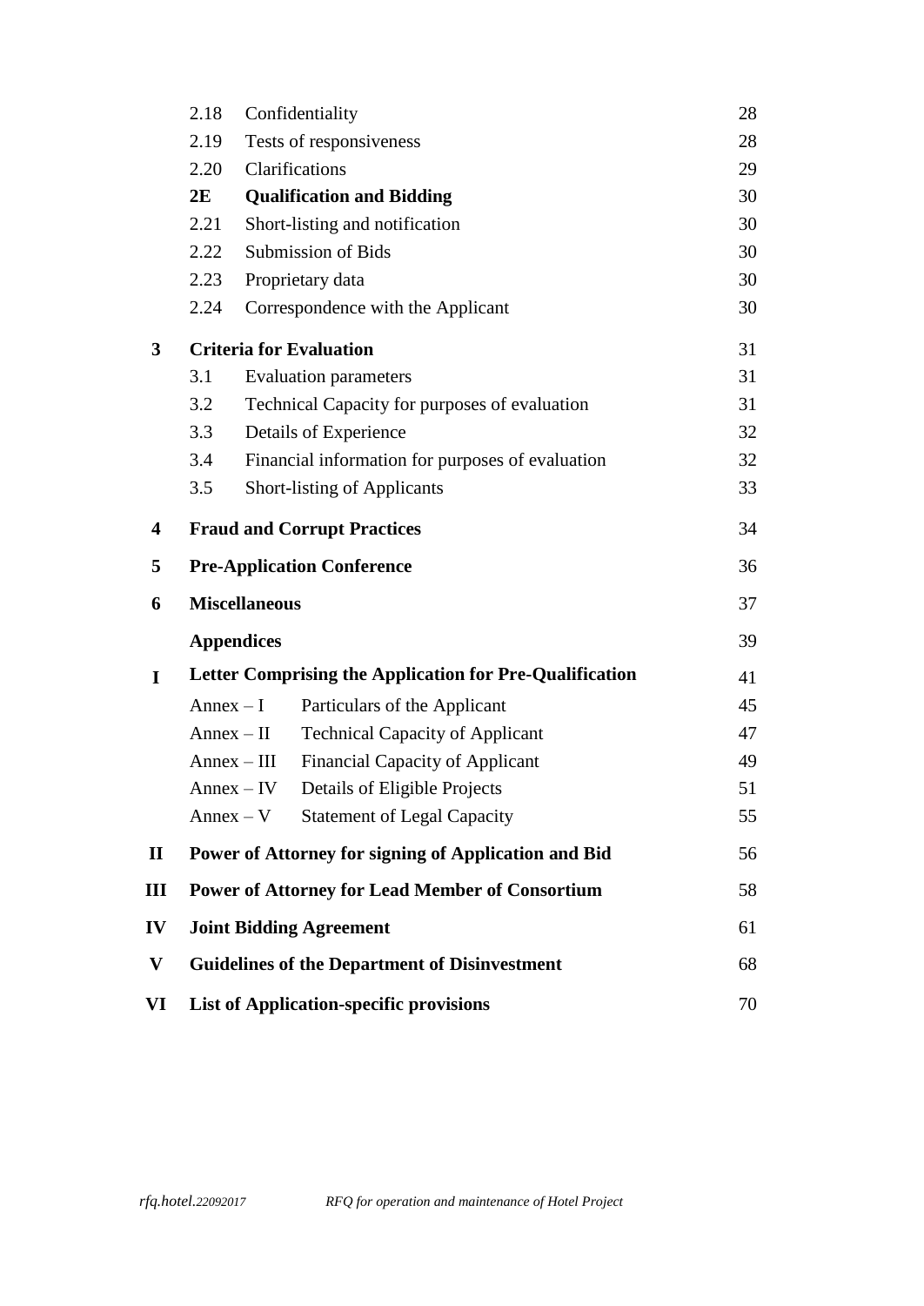| | | | |
|---|---|---|---|
| | 2.18 | Confidentiality | 28 |
| | 2.19 | Tests of responsiveness | 28 |
| | 2.20 | Clarifications | 29 |
| | **2E** | **Qualification and Bidding** | 30 |
| | 2.21 | Short-listing and notification | 30 |
| | 2.22 | Submission of Bids | 30 |
| | 2.23 | Proprietary data | 30 |
| | 2.24 | Correspondence with the Applicant | 30 |
| **3** | **Criteria for Evaluation** | | 31 |
| | 3.1 | Evaluation parameters | 31 |
| | 3.2 | Technical Capacity for purposes of evaluation | 31 |
| | 3.3 | Details of Experience | 32 |
| | 3.4 | Financial information for purposes of evaluation | 32 |
| | 3.5 | Short-listing of Applicants | 33 |
| **4** | **Fraud and Corrupt Practices** | | 34 |
| **5** | **Pre-Application Conference** | | 36 |
| **6** | **Miscellaneous** | | 37 |
| | **Appendices** | | 39 |
| **I** | **Letter Comprising the Application for Pre-Qualification** | | 41 |
| | Annex – I | Particulars of the Applicant | 45 |
| | Annex – II | Technical Capacity of Applicant | 47 |
| | Annex – III | Financial Capacity of Applicant | 49 |
| | Annex – IV | Details of Eligible Projects | 51 |
| | Annex – V | Statement of Legal Capacity | 55 |
| **II** | **Power of Attorney for signing of Application and Bid** | | 56 |
| **III** | **Power of Attorney for Lead Member of Consortium** | | 58 |
| **IV** | **Joint Bidding Agreement** | | 61 |
| **V** | **Guidelines of the Department of Disinvestment** | | 68 |
| **VI** | **List of Application-specific provisions** | | 70 |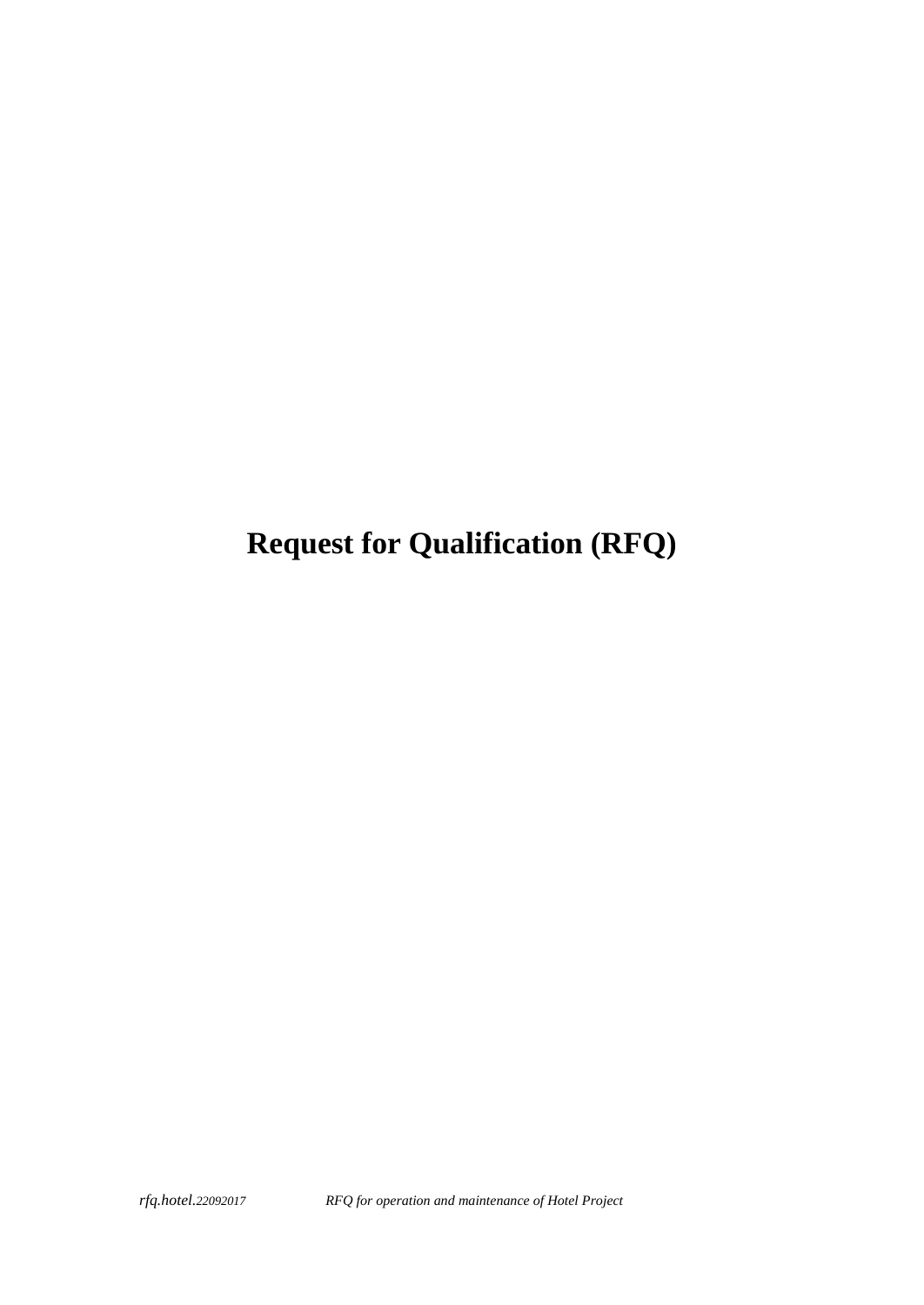# Request for Qualification (RFQ)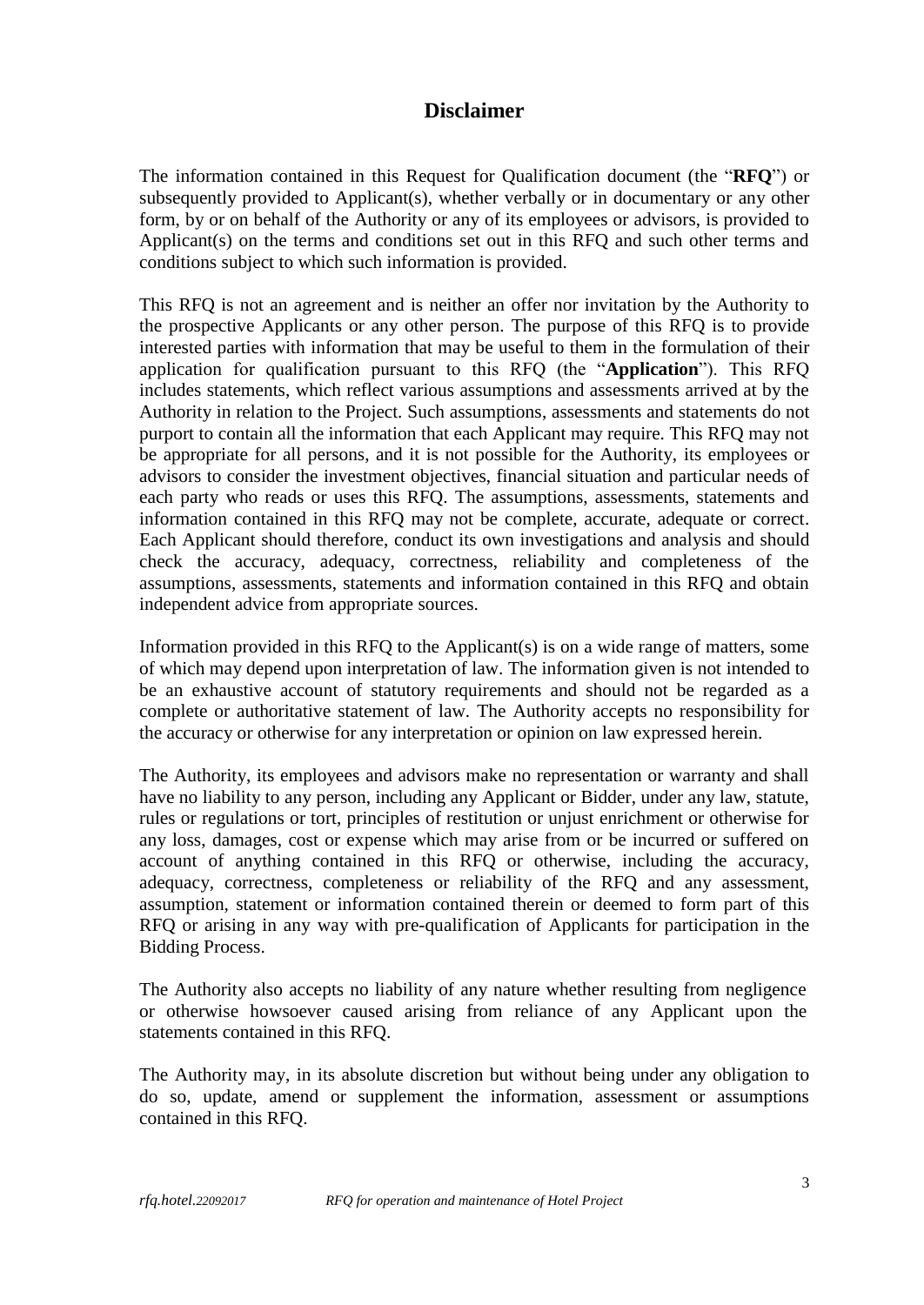# Disclaimer

The information contained in this Request for Qualification document (the "**RFQ**") or subsequently provided to Applicant(s), whether verbally or in documentary or any other form, by or on behalf of the Authority or any of its employees or advisors, is provided to Applicant(s) on the terms and conditions set out in this RFQ and such other terms and conditions subject to which such information is provided.

This RFQ is not an agreement and is neither an offer nor invitation by the Authority to the prospective Applicants or any other person. The purpose of this RFQ is to provide interested parties with information that may be useful to them in the formulation of their application for qualification pursuant to this RFQ (the "**Application**"). This RFQ includes statements, which reflect various assumptions and assessments arrived at by the Authority in relation to the Project. Such assumptions, assessments and statements do not purport to contain all the information that each Applicant may require. This RFQ may not be appropriate for all persons, and it is not possible for the Authority, its employees or advisors to consider the investment objectives, financial situation and particular needs of each party who reads or uses this RFQ. The assumptions, assessments, statements and information contained in this RFQ may not be complete, accurate, adequate or correct. Each Applicant should therefore, conduct its own investigations and analysis and should check the accuracy, adequacy, correctness, reliability and completeness of the assumptions, assessments, statements and information contained in this RFQ and obtain independent advice from appropriate sources.

Information provided in this RFQ to the Applicant(s) is on a wide range of matters, some of which may depend upon interpretation of law. The information given is not intended to be an exhaustive account of statutory requirements and should not be regarded as a complete or authoritative statement of law. The Authority accepts no responsibility for the accuracy or otherwise for any interpretation or opinion on law expressed herein.

The Authority, its employees and advisors make no representation or warranty and shall have no liability to any person, including any Applicant or Bidder, under any law, statute, rules or regulations or tort, principles of restitution or unjust enrichment or otherwise for any loss, damages, cost or expense which may arise from or be incurred or suffered on account of anything contained in this RFQ or otherwise, including the accuracy, adequacy, correctness, completeness or reliability of the RFQ and any assessment, assumption, statement or information contained therein or deemed to form part of this RFQ or arising in any way with pre-qualification of Applicants for participation in the Bidding Process.

The Authority also accepts no liability of any nature whether resulting from negligence or otherwise howsoever caused arising from reliance of any Applicant upon the statements contained in this RFQ.

The Authority may, in its absolute discretion but without being under any obligation to do so, update, amend or supplement the information, assessment or assumptions contained in this RFQ.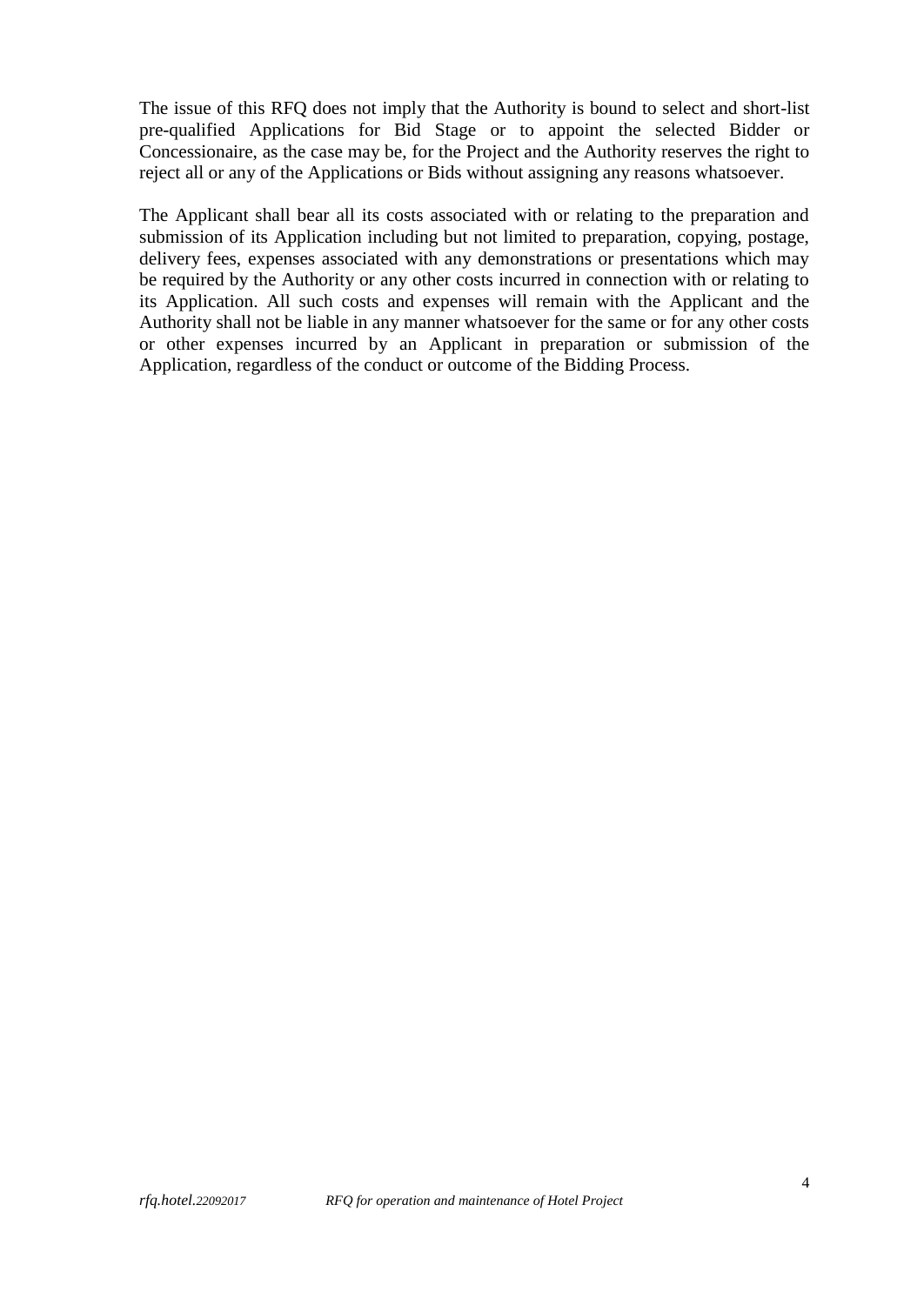The issue of this RFQ does not imply that the Authority is bound to select and short-list pre-qualified Applications for Bid Stage or to appoint the selected Bidder or Concessionaire, as the case may be, for the Project and the Authority reserves the right to reject all or any of the Applications or Bids without assigning any reasons whatsoever.

The Applicant shall bear all its costs associated with or relating to the preparation and submission of its Application including but not limited to preparation, copying, postage, delivery fees, expenses associated with any demonstrations or presentations which may be required by the Authority or any other costs incurred in connection with or relating to its Application. All such costs and expenses will remain with the Applicant and the Authority shall not be liable in any manner whatsoever for the same or for any other costs or other expenses incurred by an Applicant in preparation or submission of the Application, regardless of the conduct or outcome of the Bidding Process.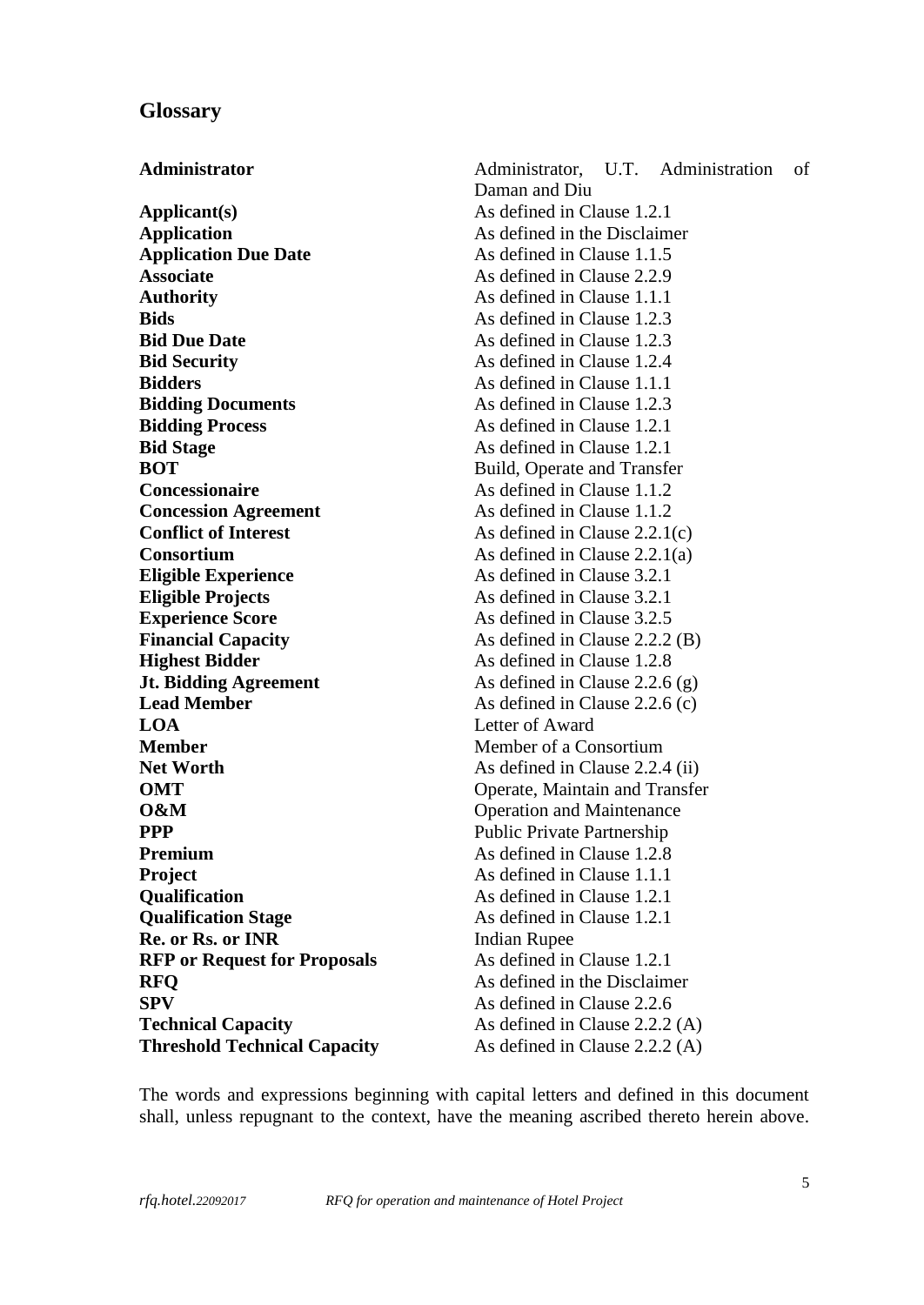## Glossary

| | |
|---|---|
| **Administrator** | Administrator, U.T. Administration of Daman and Diu |
| **Applicant(s)** | As defined in Clause 1.2.1 |
| **Application** | As defined in the Disclaimer |
| **Application Due Date** | As defined in Clause 1.1.5 |
| **Associate** | As defined in Clause 2.2.9 |
| **Authority** | As defined in Clause 1.1.1 |
| **Bids** | As defined in Clause 1.2.3 |
| **Bid Due Date** | As defined in Clause 1.2.3 |
| **Bid Security** | As defined in Clause 1.2.4 |
| **Bidders** | As defined in Clause 1.1.1 |
| **Bidding Documents** | As defined in Clause 1.2.3 |
| **Bidding Process** | As defined in Clause 1.2.1 |
| **Bid Stage** | As defined in Clause 1.2.1 |
| **BOT** | Build, Operate and Transfer |
| **Concessionaire** | As defined in Clause 1.1.2 |
| **Concession Agreement** | As defined in Clause 1.1.2 |
| **Conflict of Interest** | As defined in Clause 2.2.1(c) |
| **Consortium** | As defined in Clause 2.2.1(a) |
| **Eligible Experience** | As defined in Clause 3.2.1 |
| **Eligible Projects** | As defined in Clause 3.2.1 |
| **Experience Score** | As defined in Clause 3.2.5 |
| **Financial Capacity** | As defined in Clause 2.2.2 (B) |
| **Highest Bidder** | As defined in Clause 1.2.8 |
| **Jt. Bidding Agreement** | As defined in Clause 2.2.6 (g) |
| **Lead Member** | As defined in Clause 2.2.6 (c) |
| **LOA** | Letter of Award |
| **Member** | Member of a Consortium |
| **Net Worth** | As defined in Clause 2.2.4 (ii) |
| **OMT** | Operate, Maintain and Transfer |
| **O&M** | Operation and Maintenance |
| **PPP** | Public Private Partnership |
| **Premium** | As defined in Clause 1.2.8 |
| **Project** | As defined in Clause 1.1.1 |
| **Qualification** | As defined in Clause 1.2.1 |
| **Qualification Stage** | As defined in Clause 1.2.1 |
| **Re. or Rs. or INR** | Indian Rupee |
| **RFP or Request for Proposals** | As defined in Clause 1.2.1 |
| **RFQ** | As defined in the Disclaimer |
| **SPV** | As defined in Clause 2.2.6 |
| **Technical Capacity** | As defined in Clause 2.2.2 (A) |
| **Threshold Technical Capacity** | As defined in Clause 2.2.2 (A) |

The words and expressions beginning with capital letters and defined in this document shall, unless repugnant to the context, have the meaning ascribed thereto herein above.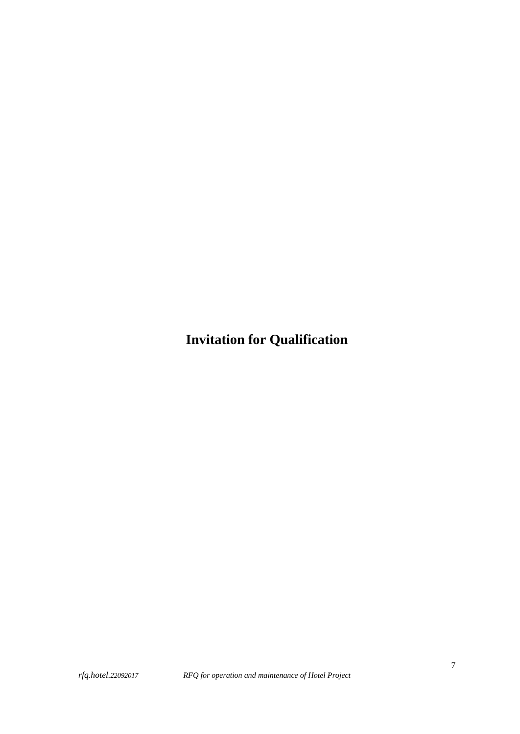# Invitation for Qualification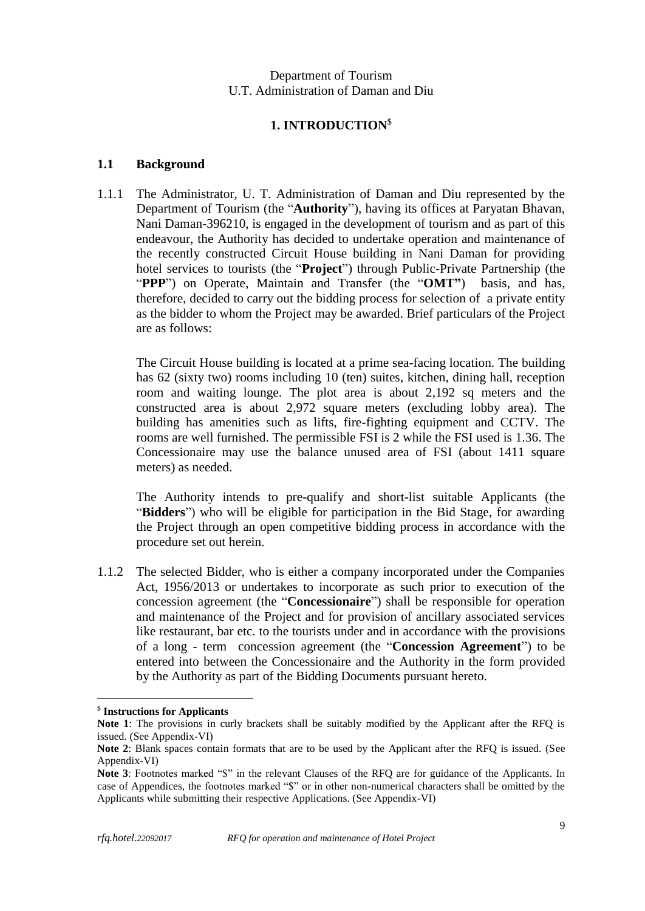Department of Tourism
U.T. Administration of Daman and Diu

# 1. INTRODUCTION[$]

## 1.1 Background

1.1.1 The Administrator, U. T. Administration of Daman and Diu represented by the Department of Tourism (the "**Authority**"), having its offices at Paryatan Bhavan, Nani Daman-396210, is engaged in the development of tourism and as part of this endeavour, the Authority has decided to undertake operation and maintenance of the recently constructed Circuit House building in Nani Daman for providing hotel services to tourists (the "**Project**") through Public-Private Partnership (the "**PPP**") on Operate, Maintain and Transfer (the "**OMT"**) basis, and has, therefore, decided to carry out the bidding process for selection of a private entity as the bidder to whom the Project may be awarded. Brief particulars of the Project are as follows:

The Circuit House building is located at a prime sea-facing location. The building has 62 (sixty two) rooms including 10 (ten) suites, kitchen, dining hall, reception room and waiting lounge. The plot area is about 2,192 sq meters and the constructed area is about 2,972 square meters (excluding lobby area). The building has amenities such as lifts, fire-fighting equipment and CCTV. The rooms are well furnished. The permissible FSI is 2 while the FSI used is 1.36. The Concessionaire may use the balance unused area of FSI (about 1411 square meters) as needed.

The Authority intends to pre-qualify and short-list suitable Applicants (the "**Bidders**") who will be eligible for participation in the Bid Stage, for awarding the Project through an open competitive bidding process in accordance with the procedure set out herein.

1.1.2 The selected Bidder, who is either a company incorporated under the Companies Act, 1956/2013 or undertakes to incorporate as such prior to execution of the concession agreement (the "**Concessionaire**") shall be responsible for operation and maintenance of the Project and for provision of ancillary associated services like restaurant, bar etc. to the tourists under and in accordance with the provisions of a long - term concession agreement (the "**Concession Agreement**") to be entered into between the Concessionaire and the Authority in the form provided by the Authority as part of the Bidding Documents pursuant hereto.

---

[$] **Instructions for Applicants**

**Note 1**: The provisions in curly brackets shall be suitably modified by the Applicant after the RFQ is issued. (See Appendix-VI)

**Note 2**: Blank spaces contain formats that are to be used by the Applicant after the RFQ is issued. (See Appendix-VI)

**Note 3**: Footnotes marked "$" in the relevant Clauses of the RFQ are for guidance of the Applicants. In case of Appendices, the footnotes marked "$" or in other non-numerical characters shall be omitted by the Applicants while submitting their respective Applications. (See Appendix-VI)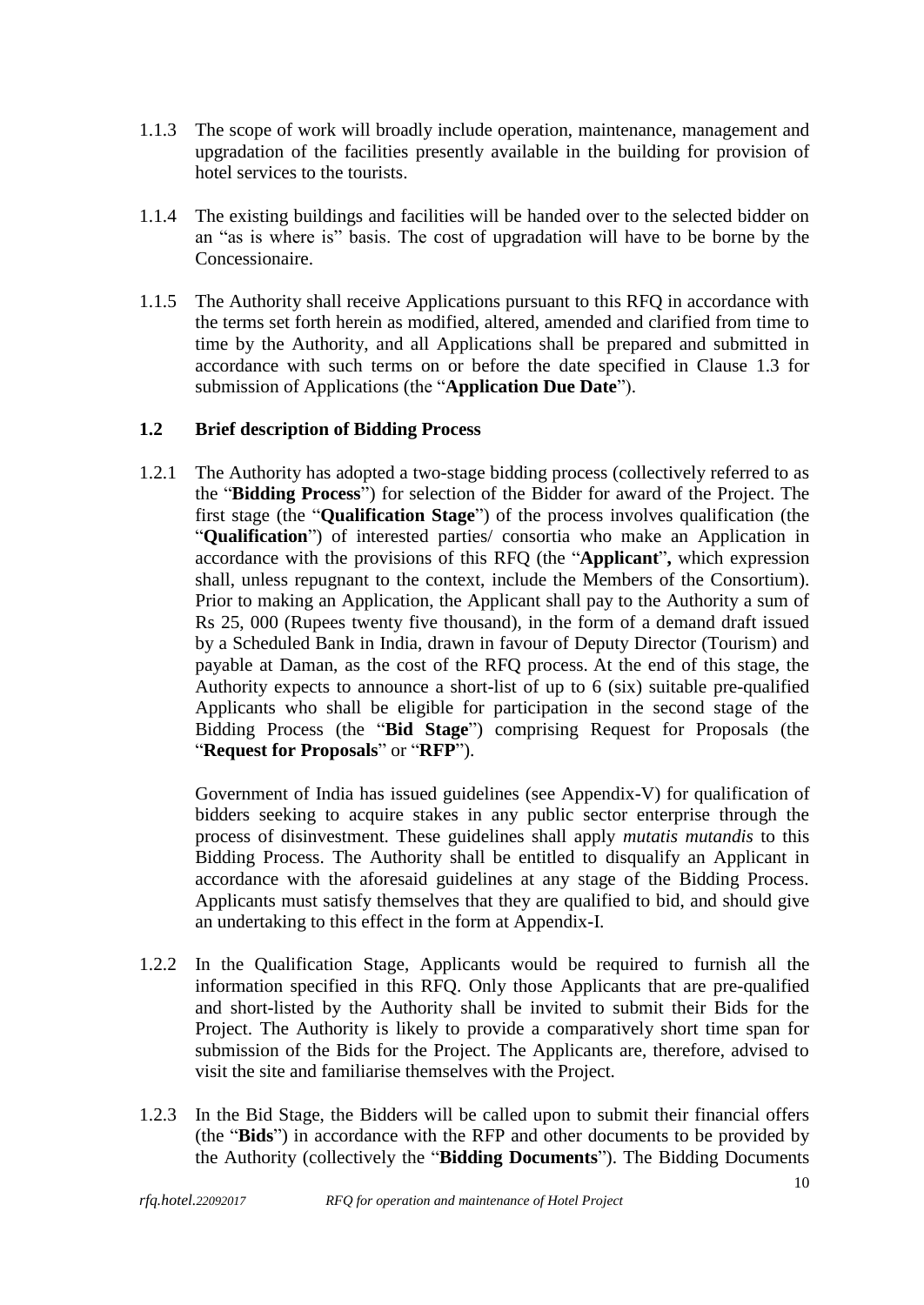1.1.3 The scope of work will broadly include operation, maintenance, management and upgradation of the facilities presently available in the building for provision of hotel services to the tourists.

1.1.4 The existing buildings and facilities will be handed over to the selected bidder on an "as is where is" basis. The cost of upgradation will have to be borne by the Concessionaire.

1.1.5 The Authority shall receive Applications pursuant to this RFQ in accordance with the terms set forth herein as modified, altered, amended and clarified from time to time by the Authority, and all Applications shall be prepared and submitted in accordance with such terms on or before the date specified in Clause 1.3 for submission of Applications (the "**Application Due Date**").

## 1.2 Brief description of Bidding Process

1.2.1 The Authority has adopted a two-stage bidding process (collectively referred to as the "**Bidding Process**") for selection of the Bidder for award of the Project. The first stage (the "**Qualification Stage**") of the process involves qualification (the "**Qualification**") of interested parties/ consortia who make an Application in accordance with the provisions of this RFQ (the "**Applicant**", which expression shall, unless repugnant to the context, include the Members of the Consortium). Prior to making an Application, the Applicant shall pay to the Authority a sum of Rs 25, 000 (Rupees twenty five thousand), in the form of a demand draft issued by a Scheduled Bank in India, drawn in favour of Deputy Director (Tourism) and payable at Daman, as the cost of the RFQ process. At the end of this stage, the Authority expects to announce a short-list of up to 6 (six) suitable pre-qualified Applicants who shall be eligible for participation in the second stage of the Bidding Process (the "**Bid Stage**") comprising Request for Proposals (the "**Request for Proposals**" or "**RFP**").

Government of India has issued guidelines (see Appendix-V) for qualification of bidders seeking to acquire stakes in any public sector enterprise through the process of disinvestment. These guidelines shall apply *mutatis mutandis* to this Bidding Process. The Authority shall be entitled to disqualify an Applicant in accordance with the aforesaid guidelines at any stage of the Bidding Process. Applicants must satisfy themselves that they are qualified to bid, and should give an undertaking to this effect in the form at Appendix-I.

1.2.2 In the Qualification Stage, Applicants would be required to furnish all the information specified in this RFQ. Only those Applicants that are pre-qualified and short-listed by the Authority shall be invited to submit their Bids for the Project. The Authority is likely to provide a comparatively short time span for submission of the Bids for the Project. The Applicants are, therefore, advised to visit the site and familiarise themselves with the Project.

1.2.3 In the Bid Stage, the Bidders will be called upon to submit their financial offers (the "**Bids**") in accordance with the RFP and other documents to be provided by the Authority (collectively the "**Bidding Documents**"). The Bidding Documents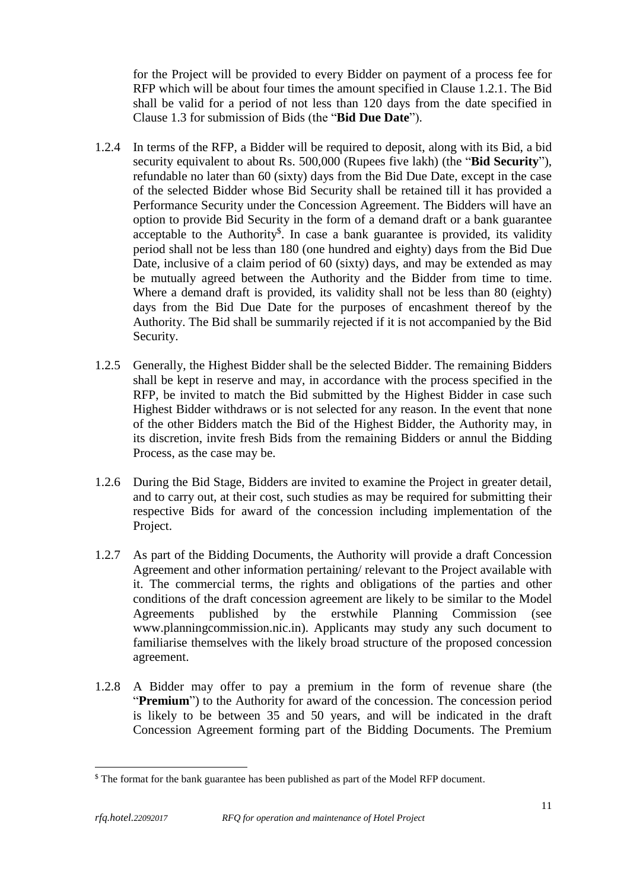for the Project will be provided to every Bidder on payment of a process fee for RFP which will be about four times the amount specified in Clause 1.2.1. The Bid shall be valid for a period of not less than 120 days from the date specified in Clause 1.3 for submission of Bids (the "**Bid Due Date**").

1.2.4 In terms of the RFP, a Bidder will be required to deposit, along with its Bid, a bid security equivalent to about Rs. 500,000 (Rupees five lakh) (the "**Bid Security**"), refundable no later than 60 (sixty) days from the Bid Due Date, except in the case of the selected Bidder whose Bid Security shall be retained till it has provided a Performance Security under the Concession Agreement. The Bidders will have an option to provide Bid Security in the form of a demand draft or a bank guarantee acceptable to the Authority[$]. In case a bank guarantee is provided, its validity period shall not be less than 180 (one hundred and eighty) days from the Bid Due Date, inclusive of a claim period of 60 (sixty) days, and may be extended as may be mutually agreed between the Authority and the Bidder from time to time. Where a demand draft is provided, its validity shall not be less than 80 (eighty) days from the Bid Due Date for the purposes of encashment thereof by the Authority. The Bid shall be summarily rejected if it is not accompanied by the Bid Security.

1.2.5 Generally, the Highest Bidder shall be the selected Bidder. The remaining Bidders shall be kept in reserve and may, in accordance with the process specified in the RFP, be invited to match the Bid submitted by the Highest Bidder in case such Highest Bidder withdraws or is not selected for any reason. In the event that none of the other Bidders match the Bid of the Highest Bidder, the Authority may, in its discretion, invite fresh Bids from the remaining Bidders or annul the Bidding Process, as the case may be.

1.2.6 During the Bid Stage, Bidders are invited to examine the Project in greater detail, and to carry out, at their cost, such studies as may be required for submitting their respective Bids for award of the concession including implementation of the Project.

1.2.7 As part of the Bidding Documents, the Authority will provide a draft Concession Agreement and other information pertaining/ relevant to the Project available with it. The commercial terms, the rights and obligations of the parties and other conditions of the draft concession agreement are likely to be similar to the Model Agreements published by the erstwhile Planning Commission (see www.planningcommission.nic.in). Applicants may study any such document to familiarise themselves with the likely broad structure of the proposed concession agreement.

1.2.8 A Bidder may offer to pay a premium in the form of revenue share (the "**Premium**") to the Authority for award of the concession. The concession period is likely to be between 35 and 50 years, and will be indicated in the draft Concession Agreement forming part of the Bidding Documents. The Premium

---

[$] The format for the bank guarantee has been published as part of the Model RFP document.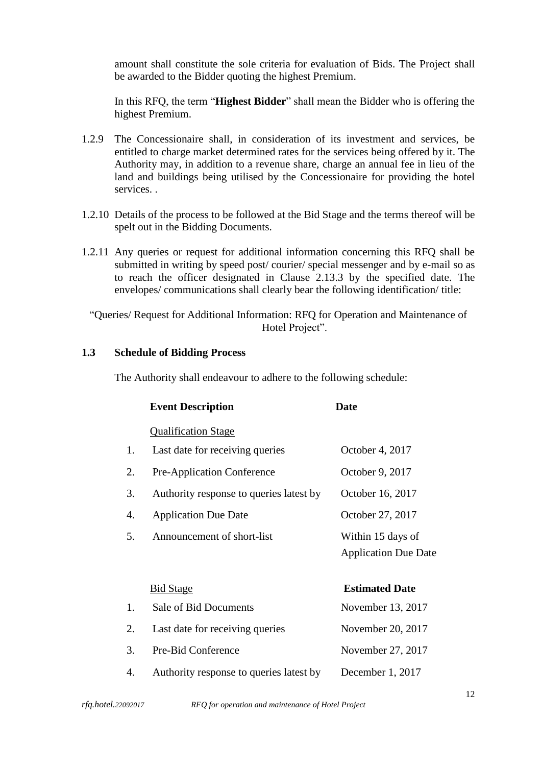amount shall constitute the sole criteria for evaluation of Bids. The Project shall be awarded to the Bidder quoting the highest Premium.

In this RFQ, the term "**Highest Bidder**" shall mean the Bidder who is offering the highest Premium.

1.2.9 The Concessionaire shall, in consideration of its investment and services, be entitled to charge market determined rates for the services being offered by it. The Authority may, in addition to a revenue share, charge an annual fee in lieu of the land and buildings being utilised by the Concessionaire for providing the hotel services. .

1.2.10 Details of the process to be followed at the Bid Stage and the terms thereof will be spelt out in the Bidding Documents.

1.2.11 Any queries or request for additional information concerning this RFQ shall be submitted in writing by speed post/ courier/ special messenger and by e-mail so as to reach the officer designated in Clause 2.13.3 by the specified date. The envelopes/ communications shall clearly bear the following identification/ title:

"Queries/ Request for Additional Information: RFQ for Operation and Maintenance of Hotel Project".

### 1.3 Schedule of Bidding Process

The Authority shall endeavour to adhere to the following schedule:

| | **Event Description** | **Date** |
|---|---|---|
| | Qualification Stage | |
| 1. | Last date for receiving queries | October 4, 2017 |
| 2. | Pre-Application Conference | October 9, 2017 |
| 3. | Authority response to queries latest by | October 16, 2017 |
| 4. | Application Due Date | October 27, 2017 |
| 5. | Announcement of short-list | Within 15 days of Application Due Date |
| | Bid Stage | **Estimated Date** |
| 1. | Sale of Bid Documents | November 13, 2017 |
| 2. | Last date for receiving queries | November 20, 2017 |
| 3. | Pre-Bid Conference | November 27, 2017 |
| 4. | Authority response to queries latest by | December 1, 2017 |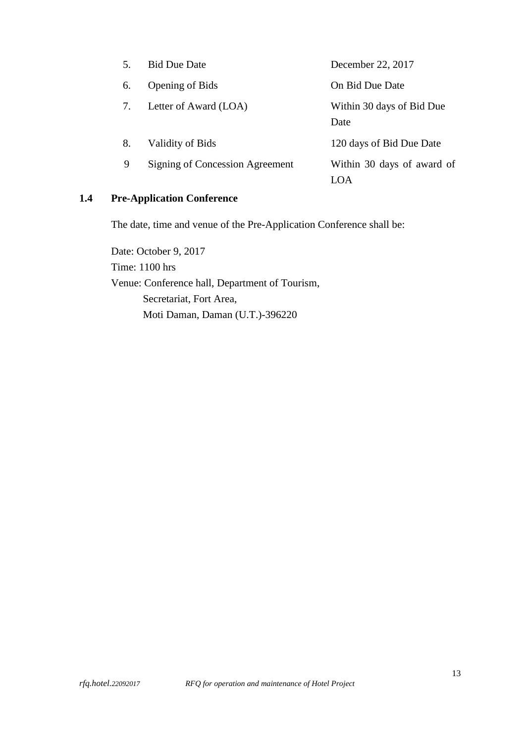| | | |
|---|---|---|
| 5. | Bid Due Date | December 22, 2017 |
| 6. | Opening of Bids | On Bid Due Date |
| 7. | Letter of Award (LOA) | Within 30 days of Bid Due Date |
| 8. | Validity of Bids | 120 days of Bid Due Date |
| 9 | Signing of Concession Agreement | Within 30 days of award of LOA |

## 1.4 Pre-Application Conference

The date, time and venue of the Pre-Application Conference shall be:

Date: October 9, 2017
Time: 1100 hrs
Venue: Conference hall, Department of Tourism,
Secretariat, Fort Area,
Moti Daman, Daman (U.T.)-396220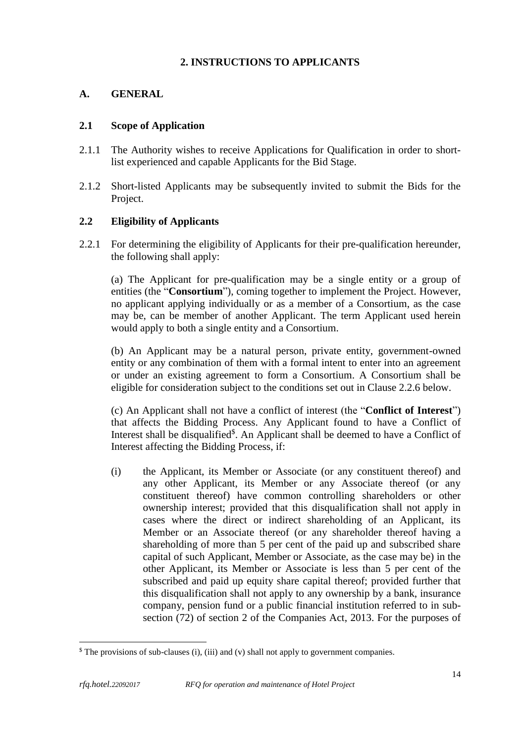## 2. INSTRUCTIONS TO APPLICANTS

### A. GENERAL

### 2.1 Scope of Application

2.1.1 The Authority wishes to receive Applications for Qualification in order to short-list experienced and capable Applicants for the Bid Stage.

2.1.2 Short-listed Applicants may be subsequently invited to submit the Bids for the Project.

### 2.2 Eligibility of Applicants

2.2.1 For determining the eligibility of Applicants for their pre-qualification hereunder, the following shall apply:

(a) The Applicant for pre-qualification may be a single entity or a group of entities (the "**Consortium**"), coming together to implement the Project. However, no applicant applying individually or as a member of a Consortium, as the case may be, can be member of another Applicant. The term Applicant used herein would apply to both a single entity and a Consortium.

(b) An Applicant may be a natural person, private entity, government-owned entity or any combination of them with a formal intent to enter into an agreement or under an existing agreement to form a Consortium. A Consortium shall be eligible for consideration subject to the conditions set out in Clause 2.2.6 below.

(c) An Applicant shall not have a conflict of interest (the "**Conflict of Interest**") that affects the Bidding Process. Any Applicant found to have a Conflict of Interest shall be disqualified[$]. An Applicant shall be deemed to have a Conflict of Interest affecting the Bidding Process, if:

(i) the Applicant, its Member or Associate (or any constituent thereof) and any other Applicant, its Member or any Associate thereof (or any constituent thereof) have common controlling shareholders or other ownership interest; provided that this disqualification shall not apply in cases where the direct or indirect shareholding of an Applicant, its Member or an Associate thereof (or any shareholder thereof having a shareholding of more than 5 per cent of the paid up and subscribed share capital of such Applicant, Member or Associate, as the case may be) in the other Applicant, its Member or Associate is less than 5 per cent of the subscribed and paid up equity share capital thereof; provided further that this disqualification shall not apply to any ownership by a bank, insurance company, pension fund or a public financial institution referred to in sub-section (72) of section 2 of the Companies Act, 2013. For the purposes of

---

[$] The provisions of sub-clauses (i), (iii) and (v) shall not apply to government companies.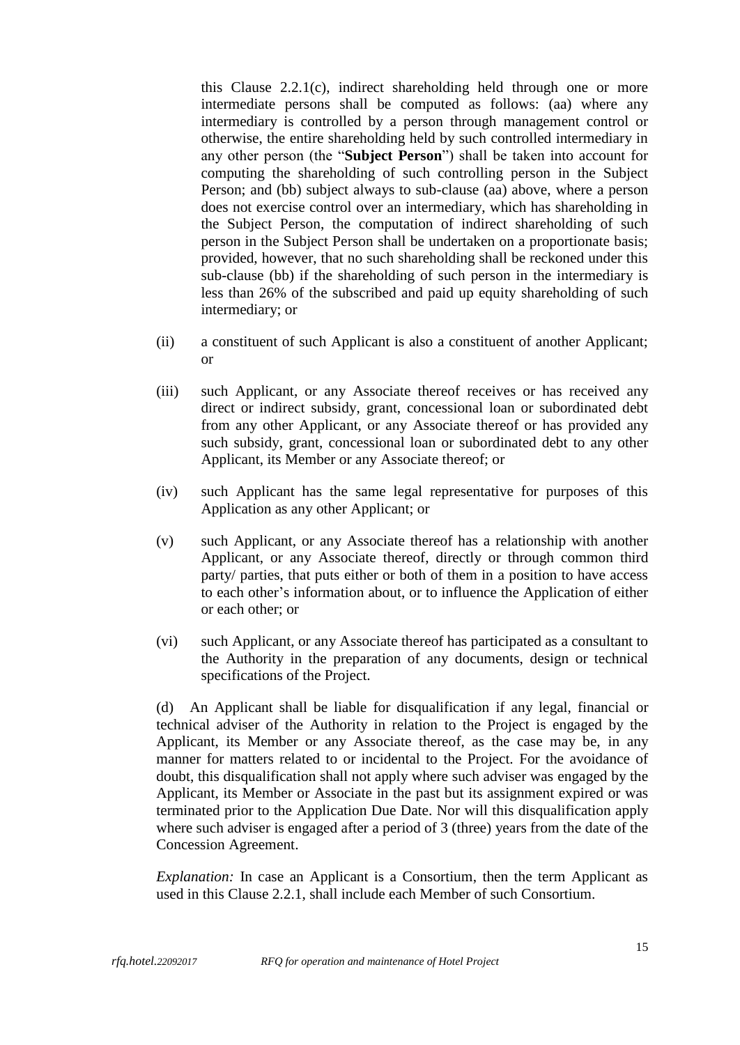this Clause 2.2.1(c), indirect shareholding held through one or more intermediate persons shall be computed as follows: (aa) where any intermediary is controlled by a person through management control or otherwise, the entire shareholding held by such controlled intermediary in any other person (the "**Subject Person**") shall be taken into account for computing the shareholding of such controlling person in the Subject Person; and (bb) subject always to sub-clause (aa) above, where a person does not exercise control over an intermediary, which has shareholding in the Subject Person, the computation of indirect shareholding of such person in the Subject Person shall be undertaken on a proportionate basis; provided, however, that no such shareholding shall be reckoned under this sub-clause (bb) if the shareholding of such person in the intermediary is less than 26% of the subscribed and paid up equity shareholding of such intermediary; or

(ii) a constituent of such Applicant is also a constituent of another Applicant; or

(iii) such Applicant, or any Associate thereof receives or has received any direct or indirect subsidy, grant, concessional loan or subordinated debt from any other Applicant, or any Associate thereof or has provided any such subsidy, grant, concessional loan or subordinated debt to any other Applicant, its Member or any Associate thereof; or

(iv) such Applicant has the same legal representative for purposes of this Application as any other Applicant; or

(v) such Applicant, or any Associate thereof has a relationship with another Applicant, or any Associate thereof, directly or through common third party/ parties, that puts either or both of them in a position to have access to each other's information about, or to influence the Application of either or each other; or

(vi) such Applicant, or any Associate thereof has participated as a consultant to the Authority in the preparation of any documents, design or technical specifications of the Project.

(d) An Applicant shall be liable for disqualification if any legal, financial or technical adviser of the Authority in relation to the Project is engaged by the Applicant, its Member or any Associate thereof, as the case may be, in any manner for matters related to or incidental to the Project. For the avoidance of doubt, this disqualification shall not apply where such adviser was engaged by the Applicant, its Member or Associate in the past but its assignment expired or was terminated prior to the Application Due Date. Nor will this disqualification apply where such adviser is engaged after a period of 3 (three) years from the date of the Concession Agreement.

*Explanation:* In case an Applicant is a Consortium, then the term Applicant as used in this Clause 2.2.1, shall include each Member of such Consortium.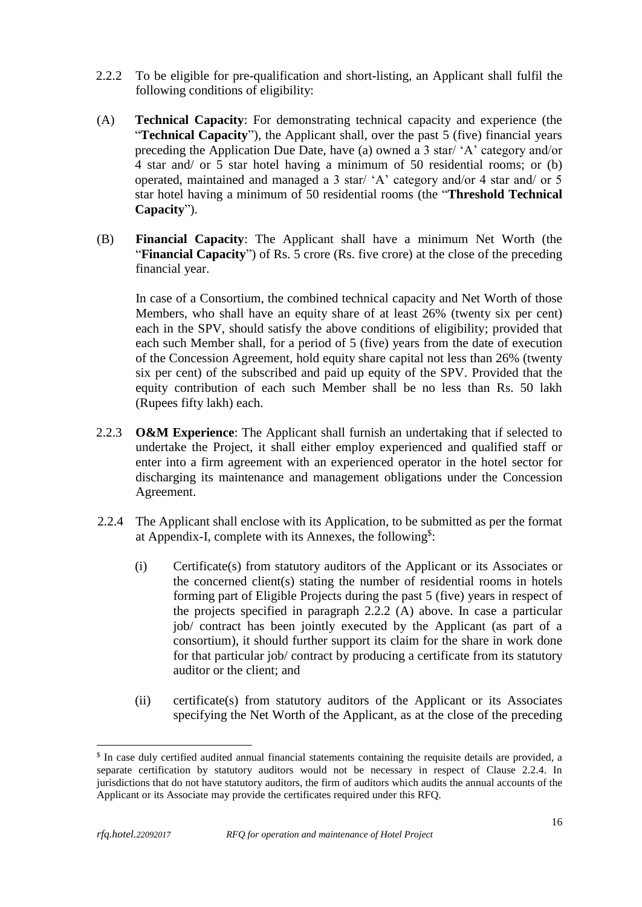2.2.2 To be eligible for pre-qualification and short-listing, an Applicant shall fulfil the following conditions of eligibility:

(A) **Technical Capacity**: For demonstrating technical capacity and experience (the "**Technical Capacity**"), the Applicant shall, over the past 5 (five) financial years preceding the Application Due Date, have (a) owned a 3 star/ 'A' category and/or 4 star and/ or 5 star hotel having a minimum of 50 residential rooms; or (b) operated, maintained and managed a 3 star/ 'A' category and/or 4 star and/ or 5 star hotel having a minimum of 50 residential rooms (the "**Threshold Technical Capacity**").

(B) **Financial Capacity**: The Applicant shall have a minimum Net Worth (the "**Financial Capacity**") of Rs. 5 crore (Rs. five crore) at the close of the preceding financial year.

In case of a Consortium, the combined technical capacity and Net Worth of those Members, who shall have an equity share of at least 26% (twenty six per cent) each in the SPV, should satisfy the above conditions of eligibility; provided that each such Member shall, for a period of 5 (five) years from the date of execution of the Concession Agreement, hold equity share capital not less than 26% (twenty six per cent) of the subscribed and paid up equity of the SPV. Provided that the equity contribution of each such Member shall be no less than Rs. 50 lakh (Rupees fifty lakh) each.

2.2.3 **O&M Experience**: The Applicant shall furnish an undertaking that if selected to undertake the Project, it shall either employ experienced and qualified staff or enter into a firm agreement with an experienced operator in the hotel sector for discharging its maintenance and management obligations under the Concession Agreement.

2.2.4 The Applicant shall enclose with its Application, to be submitted as per the format at Appendix-I, complete with its Annexes, the following[$]:

(i) Certificate(s) from statutory auditors of the Applicant or its Associates or the concerned client(s) stating the number of residential rooms in hotels forming part of Eligible Projects during the past 5 (five) years in respect of the projects specified in paragraph 2.2.2 (A) above. In case a particular job/ contract has been jointly executed by the Applicant (as part of a consortium), it should further support its claim for the share in work done for that particular job/ contract by producing a certificate from its statutory auditor or the client; and

(ii) certificate(s) from statutory auditors of the Applicant or its Associates specifying the Net Worth of the Applicant, as at the close of the preceding

---

[$] In case duly certified audited annual financial statements containing the requisite details are provided, a separate certification by statutory auditors would not be necessary in respect of Clause 2.2.4. In jurisdictions that do not have statutory auditors, the firm of auditors which audits the annual accounts of the Applicant or its Associate may provide the certificates required under this RFQ.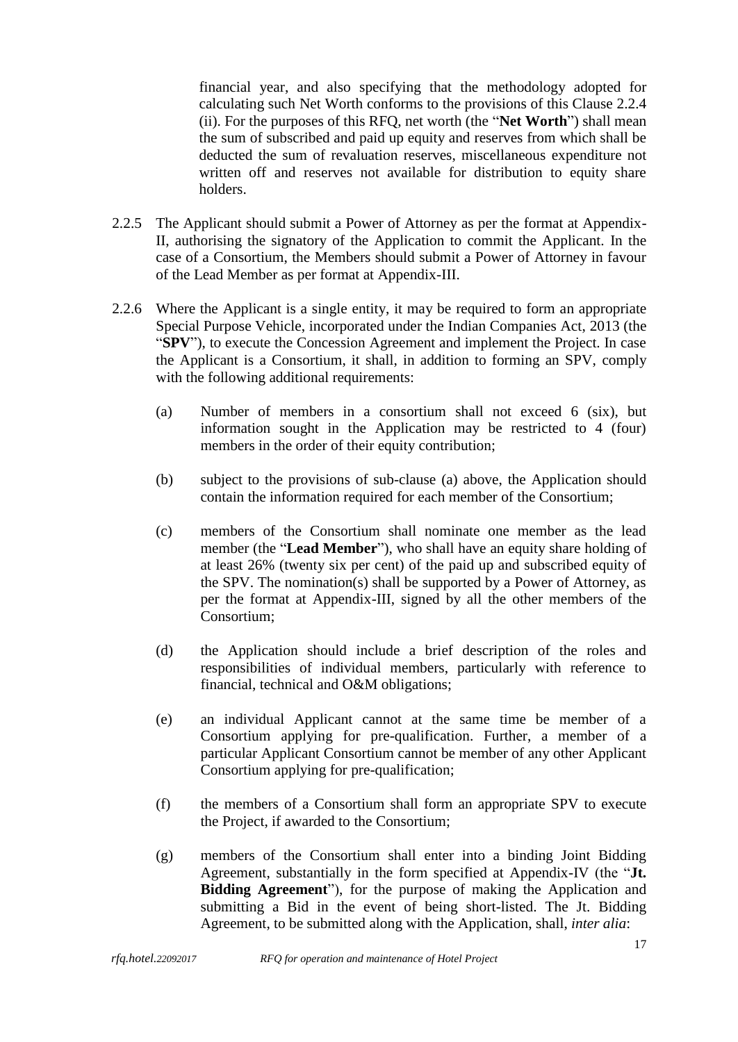financial year, and also specifying that the methodology adopted for calculating such Net Worth conforms to the provisions of this Clause 2.2.4 (ii). For the purposes of this RFQ, net worth (the "**Net Worth**") shall mean the sum of subscribed and paid up equity and reserves from which shall be deducted the sum of revaluation reserves, miscellaneous expenditure not written off and reserves not available for distribution to equity share holders.

2.2.5 The Applicant should submit a Power of Attorney as per the format at Appendix-II, authorising the signatory of the Application to commit the Applicant. In the case of a Consortium, the Members should submit a Power of Attorney in favour of the Lead Member as per format at Appendix-III.

2.2.6 Where the Applicant is a single entity, it may be required to form an appropriate Special Purpose Vehicle, incorporated under the Indian Companies Act, 2013 (the "**SPV**"), to execute the Concession Agreement and implement the Project. In case the Applicant is a Consortium, it shall, in addition to forming an SPV, comply with the following additional requirements:

(a) Number of members in a consortium shall not exceed 6 (six), but information sought in the Application may be restricted to 4 (four) members in the order of their equity contribution;

(b) subject to the provisions of sub-clause (a) above, the Application should contain the information required for each member of the Consortium;

(c) members of the Consortium shall nominate one member as the lead member (the "**Lead Member**"), who shall have an equity share holding of at least 26% (twenty six per cent) of the paid up and subscribed equity of the SPV. The nomination(s) shall be supported by a Power of Attorney, as per the format at Appendix-III, signed by all the other members of the Consortium;

(d) the Application should include a brief description of the roles and responsibilities of individual members, particularly with reference to financial, technical and O&M obligations;

(e) an individual Applicant cannot at the same time be member of a Consortium applying for pre-qualification. Further, a member of a particular Applicant Consortium cannot be member of any other Applicant Consortium applying for pre-qualification;

(f) the members of a Consortium shall form an appropriate SPV to execute the Project, if awarded to the Consortium;

(g) members of the Consortium shall enter into a binding Joint Bidding Agreement, substantially in the form specified at Appendix-IV (the "**Jt. Bidding Agreement**"), for the purpose of making the Application and submitting a Bid in the event of being short-listed. The Jt. Bidding Agreement, to be submitted along with the Application, shall, *inter alia*: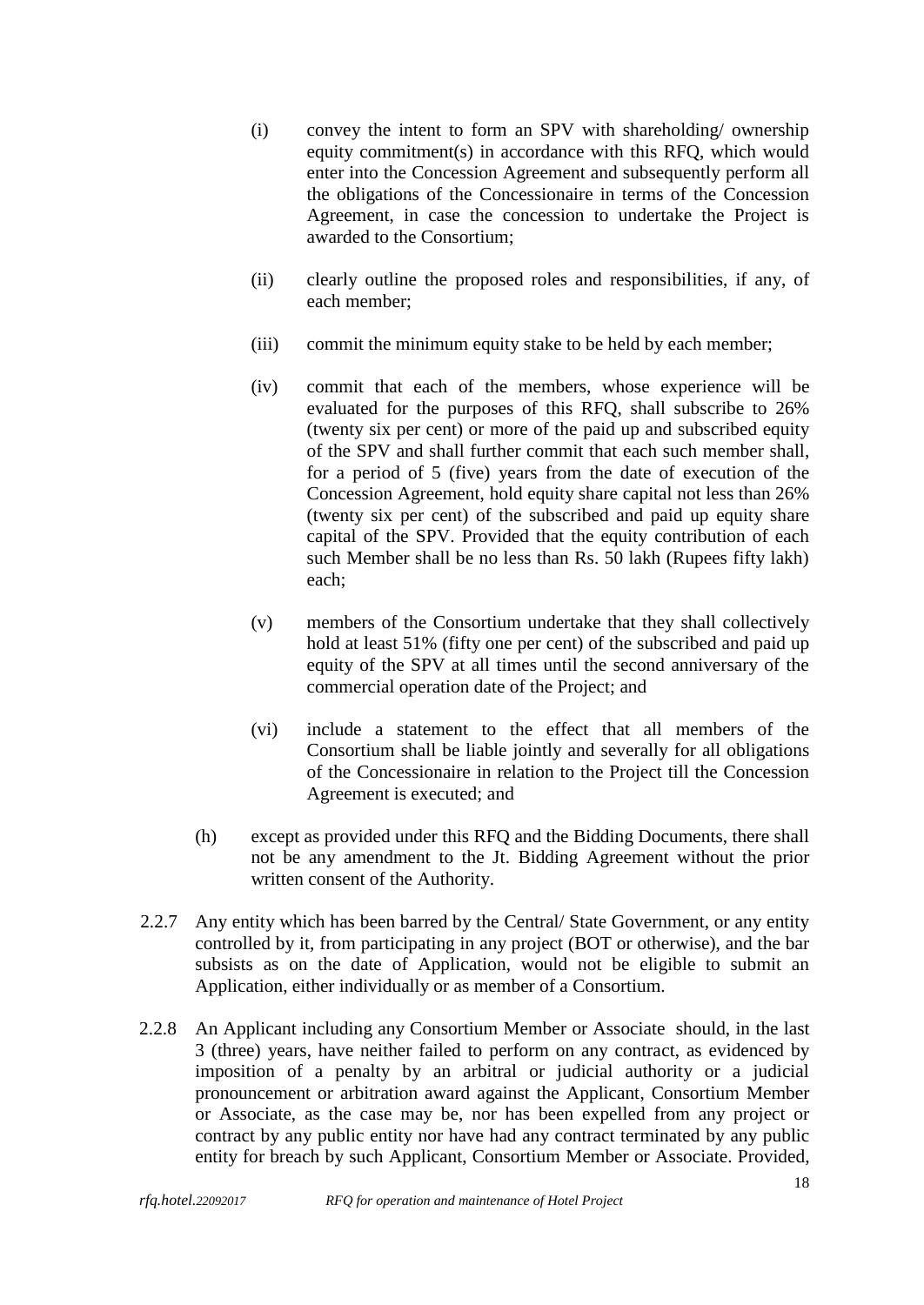(i) convey the intent to form an SPV with shareholding/ ownership equity commitment(s) in accordance with this RFQ, which would enter into the Concession Agreement and subsequently perform all the obligations of the Concessionaire in terms of the Concession Agreement, in case the concession to undertake the Project is awarded to the Consortium;

(ii) clearly outline the proposed roles and responsibilities, if any, of each member;

(iii) commit the minimum equity stake to be held by each member;

(iv) commit that each of the members, whose experience will be evaluated for the purposes of this RFQ, shall subscribe to 26% (twenty six per cent) or more of the paid up and subscribed equity of the SPV and shall further commit that each such member shall, for a period of 5 (five) years from the date of execution of the Concession Agreement, hold equity share capital not less than 26% (twenty six per cent) of the subscribed and paid up equity share capital of the SPV. Provided that the equity contribution of each such Member shall be no less than Rs. 50 lakh (Rupees fifty lakh) each;

(v) members of the Consortium undertake that they shall collectively hold at least 51% (fifty one per cent) of the subscribed and paid up equity of the SPV at all times until the second anniversary of the commercial operation date of the Project; and

(vi) include a statement to the effect that all members of the Consortium shall be liable jointly and severally for all obligations of the Concessionaire in relation to the Project till the Concession Agreement is executed; and

(h) except as provided under this RFQ and the Bidding Documents, there shall not be any amendment to the Jt. Bidding Agreement without the prior written consent of the Authority.

2.2.7 Any entity which has been barred by the Central/ State Government, or any entity controlled by it, from participating in any project (BOT or otherwise), and the bar subsists as on the date of Application, would not be eligible to submit an Application, either individually or as member of a Consortium.

2.2.8 An Applicant including any Consortium Member or Associate should, in the last 3 (three) years, have neither failed to perform on any contract, as evidenced by imposition of a penalty by an arbitral or judicial authority or a judicial pronouncement or arbitration award against the Applicant, Consortium Member or Associate, as the case may be, nor has been expelled from any project or contract by any public entity nor have had any contract terminated by any public entity for breach by such Applicant, Consortium Member or Associate. Provided,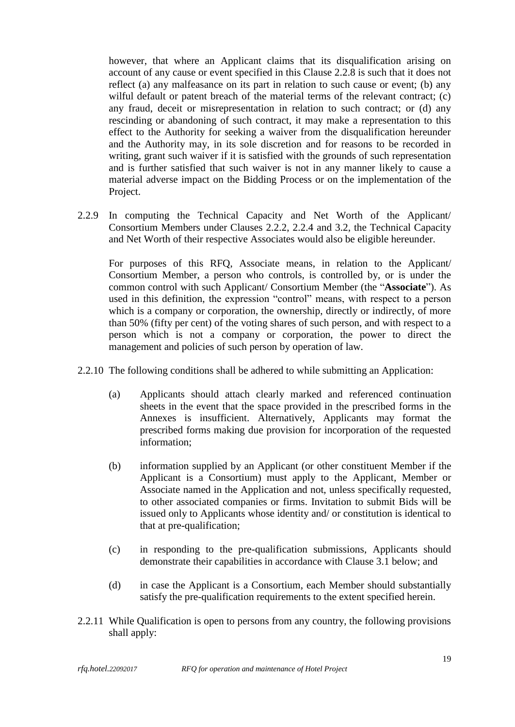however, that where an Applicant claims that its disqualification arising on account of any cause or event specified in this Clause 2.2.8 is such that it does not reflect (a) any malfeasance on its part in relation to such cause or event; (b) any wilful default or patent breach of the material terms of the relevant contract; (c) any fraud, deceit or misrepresentation in relation to such contract; or (d) any rescinding or abandoning of such contract, it may make a representation to this effect to the Authority for seeking a waiver from the disqualification hereunder and the Authority may, in its sole discretion and for reasons to be recorded in writing, grant such waiver if it is satisfied with the grounds of such representation and is further satisfied that such waiver is not in any manner likely to cause a material adverse impact on the Bidding Process or on the implementation of the Project.

2.2.9 In computing the Technical Capacity and Net Worth of the Applicant/ Consortium Members under Clauses 2.2.2, 2.2.4 and 3.2, the Technical Capacity and Net Worth of their respective Associates would also be eligible hereunder.

For purposes of this RFQ, Associate means, in relation to the Applicant/ Consortium Member, a person who controls, is controlled by, or is under the common control with such Applicant/ Consortium Member (the "**Associate**"). As used in this definition, the expression "control" means, with respect to a person which is a company or corporation, the ownership, directly or indirectly, of more than 50% (fifty per cent) of the voting shares of such person, and with respect to a person which is not a company or corporation, the power to direct the management and policies of such person by operation of law.

2.2.10 The following conditions shall be adhered to while submitting an Application:

(a) Applicants should attach clearly marked and referenced continuation sheets in the event that the space provided in the prescribed forms in the Annexes is insufficient. Alternatively, Applicants may format the prescribed forms making due provision for incorporation of the requested information;

(b) information supplied by an Applicant (or other constituent Member if the Applicant is a Consortium) must apply to the Applicant, Member or Associate named in the Application and not, unless specifically requested, to other associated companies or firms. Invitation to submit Bids will be issued only to Applicants whose identity and/ or constitution is identical to that at pre-qualification;

(c) in responding to the pre-qualification submissions, Applicants should demonstrate their capabilities in accordance with Clause 3.1 below; and

(d) in case the Applicant is a Consortium, each Member should substantially satisfy the pre-qualification requirements to the extent specified herein.

2.2.11 While Qualification is open to persons from any country, the following provisions shall apply: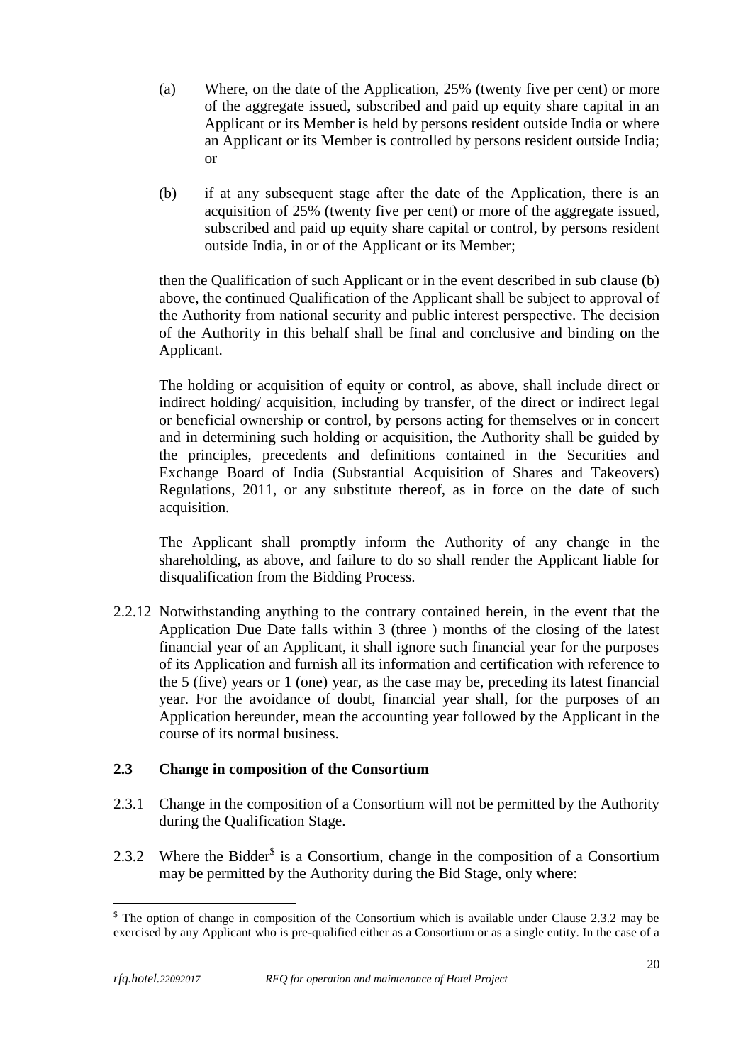(a) Where, on the date of the Application, 25% (twenty five per cent) or more of the aggregate issued, subscribed and paid up equity share capital in an Applicant or its Member is held by persons resident outside India or where an Applicant or its Member is controlled by persons resident outside India; or

(b) if at any subsequent stage after the date of the Application, there is an acquisition of 25% (twenty five per cent) or more of the aggregate issued, subscribed and paid up equity share capital or control, by persons resident outside India, in or of the Applicant or its Member;

then the Qualification of such Applicant or in the event described in sub clause (b) above, the continued Qualification of the Applicant shall be subject to approval of the Authority from national security and public interest perspective. The decision of the Authority in this behalf shall be final and conclusive and binding on the Applicant.

The holding or acquisition of equity or control, as above, shall include direct or indirect holding/ acquisition, including by transfer, of the direct or indirect legal or beneficial ownership or control, by persons acting for themselves or in concert and in determining such holding or acquisition, the Authority shall be guided by the principles, precedents and definitions contained in the Securities and Exchange Board of India (Substantial Acquisition of Shares and Takeovers) Regulations, 2011, or any substitute thereof, as in force on the date of such acquisition.

The Applicant shall promptly inform the Authority of any change in the shareholding, as above, and failure to do so shall render the Applicant liable for disqualification from the Bidding Process.

2.2.12 Notwithstanding anything to the contrary contained herein, in the event that the Application Due Date falls within 3 (three ) months of the closing of the latest financial year of an Applicant, it shall ignore such financial year for the purposes of its Application and furnish all its information and certification with reference to the 5 (five) years or 1 (one) year, as the case may be, preceding its latest financial year. For the avoidance of doubt, financial year shall, for the purposes of an Application hereunder, mean the accounting year followed by the Applicant in the course of its normal business.

## 2.3 Change in composition of the Consortium

2.3.1 Change in the composition of a Consortium will not be permitted by the Authority during the Qualification Stage.

2.3.2 Where the Bidder[$] is a Consortium, change in the composition of a Consortium may be permitted by the Authority during the Bid Stage, only where:

---

[$] The option of change in composition of the Consortium which is available under Clause 2.3.2 may be exercised by any Applicant who is pre-qualified either as a Consortium or as a single entity. In the case of a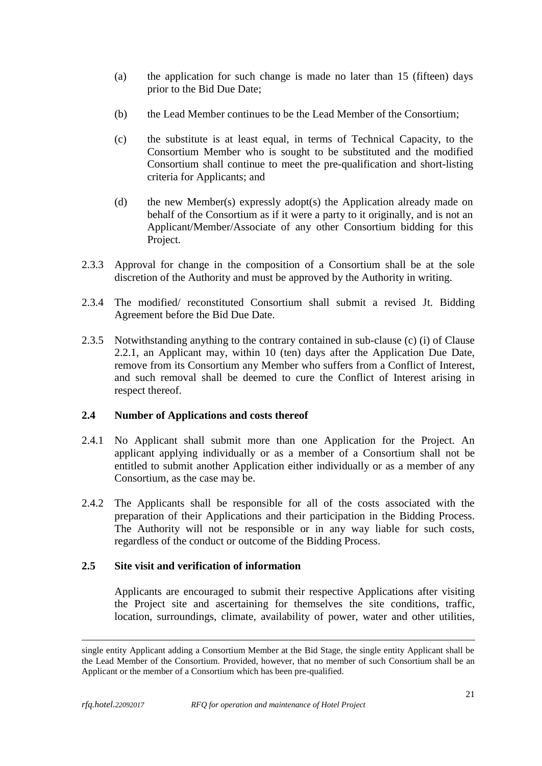(a) the application for such change is made no later than 15 (fifteen) days prior to the Bid Due Date;

(b) the Lead Member continues to be the Lead Member of the Consortium;

(c) the substitute is at least equal, in terms of Technical Capacity, to the Consortium Member who is sought to be substituted and the modified Consortium shall continue to meet the pre-qualification and short-listing criteria for Applicants; and

(d) the new Member(s) expressly adopt(s) the Application already made on behalf of the Consortium as if it were a party to it originally, and is not an Applicant/Member/Associate of any other Consortium bidding for this Project.

2.3.3 Approval for change in the composition of a Consortium shall be at the sole discretion of the Authority and must be approved by the Authority in writing.

2.3.4 The modified/ reconstituted Consortium shall submit a revised Jt. Bidding Agreement before the Bid Due Date.

2.3.5 Notwithstanding anything to the contrary contained in sub-clause (c) (i) of Clause 2.2.1, an Applicant may, within 10 (ten) days after the Application Due Date, remove from its Consortium any Member who suffers from a Conflict of Interest, and such removal shall be deemed to cure the Conflict of Interest arising in respect thereof.

## 2.4 Number of Applications and costs thereof

2.4.1 No Applicant shall submit more than one Application for the Project. An applicant applying individually or as a member of a Consortium shall not be entitled to submit another Application either individually or as a member of any Consortium, as the case may be.

2.4.2 The Applicants shall be responsible for all of the costs associated with the preparation of their Applications and their participation in the Bidding Process. The Authority will not be responsible or in any way liable for such costs, regardless of the conduct or outcome of the Bidding Process.

## 2.5 Site visit and verification of information

Applicants are encouraged to submit their respective Applications after visiting the Project site and ascertaining for themselves the site conditions, traffic, location, surroundings, climate, availability of power, water and other utilities,

---

single entity Applicant adding a Consortium Member at the Bid Stage, the single entity Applicant shall be the Lead Member of the Consortium. Provided, however, that no member of such Consortium shall be an Applicant or the member of a Consortium which has been pre-qualified.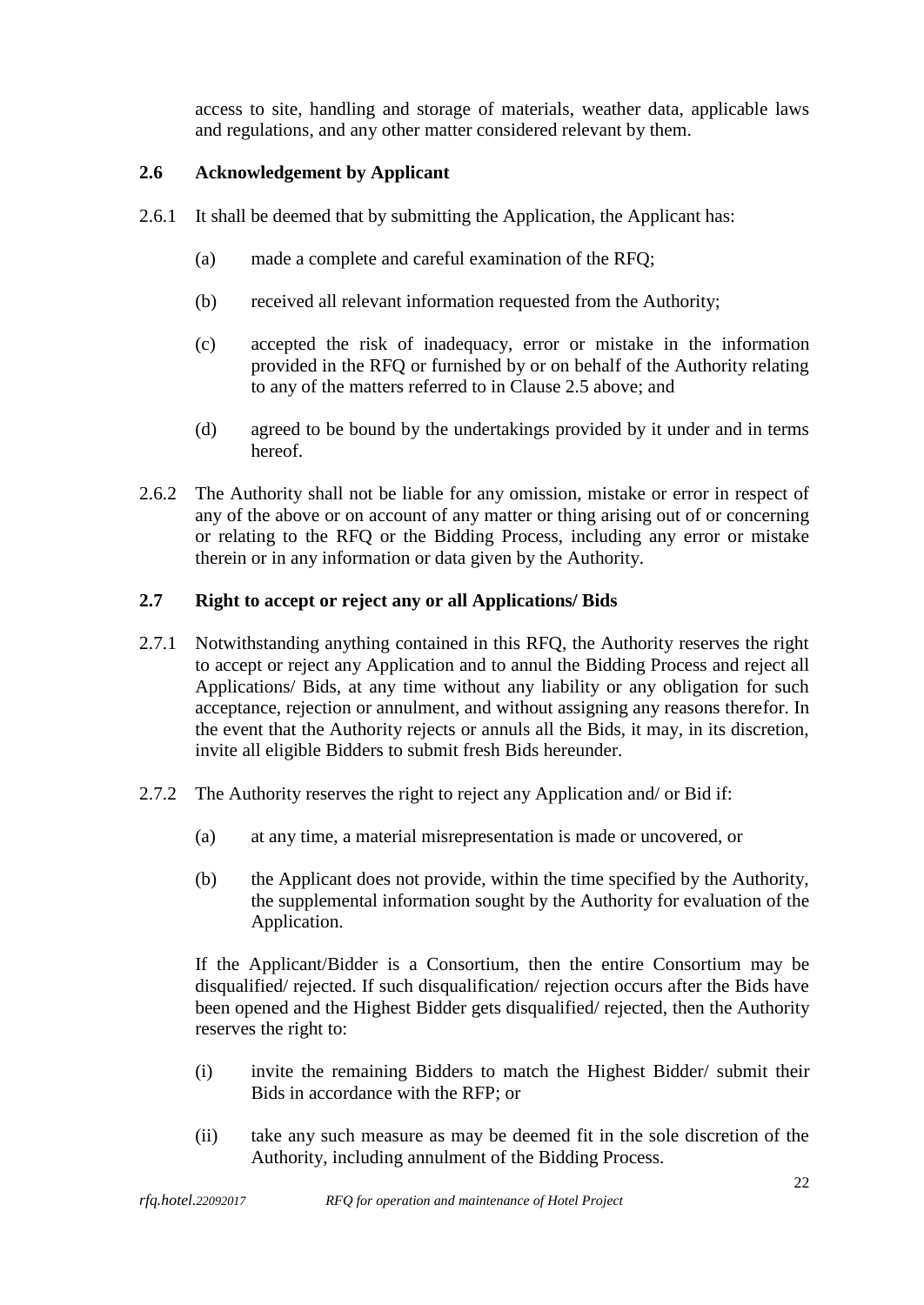access to site, handling and storage of materials, weather data, applicable laws and regulations, and any other matter considered relevant by them.

### 2.6 Acknowledgement by Applicant

2.6.1 It shall be deemed that by submitting the Application, the Applicant has:

(a) made a complete and careful examination of the RFQ;

(b) received all relevant information requested from the Authority;

(c) accepted the risk of inadequacy, error or mistake in the information provided in the RFQ or furnished by or on behalf of the Authority relating to any of the matters referred to in Clause 2.5 above; and

(d) agreed to be bound by the undertakings provided by it under and in terms hereof.

2.6.2 The Authority shall not be liable for any omission, mistake or error in respect of any of the above or on account of any matter or thing arising out of or concerning or relating to the RFQ or the Bidding Process, including any error or mistake therein or in any information or data given by the Authority.

### 2.7 Right to accept or reject any or all Applications/ Bids

2.7.1 Notwithstanding anything contained in this RFQ, the Authority reserves the right to accept or reject any Application and to annul the Bidding Process and reject all Applications/ Bids, at any time without any liability or any obligation for such acceptance, rejection or annulment, and without assigning any reasons therefor. In the event that the Authority rejects or annuls all the Bids, it may, in its discretion, invite all eligible Bidders to submit fresh Bids hereunder.

2.7.2 The Authority reserves the right to reject any Application and/ or Bid if:

(a) at any time, a material misrepresentation is made or uncovered, or

(b) the Applicant does not provide, within the time specified by the Authority, the supplemental information sought by the Authority for evaluation of the Application.

If the Applicant/Bidder is a Consortium, then the entire Consortium may be disqualified/ rejected. If such disqualification/ rejection occurs after the Bids have been opened and the Highest Bidder gets disqualified/ rejected, then the Authority reserves the right to:

(i) invite the remaining Bidders to match the Highest Bidder/ submit their Bids in accordance with the RFP; or

(ii) take any such measure as may be deemed fit in the sole discretion of the Authority, including annulment of the Bidding Process.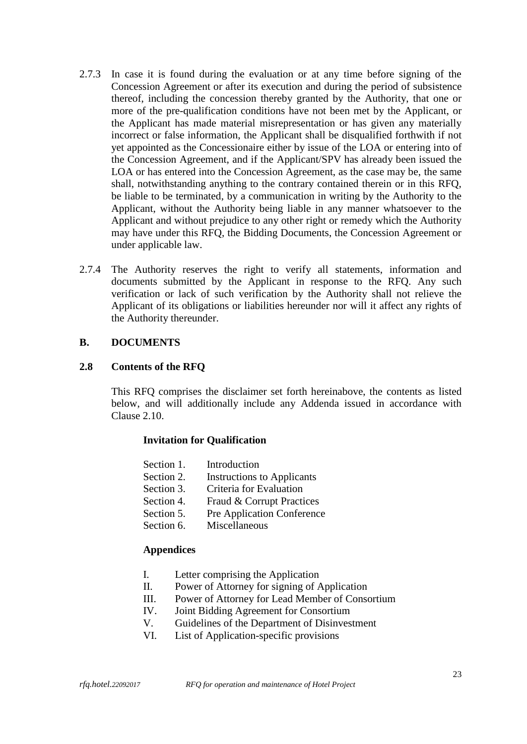2.7.3 In case it is found during the evaluation or at any time before signing of the Concession Agreement or after its execution and during the period of subsistence thereof, including the concession thereby granted by the Authority, that one or more of the pre-qualification conditions have not been met by the Applicant, or the Applicant has made material misrepresentation or has given any materially incorrect or false information, the Applicant shall be disqualified forthwith if not yet appointed as the Concessionaire either by issue of the LOA or entering into of the Concession Agreement, and if the Applicant/SPV has already been issued the LOA or has entered into the Concession Agreement, as the case may be, the same shall, notwithstanding anything to the contrary contained therein or in this RFQ, be liable to be terminated, by a communication in writing by the Authority to the Applicant, without the Authority being liable in any manner whatsoever to the Applicant and without prejudice to any other right or remedy which the Authority may have under this RFQ, the Bidding Documents, the Concession Agreement or under applicable law.

2.7.4 The Authority reserves the right to verify all statements, information and documents submitted by the Applicant in response to the RFQ. Any such verification or lack of such verification by the Authority shall not relieve the Applicant of its obligations or liabilities hereunder nor will it affect any rights of the Authority thereunder.

## B. DOCUMENTS

### 2.8 Contents of the RFQ

This RFQ comprises the disclaimer set forth hereinabove, the contents as listed below, and will additionally include any Addenda issued in accordance with Clause 2.10.

**Invitation for Qualification**

- Section 1. Introduction
- Section 2. Instructions to Applicants
- Section 3. Criteria for Evaluation
- Section 4. Fraud & Corrupt Practices
- Section 5. Pre Application Conference
- Section 6. Miscellaneous

**Appendices**

- I. Letter comprising the Application
- II. Power of Attorney for signing of Application
- III. Power of Attorney for Lead Member of Consortium
- IV. Joint Bidding Agreement for Consortium
- V. Guidelines of the Department of Disinvestment
- VI. List of Application-specific provisions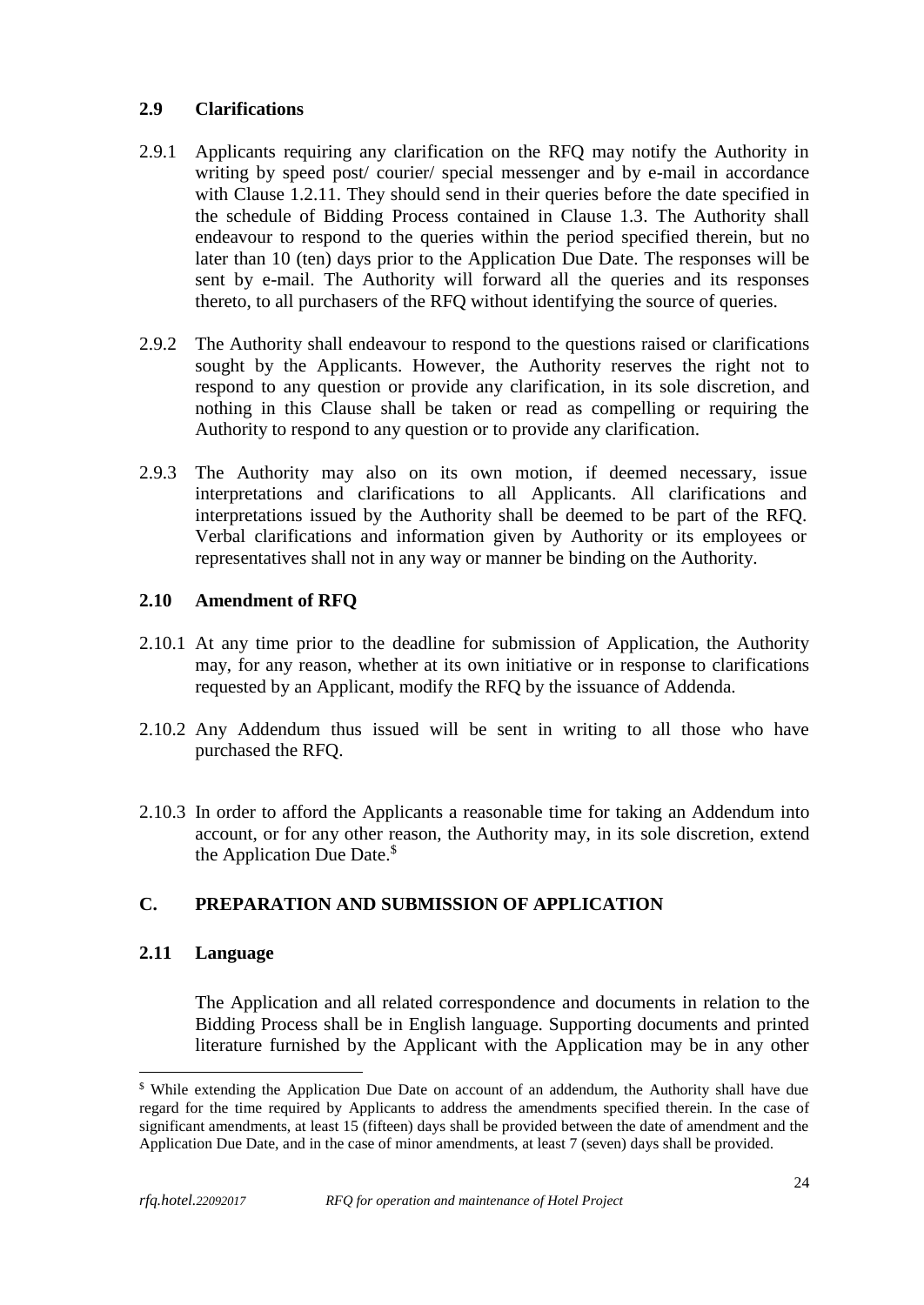### 2.9 Clarifications

2.9.1 Applicants requiring any clarification on the RFQ may notify the Authority in writing by speed post/ courier/ special messenger and by e-mail in accordance with Clause 1.2.11. They should send in their queries before the date specified in the schedule of Bidding Process contained in Clause 1.3. The Authority shall endeavour to respond to the queries within the period specified therein, but no later than 10 (ten) days prior to the Application Due Date. The responses will be sent by e-mail. The Authority will forward all the queries and its responses thereto, to all purchasers of the RFQ without identifying the source of queries.

2.9.2 The Authority shall endeavour to respond to the questions raised or clarifications sought by the Applicants. However, the Authority reserves the right not to respond to any question or provide any clarification, in its sole discretion, and nothing in this Clause shall be taken or read as compelling or requiring the Authority to respond to any question or to provide any clarification.

2.9.3 The Authority may also on its own motion, if deemed necessary, issue interpretations and clarifications to all Applicants. All clarifications and interpretations issued by the Authority shall be deemed to be part of the RFQ. Verbal clarifications and information given by Authority or its employees or representatives shall not in any way or manner be binding on the Authority.

### 2.10 Amendment of RFQ

2.10.1 At any time prior to the deadline for submission of Application, the Authority may, for any reason, whether at its own initiative or in response to clarifications requested by an Applicant, modify the RFQ by the issuance of Addenda.

2.10.2 Any Addendum thus issued will be sent in writing to all those who have purchased the RFQ.

2.10.3 In order to afford the Applicants a reasonable time for taking an Addendum into account, or for any other reason, the Authority may, in its sole discretion, extend the Application Due Date.[$]

## C. PREPARATION AND SUBMISSION OF APPLICATION

### 2.11 Language

The Application and all related correspondence and documents in relation to the Bidding Process shall be in English language. Supporting documents and printed literature furnished by the Applicant with the Application may be in any other

---

[$] While extending the Application Due Date on account of an addendum, the Authority shall have due regard for the time required by Applicants to address the amendments specified therein. In the case of significant amendments, at least 15 (fifteen) days shall be provided between the date of amendment and the Application Due Date, and in the case of minor amendments, at least 7 (seven) days shall be provided.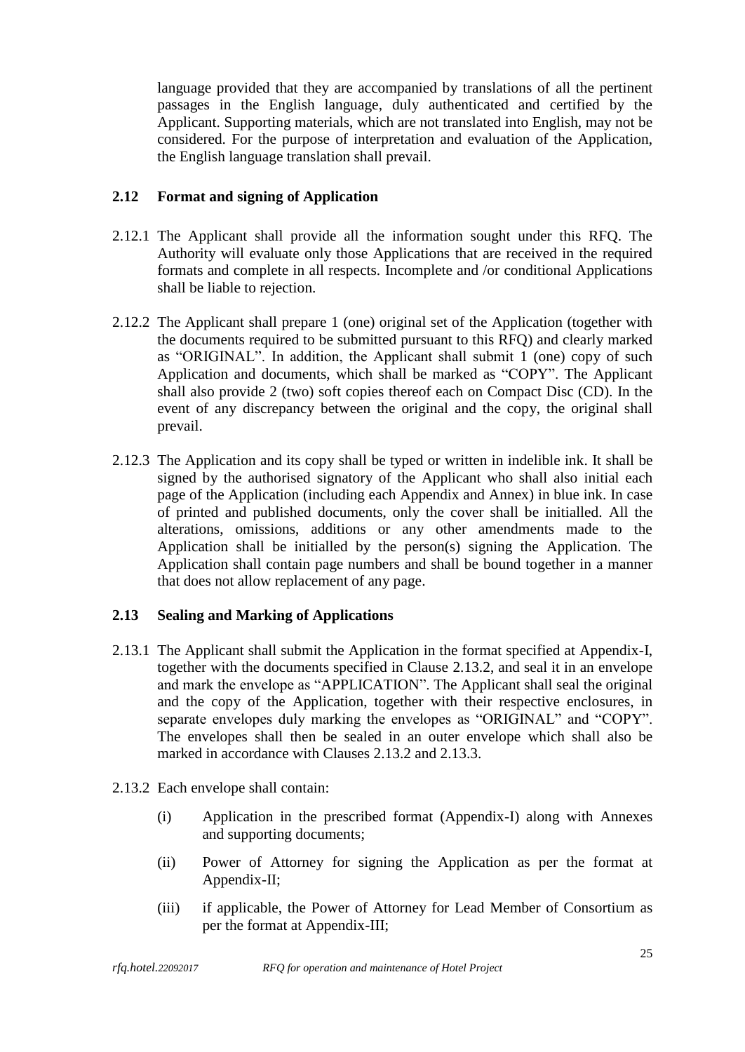language provided that they are accompanied by translations of all the pertinent passages in the English language, duly authenticated and certified by the Applicant. Supporting materials, which are not translated into English, may not be considered. For the purpose of interpretation and evaluation of the Application, the English language translation shall prevail.

## 2.12 Format and signing of Application

2.12.1 The Applicant shall provide all the information sought under this RFQ. The Authority will evaluate only those Applications that are received in the required formats and complete in all respects. Incomplete and /or conditional Applications shall be liable to rejection.

2.12.2 The Applicant shall prepare 1 (one) original set of the Application (together with the documents required to be submitted pursuant to this RFQ) and clearly marked as "ORIGINAL". In addition, the Applicant shall submit 1 (one) copy of such Application and documents, which shall be marked as "COPY". The Applicant shall also provide 2 (two) soft copies thereof each on Compact Disc (CD). In the event of any discrepancy between the original and the copy, the original shall prevail.

2.12.3 The Application and its copy shall be typed or written in indelible ink. It shall be signed by the authorised signatory of the Applicant who shall also initial each page of the Application (including each Appendix and Annex) in blue ink. In case of printed and published documents, only the cover shall be initialled. All the alterations, omissions, additions or any other amendments made to the Application shall be initialled by the person(s) signing the Application. The Application shall contain page numbers and shall be bound together in a manner that does not allow replacement of any page.

## 2.13 Sealing and Marking of Applications

2.13.1 The Applicant shall submit the Application in the format specified at Appendix-I, together with the documents specified in Clause 2.13.2, and seal it in an envelope and mark the envelope as "APPLICATION". The Applicant shall seal the original and the copy of the Application, together with their respective enclosures, in separate envelopes duly marking the envelopes as "ORIGINAL" and "COPY". The envelopes shall then be sealed in an outer envelope which shall also be marked in accordance with Clauses 2.13.2 and 2.13.3.

2.13.2 Each envelope shall contain:

(i) Application in the prescribed format (Appendix-I) along with Annexes and supporting documents;

(ii) Power of Attorney for signing the Application as per the format at Appendix-II;

(iii) if applicable, the Power of Attorney for Lead Member of Consortium as per the format at Appendix-III;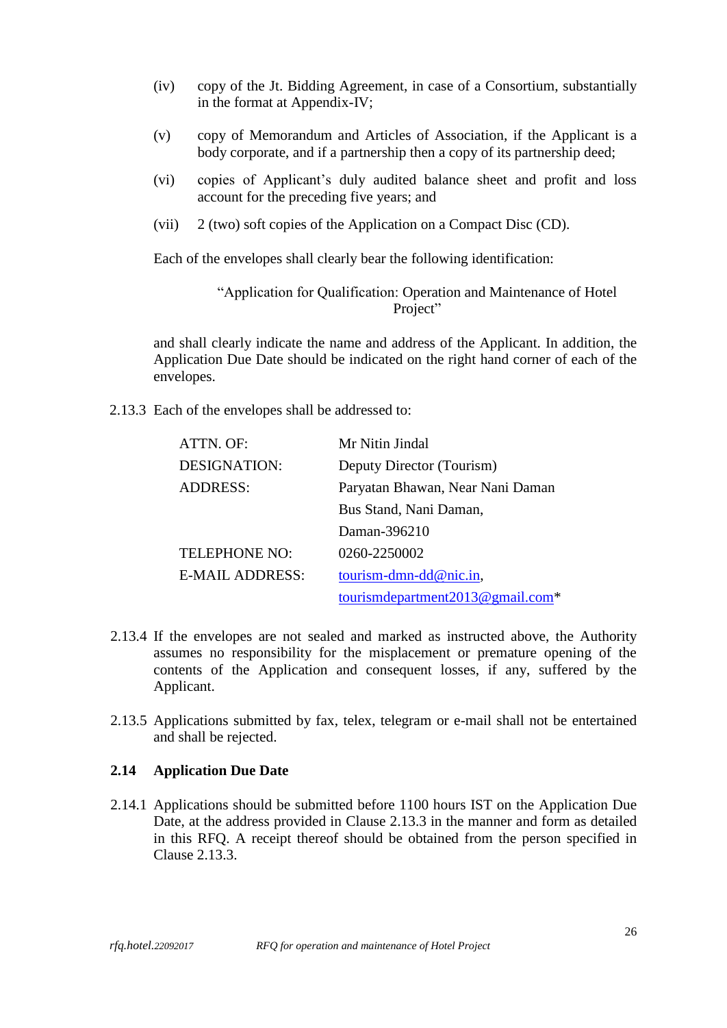(iv) copy of the Jt. Bidding Agreement, in case of a Consortium, substantially in the format at Appendix-IV;

(v) copy of Memorandum and Articles of Association, if the Applicant is a body corporate, and if a partnership then a copy of its partnership deed;

(vi) copies of Applicant's duly audited balance sheet and profit and loss account for the preceding five years; and

(vii) 2 (two) soft copies of the Application on a Compact Disc (CD).

Each of the envelopes shall clearly bear the following identification:

"Application for Qualification: Operation and Maintenance of Hotel Project"

and shall clearly indicate the name and address of the Applicant. In addition, the Application Due Date should be indicated on the right hand corner of each of the envelopes.

2.13.3 Each of the envelopes shall be addressed to:

| | |
|---|---|
| ATTN. OF: | Mr Nitin Jindal |
| DESIGNATION: | Deputy Director (Tourism) |
| ADDRESS: | Paryatan Bhawan, Near Nani Daman |
| | Bus Stand, Nani Daman, |
| | Daman-396210 |
| TELEPHONE NO: | 0260-2250002 |
| E-MAIL ADDRESS: | tourism-dmn-dd@nic.in, |
| | tourismdepartment2013@gmail.com* |

2.13.4 If the envelopes are not sealed and marked as instructed above, the Authority assumes no responsibility for the misplacement or premature opening of the contents of the Application and consequent losses, if any, suffered by the Applicant.

2.13.5 Applications submitted by fax, telex, telegram or e-mail shall not be entertained and shall be rejected.

## 2.14 Application Due Date

2.14.1 Applications should be submitted before 1100 hours IST on the Application Due Date, at the address provided in Clause 2.13.3 in the manner and form as detailed in this RFQ. A receipt thereof should be obtained from the person specified in Clause 2.13.3.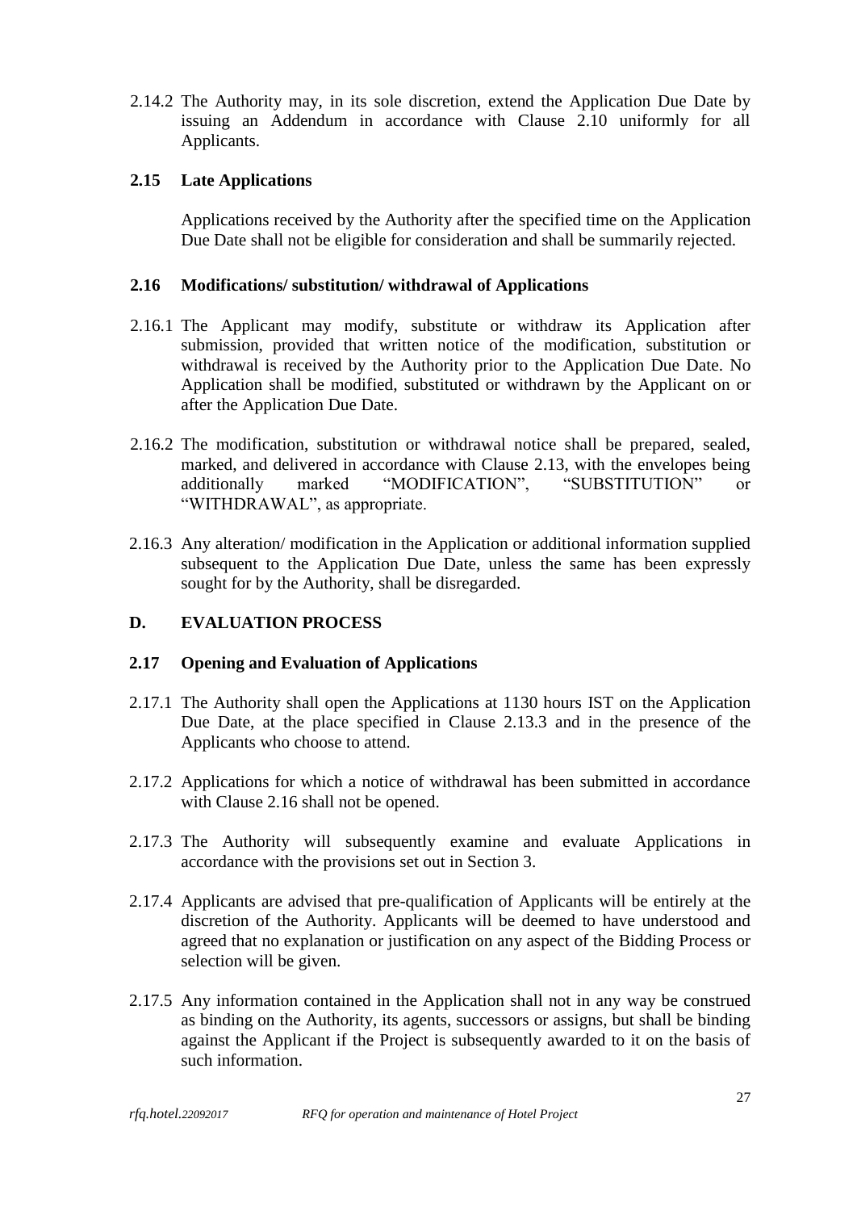2.14.2 The Authority may, in its sole discretion, extend the Application Due Date by issuing an Addendum in accordance with Clause 2.10 uniformly for all Applicants.

### 2.15 Late Applications

Applications received by the Authority after the specified time on the Application Due Date shall not be eligible for consideration and shall be summarily rejected.

### 2.16 Modifications/ substitution/ withdrawal of Applications

2.16.1 The Applicant may modify, substitute or withdraw its Application after submission, provided that written notice of the modification, substitution or withdrawal is received by the Authority prior to the Application Due Date. No Application shall be modified, substituted or withdrawn by the Applicant on or after the Application Due Date.

2.16.2 The modification, substitution or withdrawal notice shall be prepared, sealed, marked, and delivered in accordance with Clause 2.13, with the envelopes being additionally marked "MODIFICATION", "SUBSTITUTION" or "WITHDRAWAL", as appropriate.

2.16.3 Any alteration/ modification in the Application or additional information supplied subsequent to the Application Due Date, unless the same has been expressly sought for by the Authority, shall be disregarded.

## D. EVALUATION PROCESS

### 2.17 Opening and Evaluation of Applications

2.17.1 The Authority shall open the Applications at 1130 hours IST on the Application Due Date, at the place specified in Clause 2.13.3 and in the presence of the Applicants who choose to attend.

2.17.2 Applications for which a notice of withdrawal has been submitted in accordance with Clause 2.16 shall not be opened.

2.17.3 The Authority will subsequently examine and evaluate Applications in accordance with the provisions set out in Section 3.

2.17.4 Applicants are advised that pre-qualification of Applicants will be entirely at the discretion of the Authority. Applicants will be deemed to have understood and agreed that no explanation or justification on any aspect of the Bidding Process or selection will be given.

2.17.5 Any information contained in the Application shall not in any way be construed as binding on the Authority, its agents, successors or assigns, but shall be binding against the Applicant if the Project is subsequently awarded to it on the basis of such information.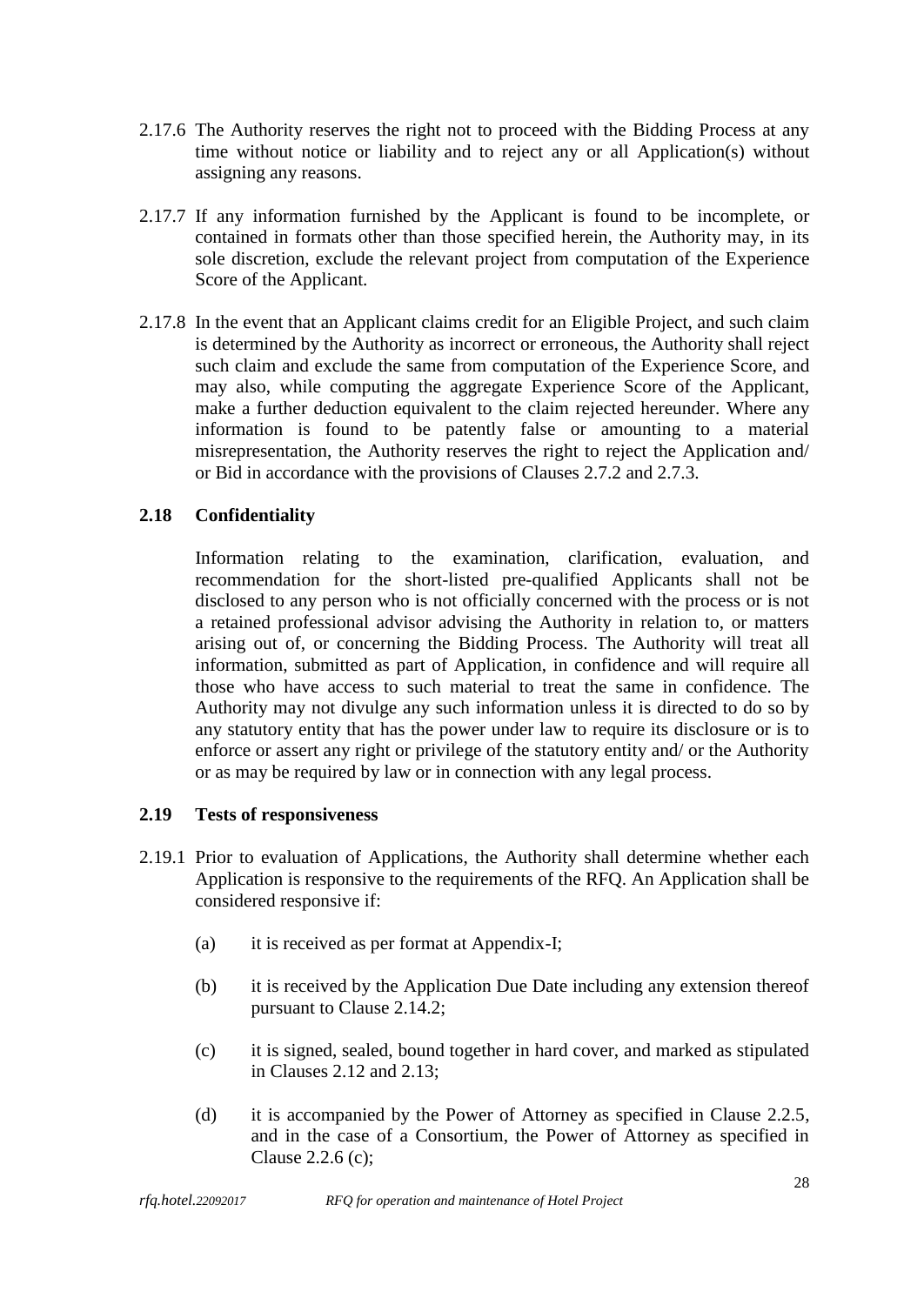2.17.6 The Authority reserves the right not to proceed with the Bidding Process at any time without notice or liability and to reject any or all Application(s) without assigning any reasons.

2.17.7 If any information furnished by the Applicant is found to be incomplete, or contained in formats other than those specified herein, the Authority may, in its sole discretion, exclude the relevant project from computation of the Experience Score of the Applicant.

2.17.8 In the event that an Applicant claims credit for an Eligible Project, and such claim is determined by the Authority as incorrect or erroneous, the Authority shall reject such claim and exclude the same from computation of the Experience Score, and may also, while computing the aggregate Experience Score of the Applicant, make a further deduction equivalent to the claim rejected hereunder. Where any information is found to be patently false or amounting to a material misrepresentation, the Authority reserves the right to reject the Application and/ or Bid in accordance with the provisions of Clauses 2.7.2 and 2.7.3.

**2.18 Confidentiality**

Information relating to the examination, clarification, evaluation, and recommendation for the short-listed pre-qualified Applicants shall not be disclosed to any person who is not officially concerned with the process or is not a retained professional advisor advising the Authority in relation to, or matters arising out of, or concerning the Bidding Process. The Authority will treat all information, submitted as part of Application, in confidence and will require all those who have access to such material to treat the same in confidence. The Authority may not divulge any such information unless it is directed to do so by any statutory entity that has the power under law to require its disclosure or is to enforce or assert any right or privilege of the statutory entity and/ or the Authority or as may be required by law or in connection with any legal process.

**2.19 Tests of responsiveness**

2.19.1 Prior to evaluation of Applications, the Authority shall determine whether each Application is responsive to the requirements of the RFQ. An Application shall be considered responsive if:

(a) it is received as per format at Appendix-I;

(b) it is received by the Application Due Date including any extension thereof pursuant to Clause 2.14.2;

(c) it is signed, sealed, bound together in hard cover, and marked as stipulated in Clauses 2.12 and 2.13;

(d) it is accompanied by the Power of Attorney as specified in Clause 2.2.5, and in the case of a Consortium, the Power of Attorney as specified in Clause 2.2.6 (c);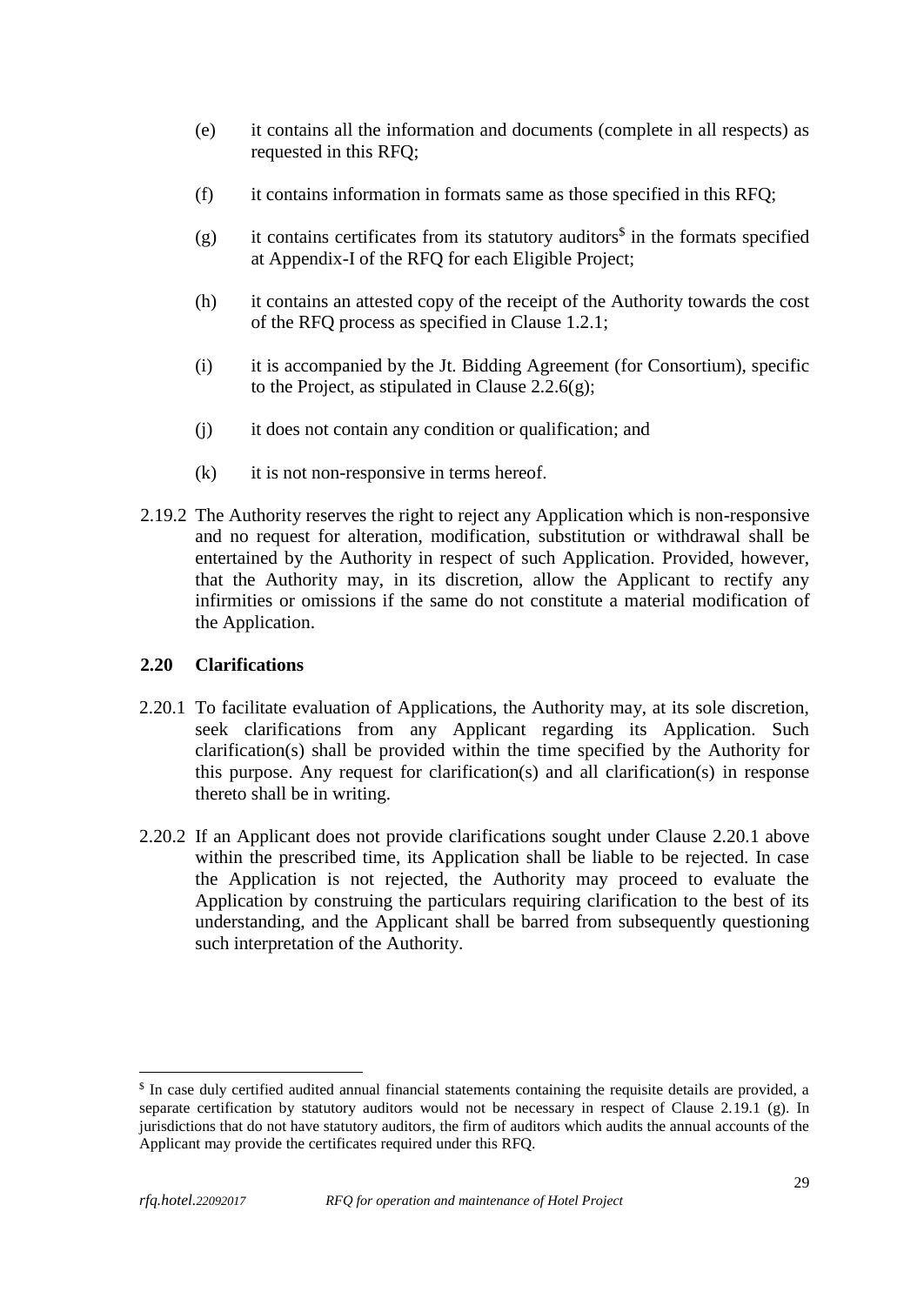(e) it contains all the information and documents (complete in all respects) as requested in this RFQ;

(f) it contains information in formats same as those specified in this RFQ;

(g) it contains certificates from its statutory auditors[$] in the formats specified at Appendix-I of the RFQ for each Eligible Project;

(h) it contains an attested copy of the receipt of the Authority towards the cost of the RFQ process as specified in Clause 1.2.1;

(i) it is accompanied by the Jt. Bidding Agreement (for Consortium), specific to the Project, as stipulated in Clause 2.2.6(g);

(j) it does not contain any condition or qualification; and

(k) it is not non-responsive in terms hereof.

2.19.2 The Authority reserves the right to reject any Application which is non-responsive and no request for alteration, modification, substitution or withdrawal shall be entertained by the Authority in respect of such Application. Provided, however, that the Authority may, in its discretion, allow the Applicant to rectify any infirmities or omissions if the same do not constitute a material modification of the Application.

**2.20 Clarifications**

2.20.1 To facilitate evaluation of Applications, the Authority may, at its sole discretion, seek clarifications from any Applicant regarding its Application. Such clarification(s) shall be provided within the time specified by the Authority for this purpose. Any request for clarification(s) and all clarification(s) in response thereto shall be in writing.

2.20.2 If an Applicant does not provide clarifications sought under Clause 2.20.1 above within the prescribed time, its Application shall be liable to be rejected. In case the Application is not rejected, the Authority may proceed to evaluate the Application by construing the particulars requiring clarification to the best of its understanding, and the Applicant shall be barred from subsequently questioning such interpretation of the Authority.

[$] In case duly certified audited annual financial statements containing the requisite details are provided, a separate certification by statutory auditors would not be necessary in respect of Clause 2.19.1 (g). In jurisdictions that do not have statutory auditors, the firm of auditors which audits the annual accounts of the Applicant may provide the certificates required under this RFQ.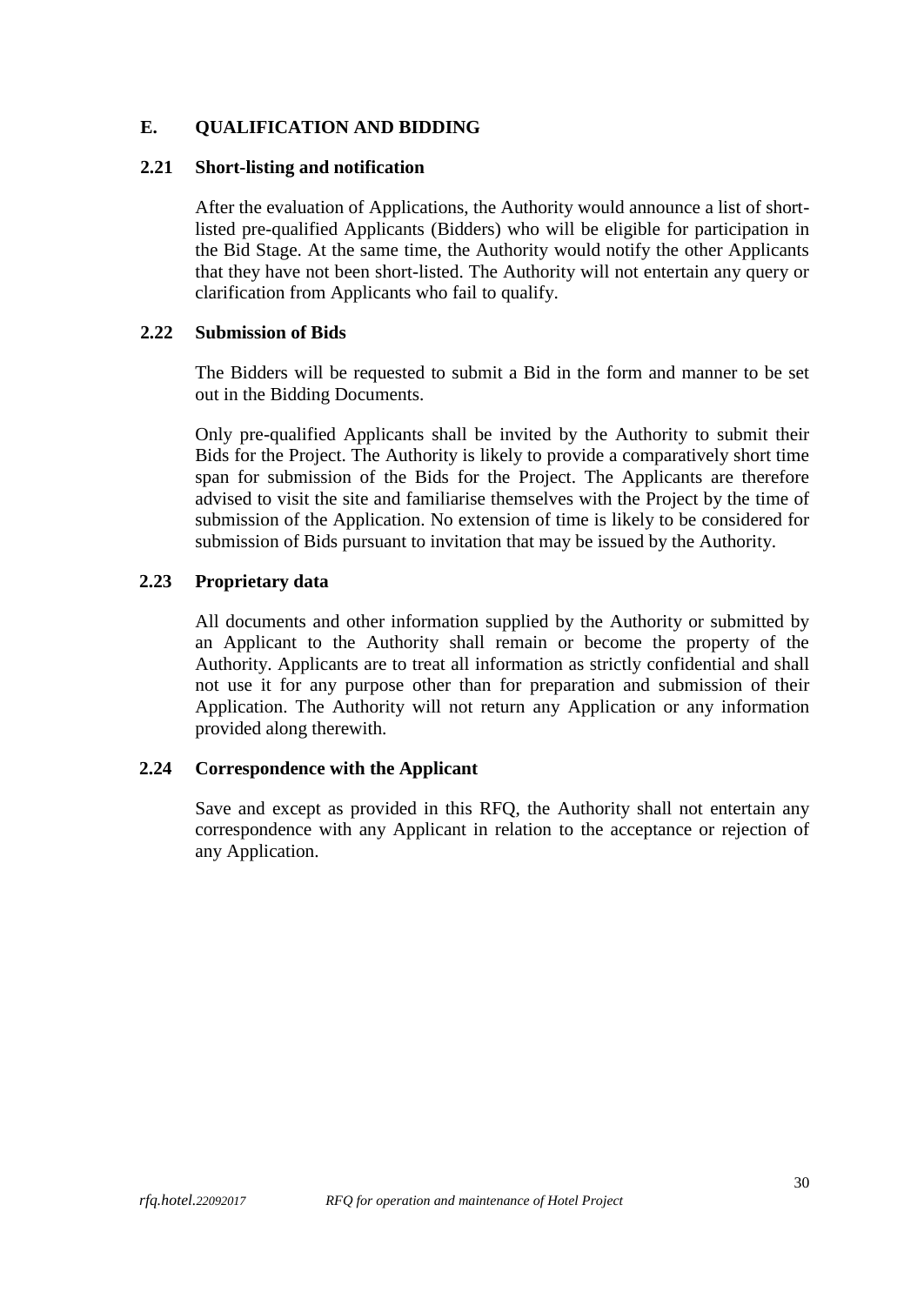## E. QUALIFICATION AND BIDDING

### 2.21 Short-listing and notification

After the evaluation of Applications, the Authority would announce a list of short-listed pre-qualified Applicants (Bidders) who will be eligible for participation in the Bid Stage. At the same time, the Authority would notify the other Applicants that they have not been short-listed. The Authority will not entertain any query or clarification from Applicants who fail to qualify.

### 2.22 Submission of Bids

The Bidders will be requested to submit a Bid in the form and manner to be set out in the Bidding Documents.

Only pre-qualified Applicants shall be invited by the Authority to submit their Bids for the Project. The Authority is likely to provide a comparatively short time span for submission of the Bids for the Project. The Applicants are therefore advised to visit the site and familiarise themselves with the Project by the time of submission of the Application. No extension of time is likely to be considered for submission of Bids pursuant to invitation that may be issued by the Authority.

### 2.23 Proprietary data

All documents and other information supplied by the Authority or submitted by an Applicant to the Authority shall remain or become the property of the Authority. Applicants are to treat all information as strictly confidential and shall not use it for any purpose other than for preparation and submission of their Application. The Authority will not return any Application or any information provided along therewith.

### 2.24 Correspondence with the Applicant

Save and except as provided in this RFQ, the Authority shall not entertain any correspondence with any Applicant in relation to the acceptance or rejection of any Application.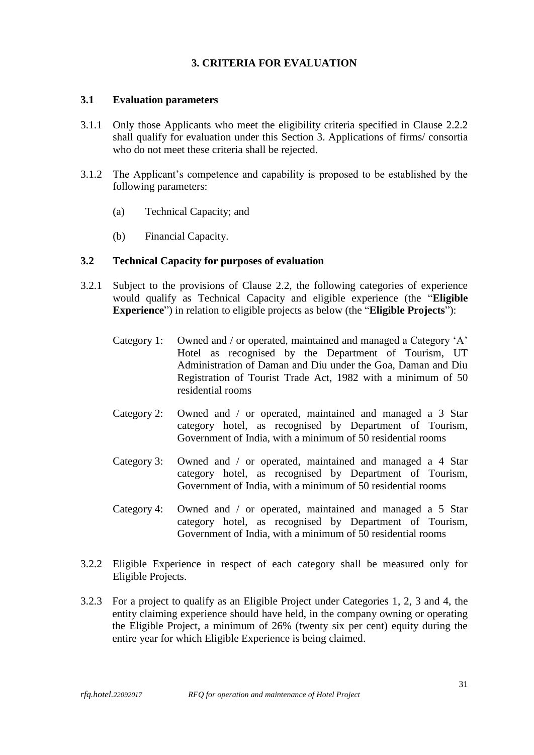## 3. CRITERIA FOR EVALUATION

### 3.1 Evaluation parameters

3.1.1 Only those Applicants who meet the eligibility criteria specified in Clause 2.2.2 shall qualify for evaluation under this Section 3. Applications of firms/ consortia who do not meet these criteria shall be rejected.

3.1.2 The Applicant's competence and capability is proposed to be established by the following parameters:

(a) Technical Capacity; and

(b) Financial Capacity.

### 3.2 Technical Capacity for purposes of evaluation

3.2.1 Subject to the provisions of Clause 2.2, the following categories of experience would qualify as Technical Capacity and eligible experience (the "**Eligible Experience**") in relation to eligible projects as below (the "**Eligible Projects**"):

Category 1: Owned and / or operated, maintained and managed a Category 'A' Hotel as recognised by the Department of Tourism, UT Administration of Daman and Diu under the Goa, Daman and Diu Registration of Tourist Trade Act, 1982 with a minimum of 50 residential rooms

Category 2: Owned and / or operated, maintained and managed a 3 Star category hotel, as recognised by Department of Tourism, Government of India, with a minimum of 50 residential rooms

Category 3: Owned and / or operated, maintained and managed a 4 Star category hotel, as recognised by Department of Tourism, Government of India, with a minimum of 50 residential rooms

Category 4: Owned and / or operated, maintained and managed a 5 Star category hotel, as recognised by Department of Tourism, Government of India, with a minimum of 50 residential rooms

3.2.2 Eligible Experience in respect of each category shall be measured only for Eligible Projects.

3.2.3 For a project to qualify as an Eligible Project under Categories 1, 2, 3 and 4, the entity claiming experience should have held, in the company owning or operating the Eligible Project, a minimum of 26% (twenty six per cent) equity during the entire year for which Eligible Experience is being claimed.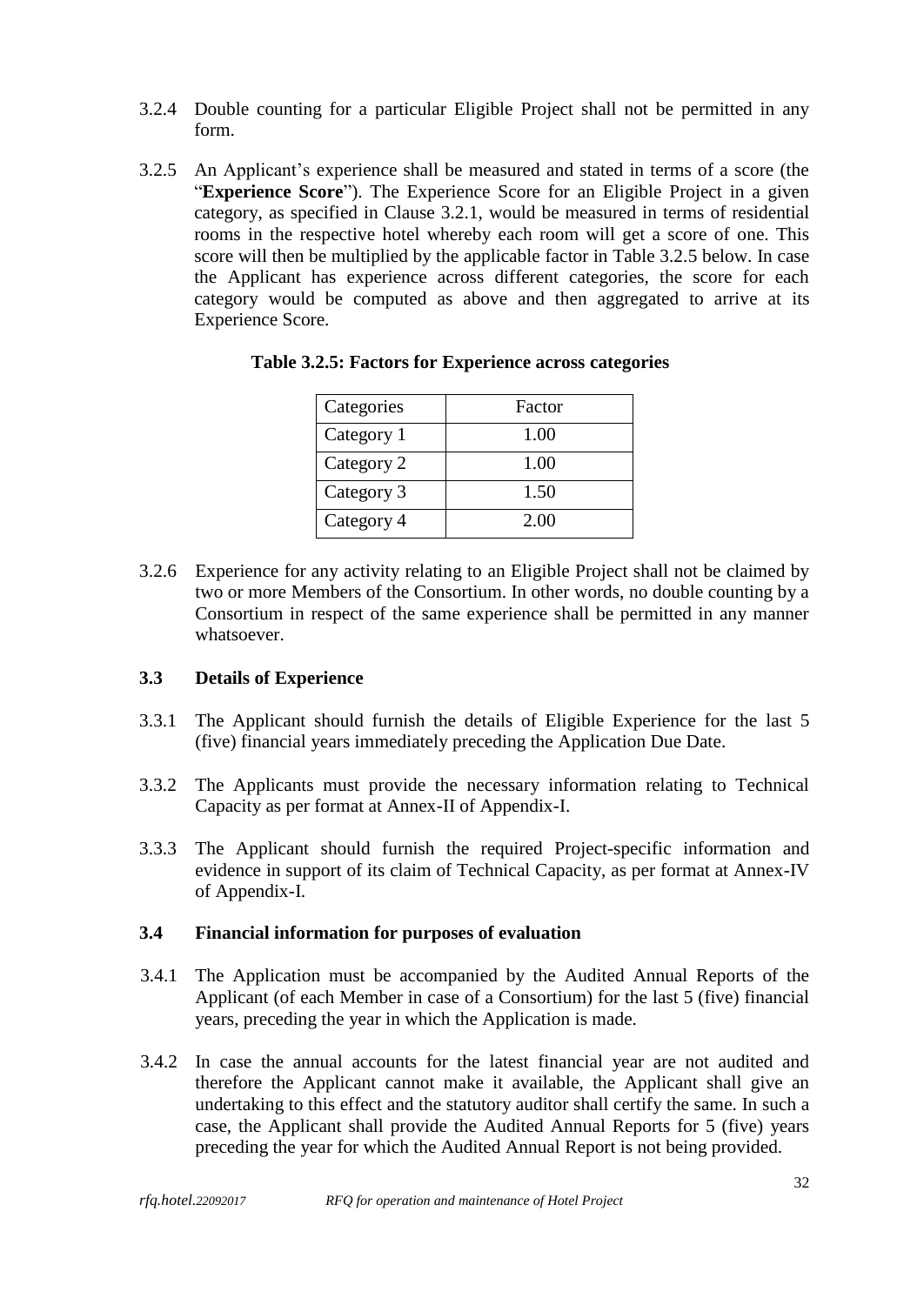3.2.4 Double counting for a particular Eligible Project shall not be permitted in any form.

3.2.5 An Applicant's experience shall be measured and stated in terms of a score (the "**Experience Score**"). The Experience Score for an Eligible Project in a given category, as specified in Clause 3.2.1, would be measured in terms of residential rooms in the respective hotel whereby each room will get a score of one. This score will then be multiplied by the applicable factor in Table 3.2.5 below. In case the Applicant has experience across different categories, the score for each category would be computed as above and then aggregated to arrive at its Experience Score.

**Table 3.2.5: Factors for Experience across categories**

| Categories | Factor |
|---|---|
| Category 1 | 1.00 |
| Category 2 | 1.00 |
| Category 3 | 1.50 |
| Category 4 | 2.00 |

3.2.6 Experience for any activity relating to an Eligible Project shall not be claimed by two or more Members of the Consortium. In other words, no double counting by a Consortium in respect of the same experience shall be permitted in any manner whatsoever.

### 3.3 Details of Experience

3.3.1 The Applicant should furnish the details of Eligible Experience for the last 5 (five) financial years immediately preceding the Application Due Date.

3.3.2 The Applicants must provide the necessary information relating to Technical Capacity as per format at Annex-II of Appendix-I.

3.3.3 The Applicant should furnish the required Project-specific information and evidence in support of its claim of Technical Capacity, as per format at Annex-IV of Appendix-I.

### 3.4 Financial information for purposes of evaluation

3.4.1 The Application must be accompanied by the Audited Annual Reports of the Applicant (of each Member in case of a Consortium) for the last 5 (five) financial years, preceding the year in which the Application is made.

3.4.2 In case the annual accounts for the latest financial year are not audited and therefore the Applicant cannot make it available, the Applicant shall give an undertaking to this effect and the statutory auditor shall certify the same. In such a case, the Applicant shall provide the Audited Annual Reports for 5 (five) years preceding the year for which the Audited Annual Report is not being provided.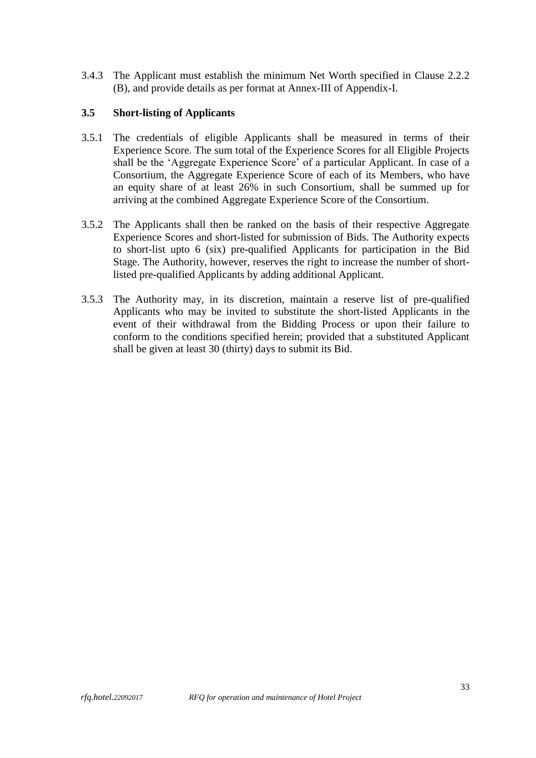3.4.3 The Applicant must establish the minimum Net Worth specified in Clause 2.2.2 (B), and provide details as per format at Annex-III of Appendix-I.

### 3.5 Short-listing of Applicants

3.5.1 The credentials of eligible Applicants shall be measured in terms of their Experience Score. The sum total of the Experience Scores for all Eligible Projects shall be the 'Aggregate Experience Score' of a particular Applicant. In case of a Consortium, the Aggregate Experience Score of each of its Members, who have an equity share of at least 26% in such Consortium, shall be summed up for arriving at the combined Aggregate Experience Score of the Consortium.

3.5.2 The Applicants shall then be ranked on the basis of their respective Aggregate Experience Scores and short-listed for submission of Bids. The Authority expects to short-list upto 6 (six) pre-qualified Applicants for participation in the Bid Stage. The Authority, however, reserves the right to increase the number of short-listed pre-qualified Applicants by adding additional Applicant.

3.5.3 The Authority may, in its discretion, maintain a reserve list of pre-qualified Applicants who may be invited to substitute the short-listed Applicants in the event of their withdrawal from the Bidding Process or upon their failure to conform to the conditions specified herein; provided that a substituted Applicant shall be given at least 30 (thirty) days to submit its Bid.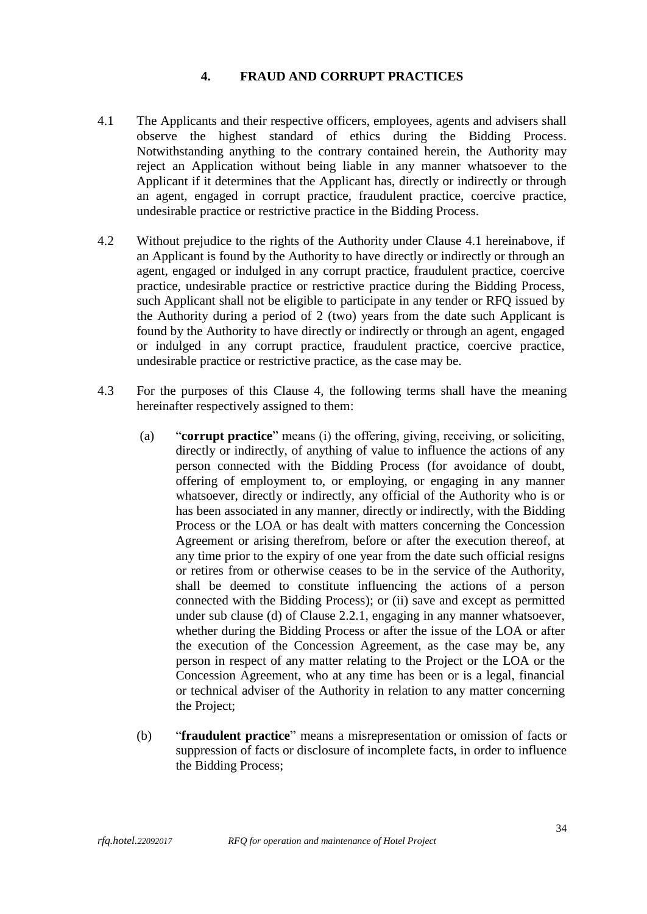## 4. FRAUD AND CORRUPT PRACTICES

4.1 The Applicants and their respective officers, employees, agents and advisers shall observe the highest standard of ethics during the Bidding Process. Notwithstanding anything to the contrary contained herein, the Authority may reject an Application without being liable in any manner whatsoever to the Applicant if it determines that the Applicant has, directly or indirectly or through an agent, engaged in corrupt practice, fraudulent practice, coercive practice, undesirable practice or restrictive practice in the Bidding Process.

4.2 Without prejudice to the rights of the Authority under Clause 4.1 hereinabove, if an Applicant is found by the Authority to have directly or indirectly or through an agent, engaged or indulged in any corrupt practice, fraudulent practice, coercive practice, undesirable practice or restrictive practice during the Bidding Process, such Applicant shall not be eligible to participate in any tender or RFQ issued by the Authority during a period of 2 (two) years from the date such Applicant is found by the Authority to have directly or indirectly or through an agent, engaged or indulged in any corrupt practice, fraudulent practice, coercive practice, undesirable practice or restrictive practice, as the case may be.

4.3 For the purposes of this Clause 4, the following terms shall have the meaning hereinafter respectively assigned to them:

(a) "**corrupt practice**" means (i) the offering, giving, receiving, or soliciting, directly or indirectly, of anything of value to influence the actions of any person connected with the Bidding Process (for avoidance of doubt, offering of employment to, or employing, or engaging in any manner whatsoever, directly or indirectly, any official of the Authority who is or has been associated in any manner, directly or indirectly, with the Bidding Process or the LOA or has dealt with matters concerning the Concession Agreement or arising therefrom, before or after the execution thereof, at any time prior to the expiry of one year from the date such official resigns or retires from or otherwise ceases to be in the service of the Authority, shall be deemed to constitute influencing the actions of a person connected with the Bidding Process); or (ii) save and except as permitted under sub clause (d) of Clause 2.2.1, engaging in any manner whatsoever, whether during the Bidding Process or after the issue of the LOA or after the execution of the Concession Agreement, as the case may be, any person in respect of any matter relating to the Project or the LOA or the Concession Agreement, who at any time has been or is a legal, financial or technical adviser of the Authority in relation to any matter concerning the Project;

(b) "**fraudulent practice**" means a misrepresentation or omission of facts or suppression of facts or disclosure of incomplete facts, in order to influence the Bidding Process;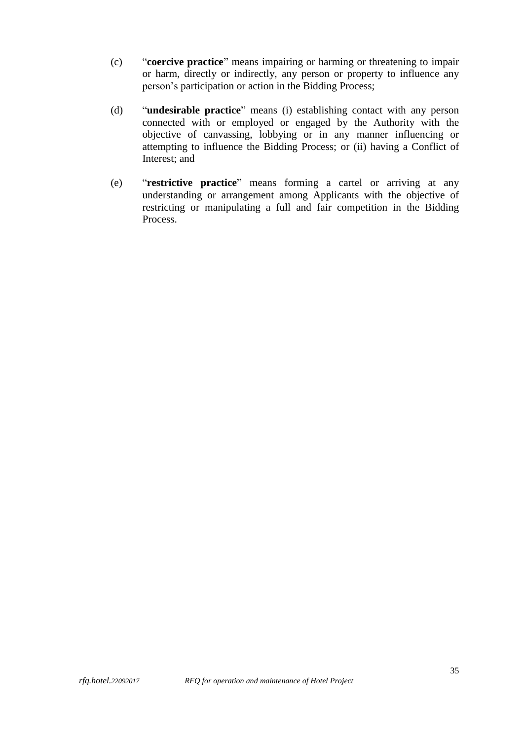(c) "**coercive practice**" means impairing or harming or threatening to impair or harm, directly or indirectly, any person or property to influence any person's participation or action in the Bidding Process;

(d) "**undesirable practice**" means (i) establishing contact with any person connected with or employed or engaged by the Authority with the objective of canvassing, lobbying or in any manner influencing or attempting to influence the Bidding Process; or (ii) having a Conflict of Interest; and

(e) "**restrictive practice**" means forming a cartel or arriving at any understanding or arrangement among Applicants with the objective of restricting or manipulating a full and fair competition in the Bidding Process.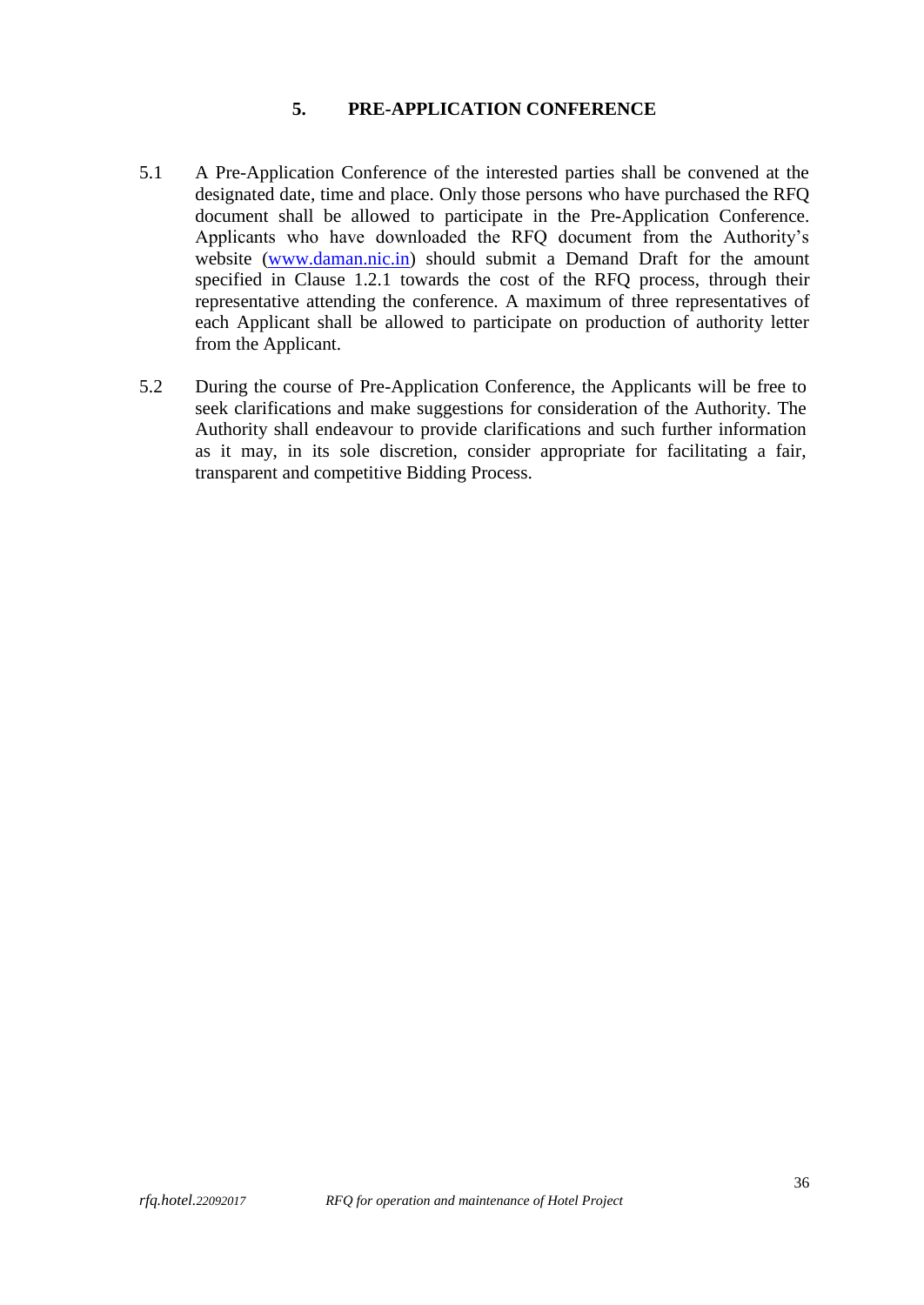## 5. PRE-APPLICATION CONFERENCE

5.1 A Pre-Application Conference of the interested parties shall be convened at the designated date, time and place. Only those persons who have purchased the RFQ document shall be allowed to participate in the Pre-Application Conference. Applicants who have downloaded the RFQ document from the Authority's website (www.daman.nic.in) should submit a Demand Draft for the amount specified in Clause 1.2.1 towards the cost of the RFQ process, through their representative attending the conference. A maximum of three representatives of each Applicant shall be allowed to participate on production of authority letter from the Applicant.

5.2 During the course of Pre-Application Conference, the Applicants will be free to seek clarifications and make suggestions for consideration of the Authority. The Authority shall endeavour to provide clarifications and such further information as it may, in its sole discretion, consider appropriate for facilitating a fair, transparent and competitive Bidding Process.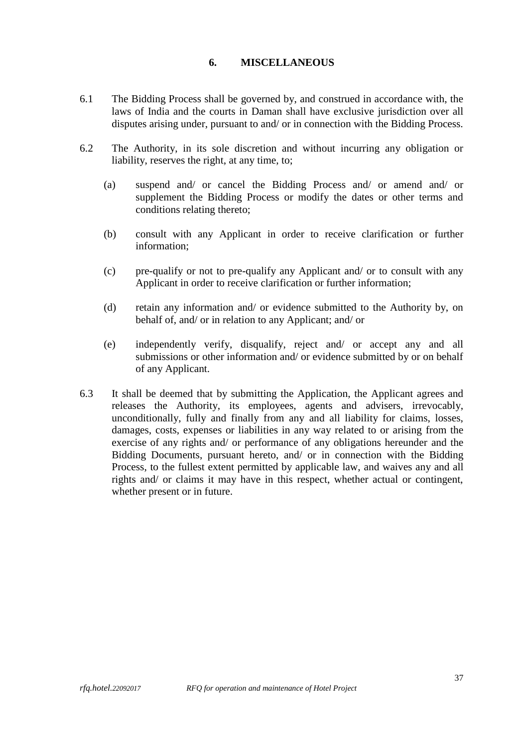## 6. MISCELLANEOUS

6.1 The Bidding Process shall be governed by, and construed in accordance with, the laws of India and the courts in Daman shall have exclusive jurisdiction over all disputes arising under, pursuant to and/ or in connection with the Bidding Process.

6.2 The Authority, in its sole discretion and without incurring any obligation or liability, reserves the right, at any time, to;

(a) suspend and/ or cancel the Bidding Process and/ or amend and/ or supplement the Bidding Process or modify the dates or other terms and conditions relating thereto;

(b) consult with any Applicant in order to receive clarification or further information;

(c) pre-qualify or not to pre-qualify any Applicant and/ or to consult with any Applicant in order to receive clarification or further information;

(d) retain any information and/ or evidence submitted to the Authority by, on behalf of, and/ or in relation to any Applicant; and/ or

(e) independently verify, disqualify, reject and/ or accept any and all submissions or other information and/ or evidence submitted by or on behalf of any Applicant.

6.3 It shall be deemed that by submitting the Application, the Applicant agrees and releases the Authority, its employees, agents and advisers, irrevocably, unconditionally, fully and finally from any and all liability for claims, losses, damages, costs, expenses or liabilities in any way related to or arising from the exercise of any rights and/ or performance of any obligations hereunder and the Bidding Documents, pursuant hereto, and/ or in connection with the Bidding Process, to the fullest extent permitted by applicable law, and waives any and all rights and/ or claims it may have in this respect, whether actual or contingent, whether present or in future.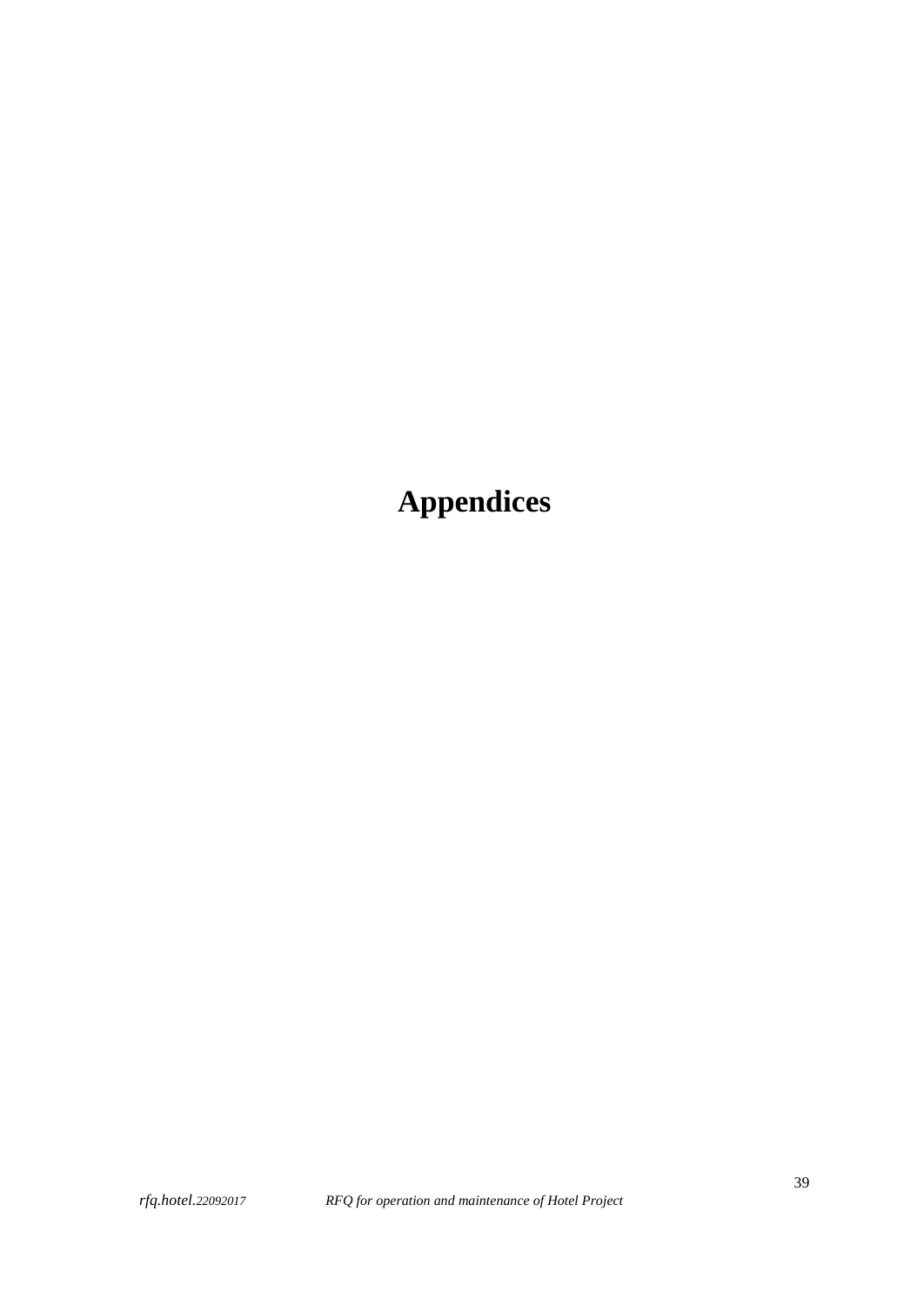# Appendices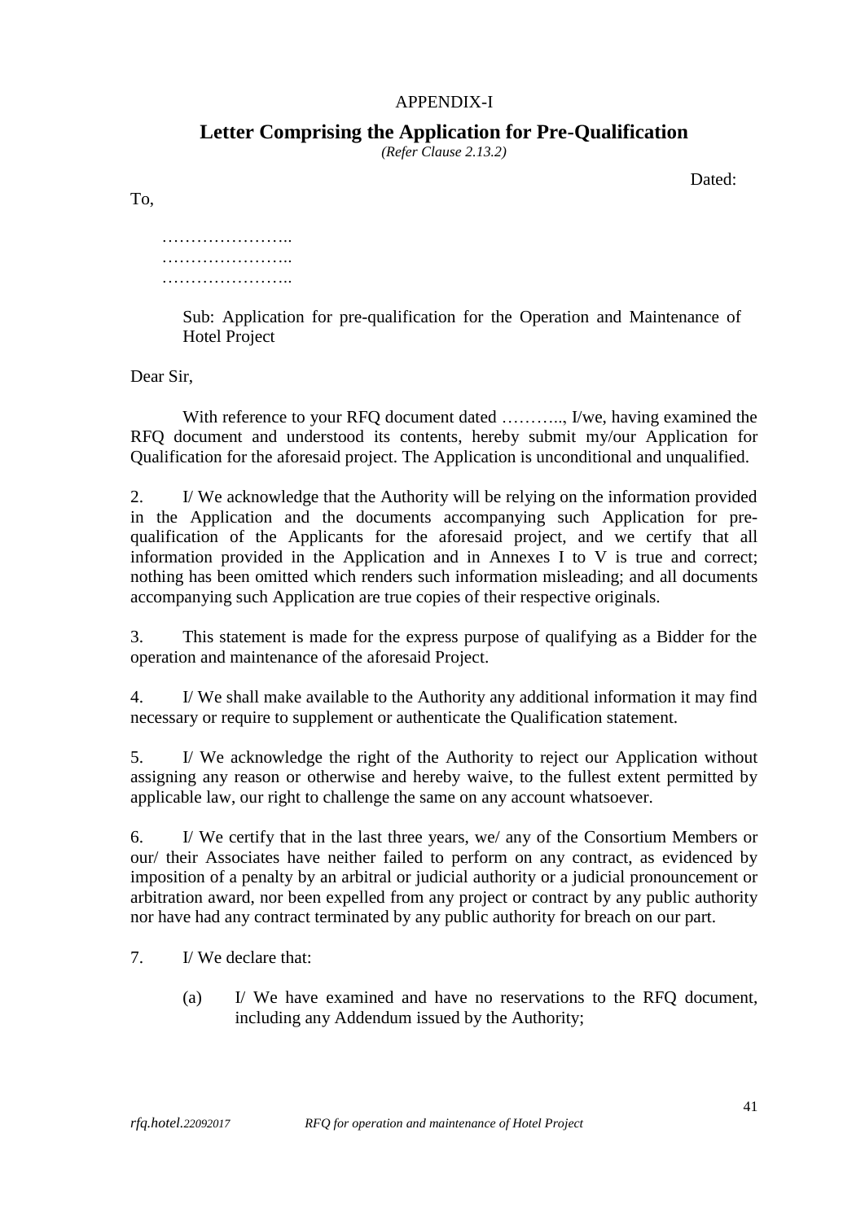APPENDIX-I

## Letter Comprising the Application for Pre-Qualification

*(Refer Clause 2.13.2)*

Dated:

To,

…………………..
…………………..
…………………..

Sub: Application for pre-qualification for the Operation and Maintenance of Hotel Project

Dear Sir,

With reference to your RFQ document dated ……….., I/we, having examined the RFQ document and understood its contents, hereby submit my/our Application for Qualification for the aforesaid project. The Application is unconditional and unqualified.

2. I/ We acknowledge that the Authority will be relying on the information provided in the Application and the documents accompanying such Application for pre-qualification of the Applicants for the aforesaid project, and we certify that all information provided in the Application and in Annexes I to V is true and correct; nothing has been omitted which renders such information misleading; and all documents accompanying such Application are true copies of their respective originals.

3. This statement is made for the express purpose of qualifying as a Bidder for the operation and maintenance of the aforesaid Project.

4. I/ We shall make available to the Authority any additional information it may find necessary or require to supplement or authenticate the Qualification statement.

5. I/ We acknowledge the right of the Authority to reject our Application without assigning any reason or otherwise and hereby waive, to the fullest extent permitted by applicable law, our right to challenge the same on any account whatsoever.

6. I/ We certify that in the last three years, we/ any of the Consortium Members or our/ their Associates have neither failed to perform on any contract, as evidenced by imposition of a penalty by an arbitral or judicial authority or a judicial pronouncement or arbitration award, nor been expelled from any project or contract by any public authority nor have had any contract terminated by any public authority for breach on our part.

7. I/ We declare that:

(a) I/ We have examined and have no reservations to the RFQ document, including any Addendum issued by the Authority;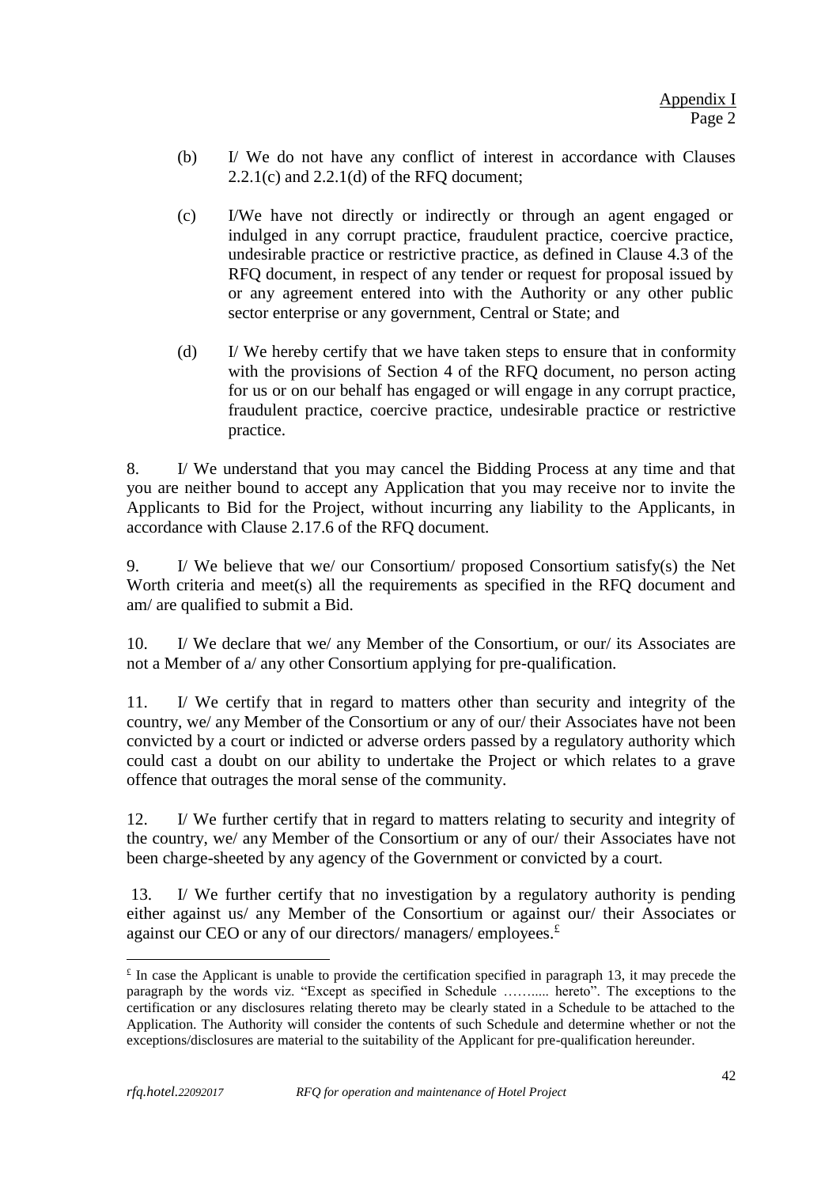(b) I/ We do not have any conflict of interest in accordance with Clauses 2.2.1(c) and 2.2.1(d) of the RFQ document;

(c) I/We have not directly or indirectly or through an agent engaged or indulged in any corrupt practice, fraudulent practice, coercive practice, undesirable practice or restrictive practice, as defined in Clause 4.3 of the RFQ document, in respect of any tender or request for proposal issued by or any agreement entered into with the Authority or any other public sector enterprise or any government, Central or State; and

(d) I/ We hereby certify that we have taken steps to ensure that in conformity with the provisions of Section 4 of the RFQ document, no person acting for us or on our behalf has engaged or will engage in any corrupt practice, fraudulent practice, coercive practice, undesirable practice or restrictive practice.

8. I/ We understand that you may cancel the Bidding Process at any time and that you are neither bound to accept any Application that you may receive nor to invite the Applicants to Bid for the Project, without incurring any liability to the Applicants, in accordance with Clause 2.17.6 of the RFQ document.

9. I/ We believe that we/ our Consortium/ proposed Consortium satisfy(s) the Net Worth criteria and meet(s) all the requirements as specified in the RFQ document and am/ are qualified to submit a Bid.

10. I/ We declare that we/ any Member of the Consortium, or our/ its Associates are not a Member of a/ any other Consortium applying for pre-qualification.

11. I/ We certify that in regard to matters other than security and integrity of the country, we/ any Member of the Consortium or any of our/ their Associates have not been convicted by a court or indicted or adverse orders passed by a regulatory authority which could cast a doubt on our ability to undertake the Project or which relates to a grave offence that outrages the moral sense of the community.

12. I/ We further certify that in regard to matters relating to security and integrity of the country, we/ any Member of the Consortium or any of our/ their Associates have not been charge-sheeted by any agency of the Government or convicted by a court.

13. I/ We further certify that no investigation by a regulatory authority is pending either against us/ any Member of the Consortium or against our/ their Associates or against our CEO or any of our directors/ managers/ employees.[£]

---

[£] In case the Applicant is unable to provide the certification specified in paragraph 13, it may precede the paragraph by the words viz. "Except as specified in Schedule ……..... hereto". The exceptions to the certification or any disclosures relating thereto may be clearly stated in a Schedule to be attached to the Application. The Authority will consider the contents of such Schedule and determine whether or not the exceptions/disclosures are material to the suitability of the Applicant for pre-qualification hereunder.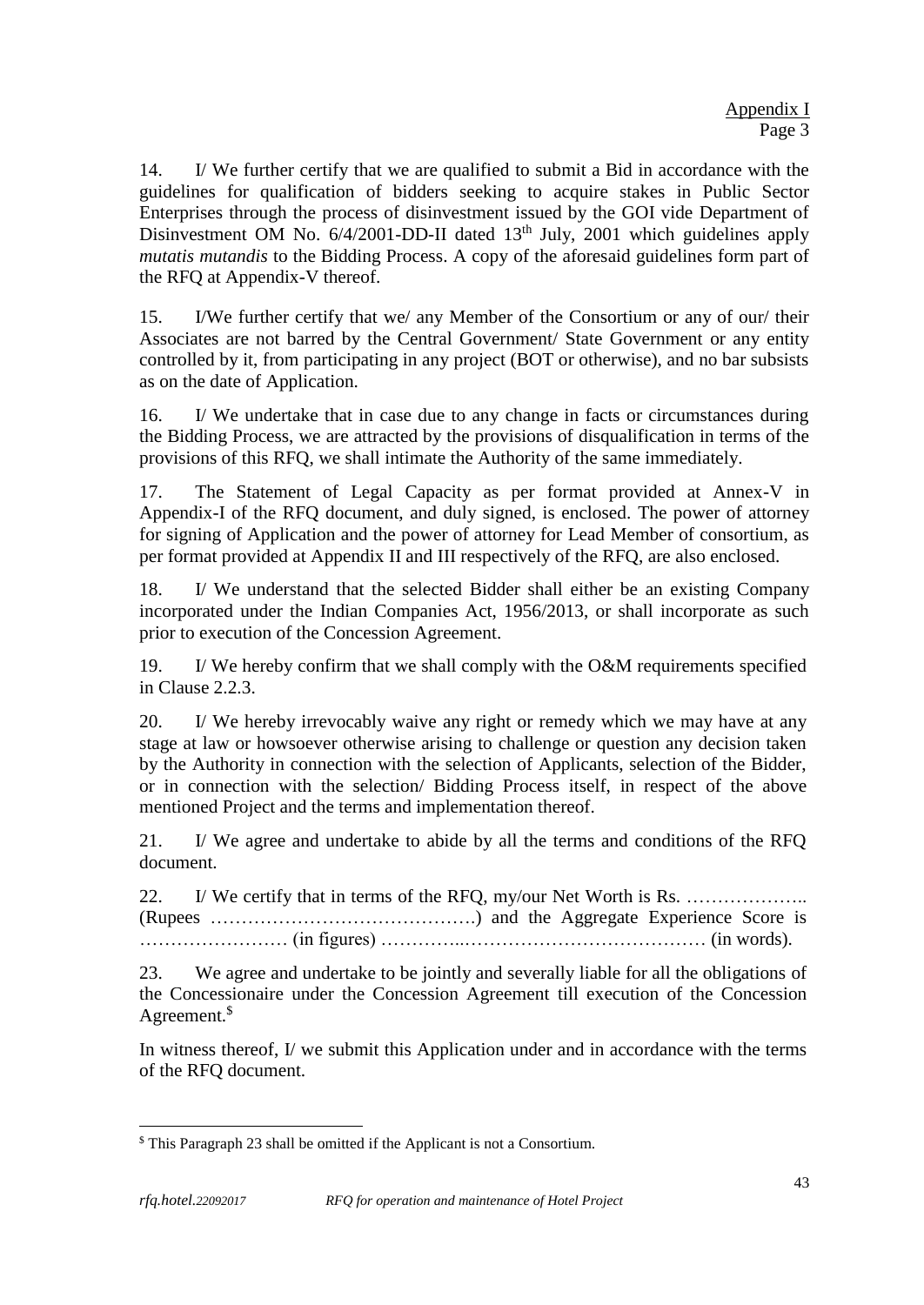Appendix I
Page 3

14. I/ We further certify that we are qualified to submit a Bid in accordance with the guidelines for qualification of bidders seeking to acquire stakes in Public Sector Enterprises through the process of disinvestment issued by the GOI vide Department of Disinvestment OM No. 6/4/2001-DD-II dated 13th July, 2001 which guidelines apply *mutatis mutandis* to the Bidding Process. A copy of the aforesaid guidelines form part of the RFQ at Appendix-V thereof.

15. I/We further certify that we/ any Member of the Consortium or any of our/ their Associates are not barred by the Central Government/ State Government or any entity controlled by it, from participating in any project (BOT or otherwise), and no bar subsists as on the date of Application.

16. I/ We undertake that in case due to any change in facts or circumstances during the Bidding Process, we are attracted by the provisions of disqualification in terms of the provisions of this RFQ, we shall intimate the Authority of the same immediately.

17. The Statement of Legal Capacity as per format provided at Annex-V in Appendix-I of the RFQ document, and duly signed, is enclosed. The power of attorney for signing of Application and the power of attorney for Lead Member of consortium, as per format provided at Appendix II and III respectively of the RFQ, are also enclosed.

18. I/ We understand that the selected Bidder shall either be an existing Company incorporated under the Indian Companies Act, 1956/2013, or shall incorporate as such prior to execution of the Concession Agreement.

19. I/ We hereby confirm that we shall comply with the O&M requirements specified in Clause 2.2.3.

20. I/ We hereby irrevocably waive any right or remedy which we may have at any stage at law or howsoever otherwise arising to challenge or question any decision taken by the Authority in connection with the selection of Applicants, selection of the Bidder, or in connection with the selection/ Bidding Process itself, in respect of the above mentioned Project and the terms and implementation thereof.

21. I/ We agree and undertake to abide by all the terms and conditions of the RFQ document.

22. I/ We certify that in terms of the RFQ, my/our Net Worth is Rs. ……………….. (Rupees …………………………………….) and the Aggregate Experience Score is …………………… (in figures) …………..………………………………… (in words).

23. We agree and undertake to be jointly and severally liable for all the obligations of the Concessionaire under the Concession Agreement till execution of the Concession Agreement.[$]

In witness thereof, I/ we submit this Application under and in accordance with the terms of the RFQ document.

[$] This Paragraph 23 shall be omitted if the Applicant is not a Consortium.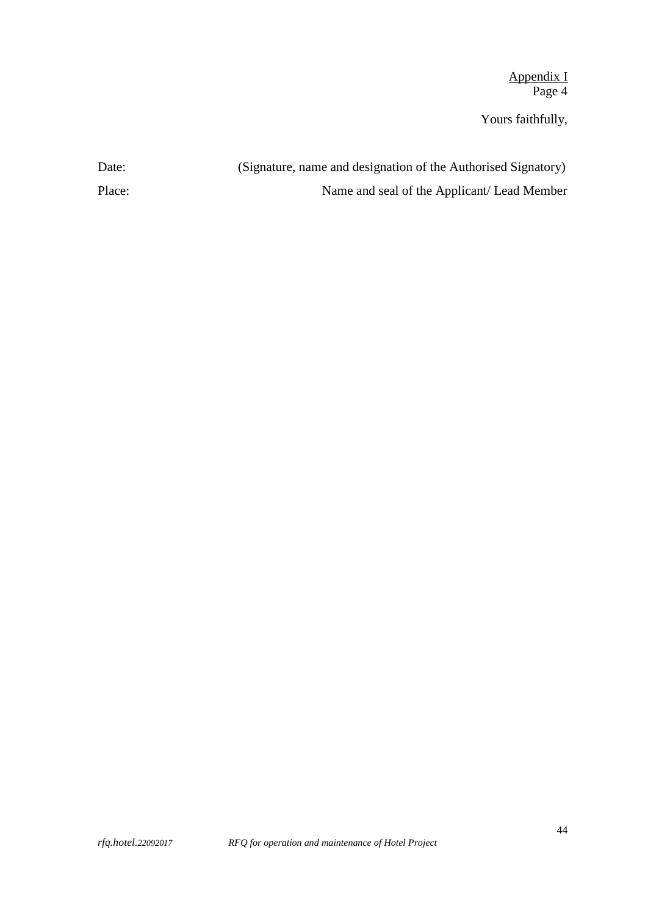Appendix I
Page 4

Yours faithfully,

Date: (Signature, name and designation of the Authorised Signatory)

Place: Name and seal of the Applicant/ Lead Member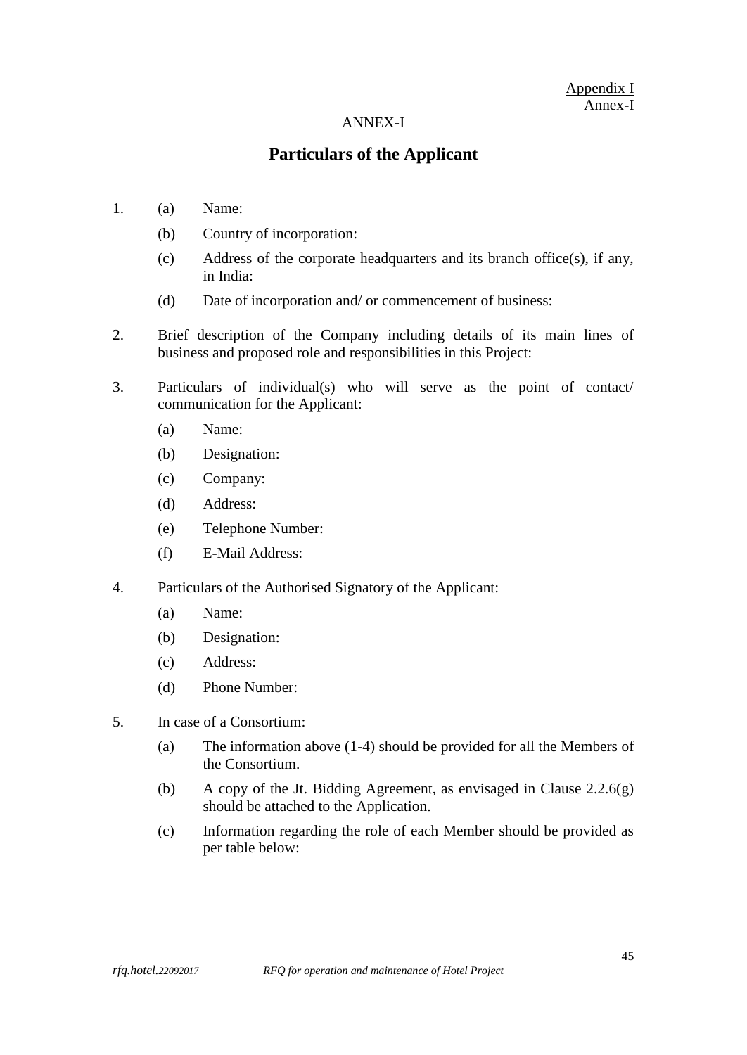Appendix I
Annex-I

ANNEX-I

# Particulars of the Applicant

1. (a) Name:

   (b) Country of incorporation:

   (c) Address of the corporate headquarters and its branch office(s), if any, in India:

   (d) Date of incorporation and/ or commencement of business:

2. Brief description of the Company including details of its main lines of business and proposed role and responsibilities in this Project:

3. Particulars of individual(s) who will serve as the point of contact/ communication for the Applicant:

   (a) Name:

   (b) Designation:

   (c) Company:

   (d) Address:

   (e) Telephone Number:

   (f) E-Mail Address:

4. Particulars of the Authorised Signatory of the Applicant:

   (a) Name:

   (b) Designation:

   (c) Address:

   (d) Phone Number:

5. In case of a Consortium:

   (a) The information above (1-4) should be provided for all the Members of the Consortium.

   (b) A copy of the Jt. Bidding Agreement, as envisaged in Clause 2.2.6(g) should be attached to the Application.

   (c) Information regarding the role of each Member should be provided as per table below: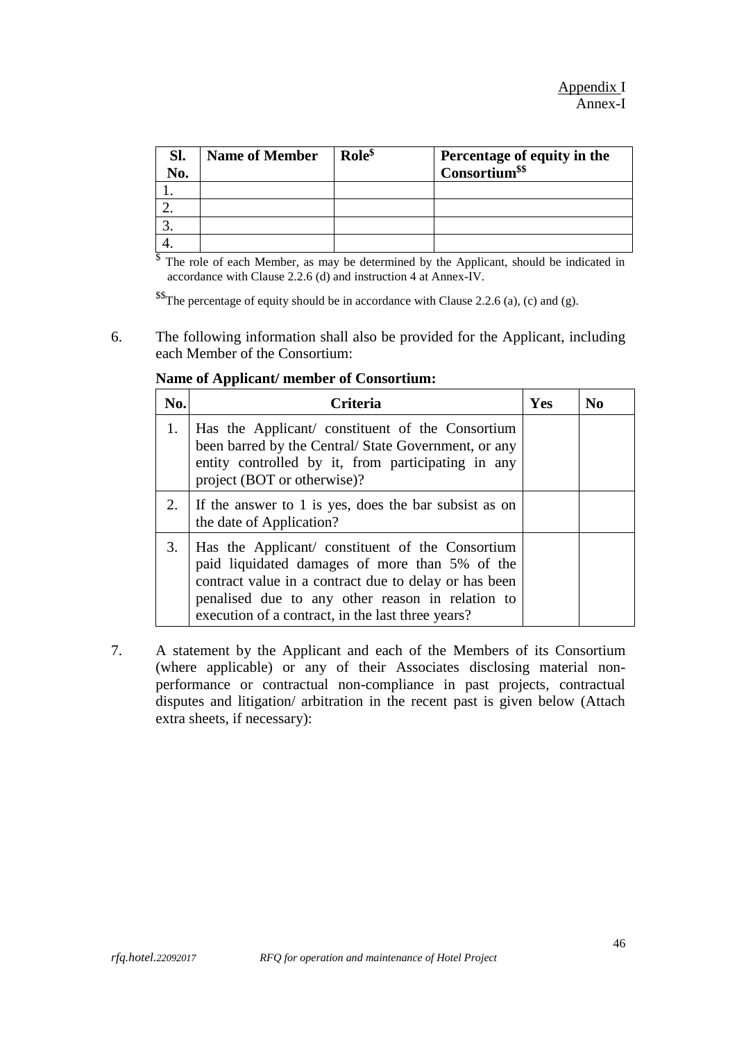Appendix I
Annex-I

| Sl. No. | Name of Member | Role[$] | Percentage of equity in the Consortium[$$] |
|---|---|---|---|
| 1. | | | |
| 2. | | | |
| 3. | | | |
| 4. | | | |

[$] The role of each Member, as may be determined by the Applicant, should be indicated in accordance with Clause 2.2.6 (d) and instruction 4 at Annex-IV.

[$$] The percentage of equity should be in accordance with Clause 2.2.6 (a), (c) and (g).

6. The following information shall also be provided for the Applicant, including each Member of the Consortium:

**Name of Applicant/ member of Consortium:**

| No. | Criteria | Yes | No |
|---|---|---|---|
| 1. | Has the Applicant/ constituent of the Consortium been barred by the Central/ State Government, or any entity controlled by it, from participating in any project (BOT or otherwise)? | | |
| 2. | If the answer to 1 is yes, does the bar subsist as on the date of Application? | | |
| 3. | Has the Applicant/ constituent of the Consortium paid liquidated damages of more than 5% of the contract value in a contract due to delay or has been penalised due to any other reason in relation to execution of a contract, in the last three years? | | |

7. A statement by the Applicant and each of the Members of its Consortium (where applicable) or any of their Associates disclosing material non-performance or contractual non-compliance in past projects, contractual disputes and litigation/ arbitration in the recent past is given below (Attach extra sheets, if necessary):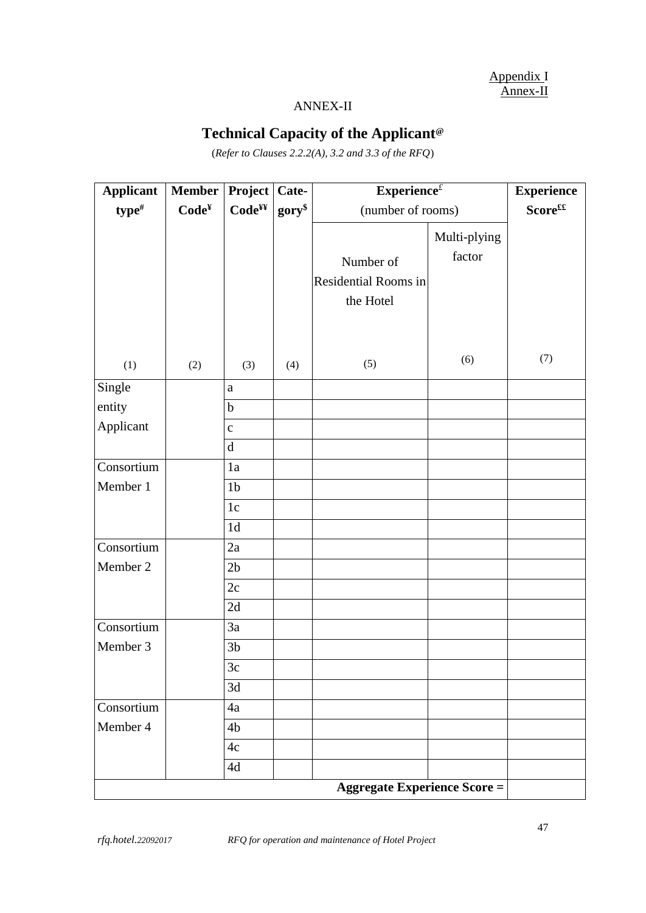Appendix I
Annex-II

ANNEX-II

## Technical Capacity of the Applicant@

(*Refer to Clauses 2.2.2(A), 3.2 and 3.3 of the RFQ*)

| **Applicant type#** | **Member Code¥** | **Project Code¥¥** | **Cate-gory$** | **Experience£** (number of rooms) | | **Experience Score££** |
|---|---|---|---|---|---|---|
| | | | | Number of Residential Rooms in the Hotel | Multi-plying factor | |
| (1) | (2) | (3) | (4) | (5) | (6) | (7) |
| Single entity Applicant | | a | | | | |
| | | b | | | | |
| | | c | | | | |
| | | d | | | | |
| Consortium Member 1 | | 1a | | | | |
| | | 1b | | | | |
| | | 1c | | | | |
| | | 1d | | | | |
| Consortium Member 2 | | 2a | | | | |
| | | 2b | | | | |
| | | 2c | | | | |
| | | 2d | | | | |
| Consortium Member 3 | | 3a | | | | |
| | | 3b | | | | |
| | | 3c | | | | |
| | | 3d | | | | |
| Consortium Member 4 | | 4a | | | | |
| | | 4b | | | | |
| | | 4c | | | | |
| | | 4d | | | | |
| | | | | | **Aggregate Experience Score =** | |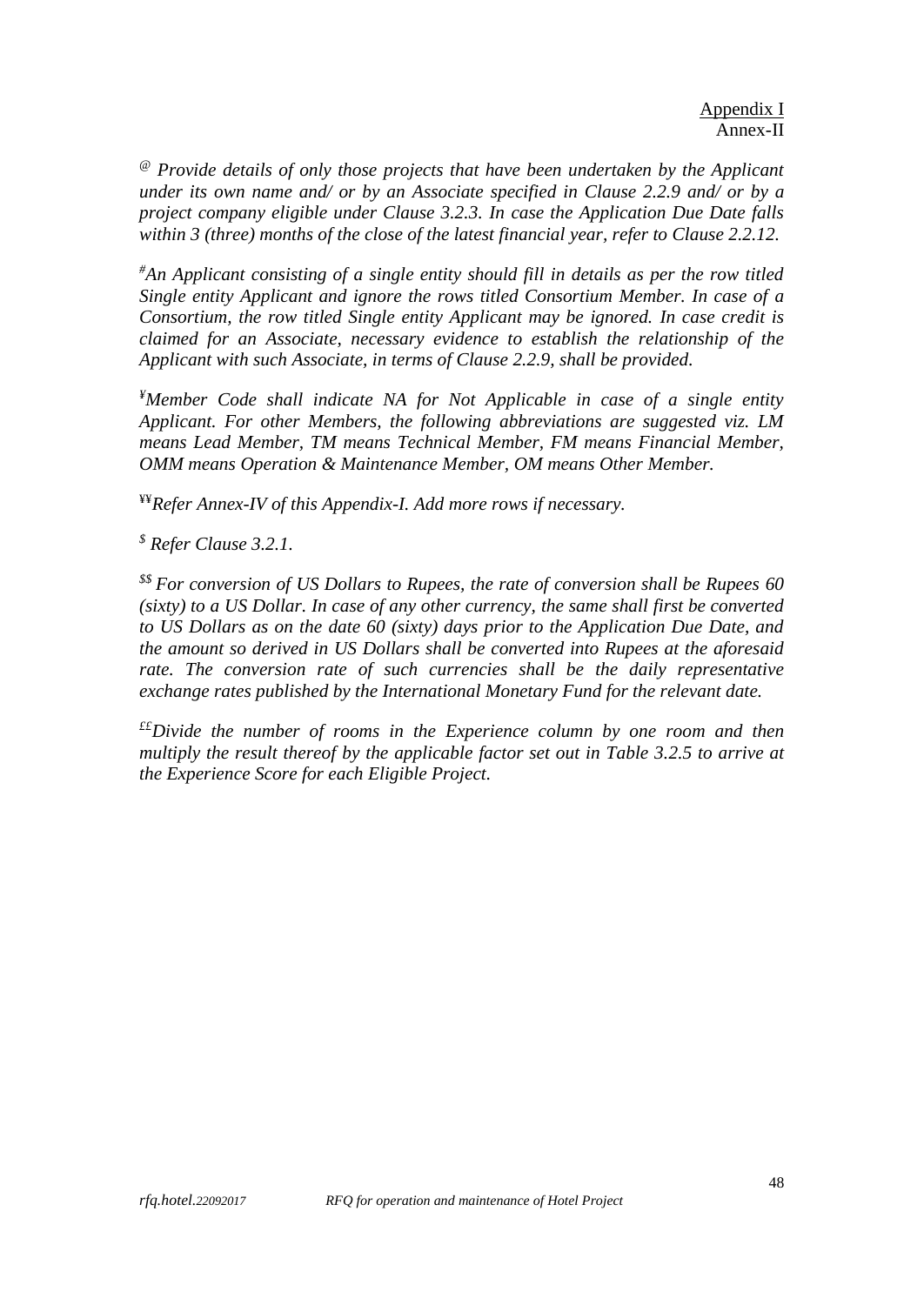Appendix I
Annex-II

[@] *Provide details of only those projects that have been undertaken by the Applicant under its own name and/ or by an Associate specified in Clause 2.2.9 and/ or by a project company eligible under Clause 3.2.3. In case the Application Due Date falls within 3 (three) months of the close of the latest financial year, refer to Clause 2.2.12.*

[#] *An Applicant consisting of a single entity should fill in details as per the row titled Single entity Applicant and ignore the rows titled Consortium Member. In case of a Consortium, the row titled Single entity Applicant may be ignored. In case credit is claimed for an Associate, necessary evidence to establish the relationship of the Applicant with such Associate, in terms of Clause 2.2.9, shall be provided.*

[¥] *Member Code shall indicate NA for Not Applicable in case of a single entity Applicant. For other Members, the following abbreviations are suggested viz. LM means Lead Member, TM means Technical Member, FM means Financial Member, OMM means Operation & Maintenance Member, OM means Other Member.*

[¥¥] *Refer Annex-IV of this Appendix-I. Add more rows if necessary.*

[$] *Refer Clause 3.2.1.*

[$$] *For conversion of US Dollars to Rupees, the rate of conversion shall be Rupees 60 (sixty) to a US Dollar. In case of any other currency, the same shall first be converted to US Dollars as on the date 60 (sixty) days prior to the Application Due Date, and the amount so derived in US Dollars shall be converted into Rupees at the aforesaid rate. The conversion rate of such currencies shall be the daily representative exchange rates published by the International Monetary Fund for the relevant date.*

[££] *Divide the number of rooms in the Experience column by one room and then multiply the result thereof by the applicable factor set out in Table 3.2.5 to arrive at the Experience Score for each Eligible Project.*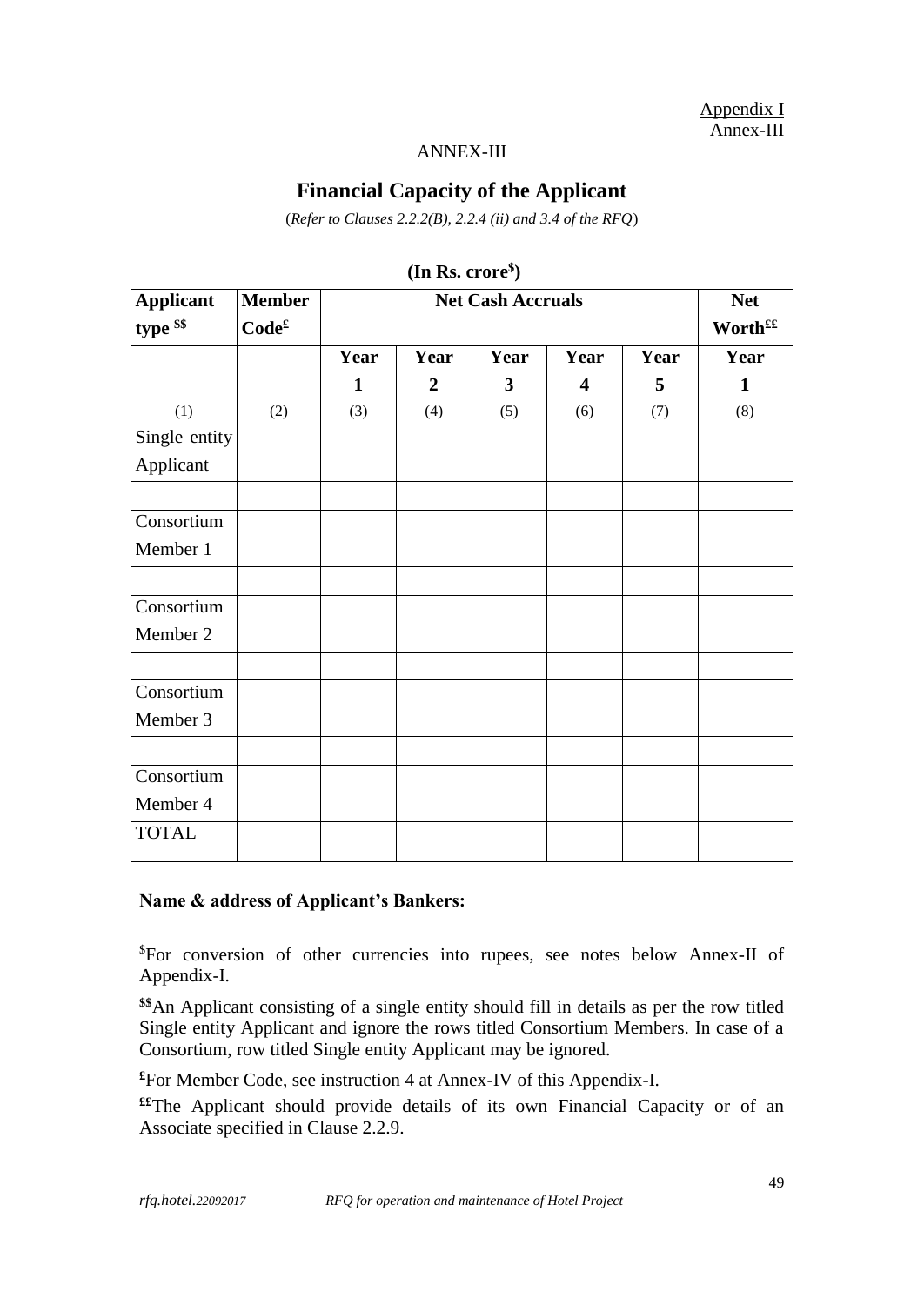Appendix I
Annex-III

ANNEX-III

## Financial Capacity of the Applicant

(*Refer to Clauses 2.2.2(B), 2.2.4 (ii) and 3.4 of the RFQ*)

**(In Rs. crore[$])**

| **Applicant type [$$]** | **Member Code[£]** | **Net Cash Accruals** | | | | | **Net Worth[££]** |
|---|---|---|---|---|---|---|---|
| | | **Year 1** | **Year 2** | **Year 3** | **Year 4** | **Year 5** | **Year 1** |
| (1) | (2) | (3) | (4) | (5) | (6) | (7) | (8) |
| Single entity Applicant | | | | | | | |
| | | | | | | | |
| Consortium Member 1 | | | | | | | |
| | | | | | | | |
| Consortium Member 2 | | | | | | | |
| | | | | | | | |
| Consortium Member 3 | | | | | | | |
| | | | | | | | |
| Consortium Member 4 | | | | | | | |
| TOTAL | | | | | | | |

**Name & address of Applicant's Bankers:**

[$]For conversion of other currencies into rupees, see notes below Annex-II of Appendix-I.

**[$$]**An Applicant consisting of a single entity should fill in details as per the row titled Single entity Applicant and ignore the rows titled Consortium Members. In case of a Consortium, row titled Single entity Applicant may be ignored.

**[£]**For Member Code, see instruction 4 at Annex-IV of this Appendix-I.

**[££]**The Applicant should provide details of its own Financial Capacity or of an Associate specified in Clause 2.2.9.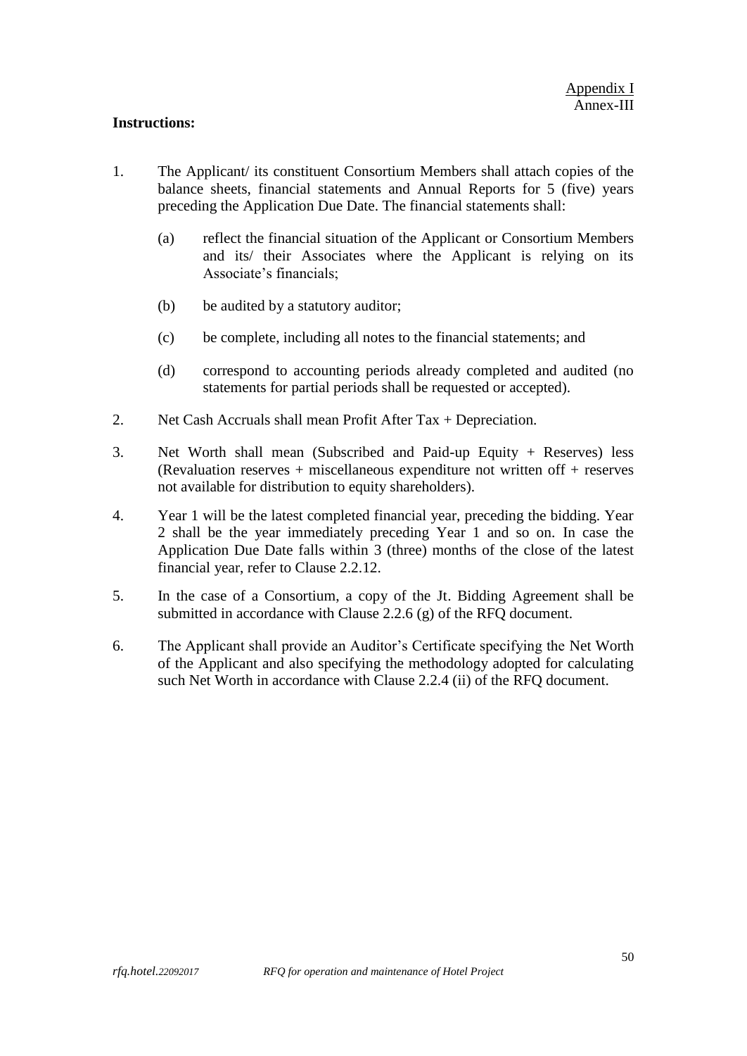Appendix I
Annex-III

**Instructions:**

1. The Applicant/ its constituent Consortium Members shall attach copies of the balance sheets, financial statements and Annual Reports for 5 (five) years preceding the Application Due Date. The financial statements shall:

   (a) reflect the financial situation of the Applicant or Consortium Members and its/ their Associates where the Applicant is relying on its Associate's financials;

   (b) be audited by a statutory auditor;

   (c) be complete, including all notes to the financial statements; and

   (d) correspond to accounting periods already completed and audited (no statements for partial periods shall be requested or accepted).

2. Net Cash Accruals shall mean Profit After Tax + Depreciation.

3. Net Worth shall mean (Subscribed and Paid-up Equity + Reserves) less (Revaluation reserves + miscellaneous expenditure not written off + reserves not available for distribution to equity shareholders).

4. Year 1 will be the latest completed financial year, preceding the bidding. Year 2 shall be the year immediately preceding Year 1 and so on. In case the Application Due Date falls within 3 (three) months of the close of the latest financial year, refer to Clause 2.2.12.

5. In the case of a Consortium, a copy of the Jt. Bidding Agreement shall be submitted in accordance with Clause 2.2.6 (g) of the RFQ document.

6. The Applicant shall provide an Auditor's Certificate specifying the Net Worth of the Applicant and also specifying the methodology adopted for calculating such Net Worth in accordance with Clause 2.2.4 (ii) of the RFQ document.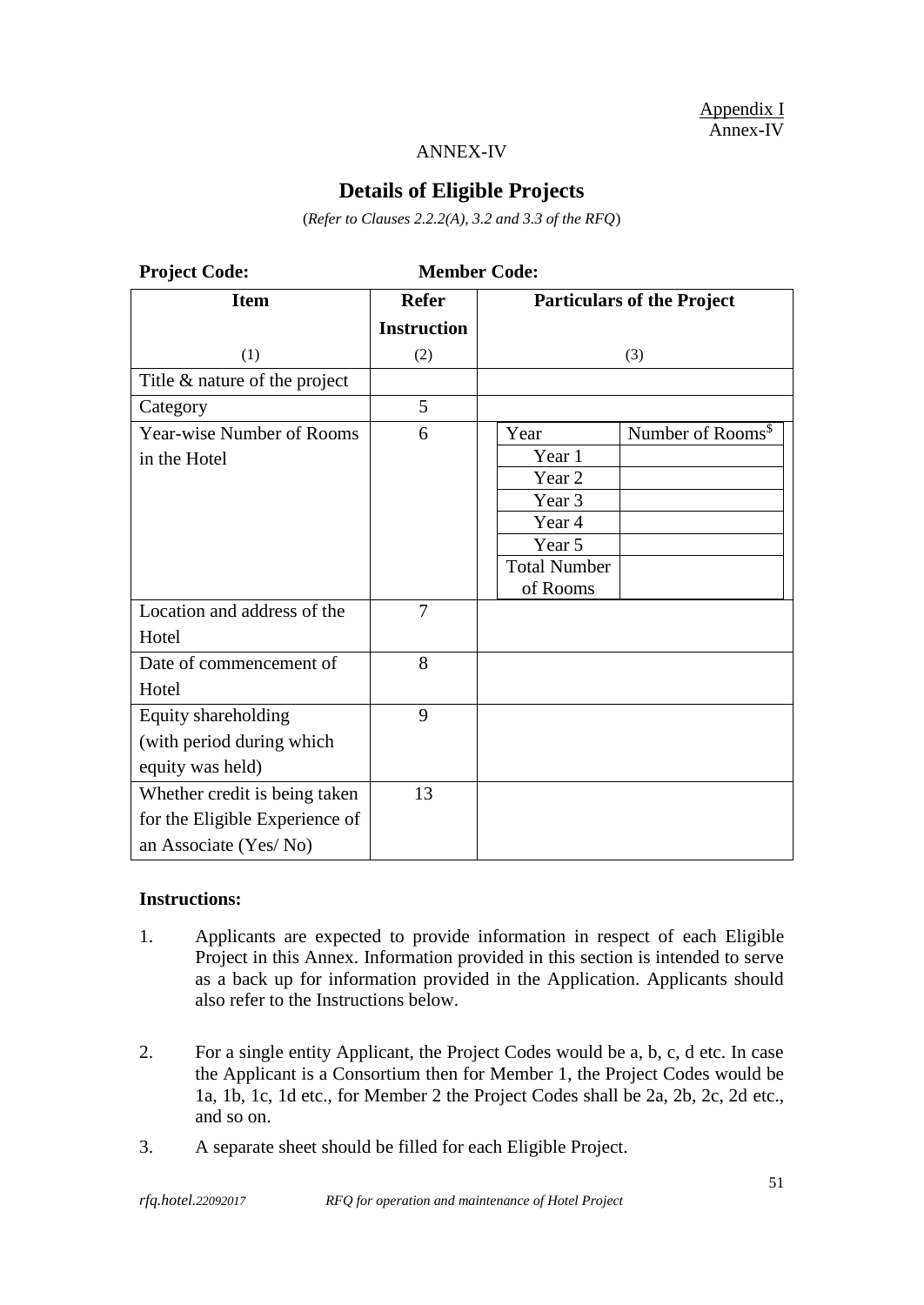Appendix I
Annex-IV

ANNEX-IV

## Details of Eligible Projects

(*Refer to Clauses 2.2.2(A), 3.2 and 3.3 of the RFQ*)

**Project Code:** **Member Code:**

| Item | Refer Instruction | Particulars of the Project | |
|---|---|---|---|
| (1) | (2) | (3) | |
| Title & nature of the project | | | |
| Category | 5 | | |
| Year-wise Number of Rooms in the Hotel | 6 | Year | Number of Rooms[$] |
| | | Year 1 | |
| | | Year 2 | |
| | | Year 3 | |
| | | Year 4 | |
| | | Year 5 | |
| | | Total Number of Rooms | |
| Location and address of the Hotel | 7 | | |
| Date of commencement of Hotel | 8 | | |
| Equity shareholding (with period during which equity was held) | 9 | | |
| Whether credit is being taken for the Eligible Experience of an Associate (Yes/ No) | 13 | | |

**Instructions:**

1. Applicants are expected to provide information in respect of each Eligible Project in this Annex. Information provided in this section is intended to serve as a back up for information provided in the Application. Applicants should also refer to the Instructions below.

2. For a single entity Applicant, the Project Codes would be a, b, c, d etc. In case the Applicant is a Consortium then for Member 1, the Project Codes would be 1a, 1b, 1c, 1d etc., for Member 2 the Project Codes shall be 2a, 2b, 2c, 2d etc., and so on.

3. A separate sheet should be filled for each Eligible Project.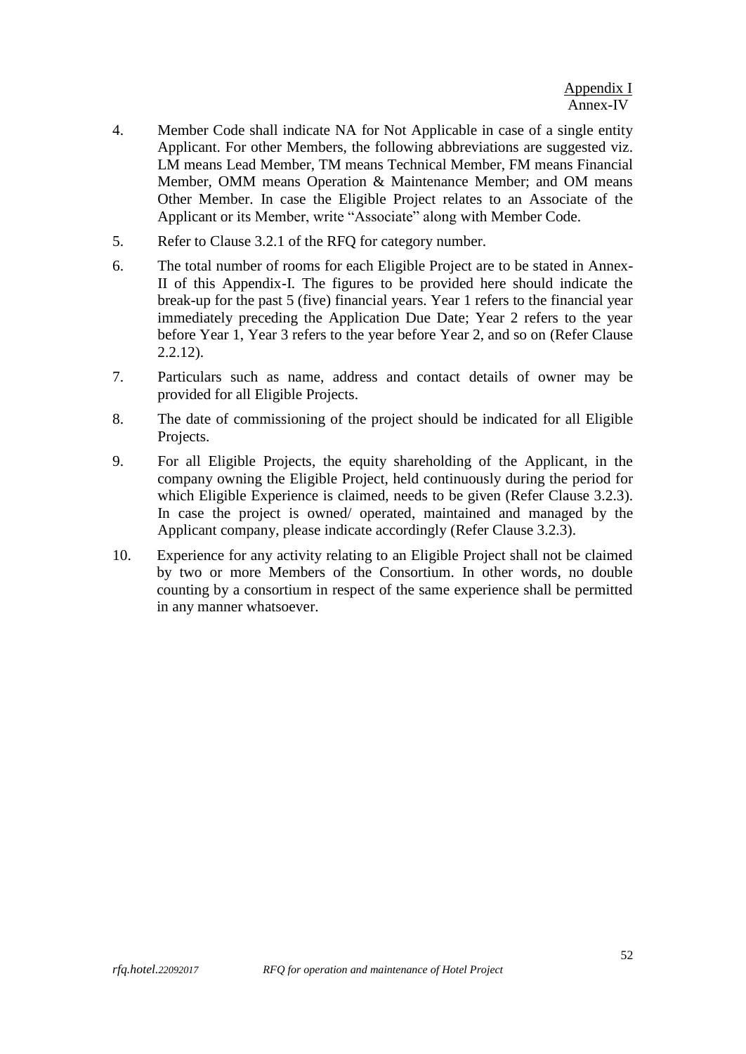Appendix I
Annex-IV

4. Member Code shall indicate NA for Not Applicable in case of a single entity Applicant. For other Members, the following abbreviations are suggested viz. LM means Lead Member, TM means Technical Member, FM means Financial Member, OMM means Operation & Maintenance Member; and OM means Other Member. In case the Eligible Project relates to an Associate of the Applicant or its Member, write "Associate" along with Member Code.
5. Refer to Clause 3.2.1 of the RFQ for category number.
6. The total number of rooms for each Eligible Project are to be stated in Annex-II of this Appendix-I. The figures to be provided here should indicate the break-up for the past 5 (five) financial years. Year 1 refers to the financial year immediately preceding the Application Due Date; Year 2 refers to the year before Year 1, Year 3 refers to the year before Year 2, and so on (Refer Clause 2.2.12).
7. Particulars such as name, address and contact details of owner may be provided for all Eligible Projects.
8. The date of commissioning of the project should be indicated for all Eligible Projects.
9. For all Eligible Projects, the equity shareholding of the Applicant, in the company owning the Eligible Project, held continuously during the period for which Eligible Experience is claimed, needs to be given (Refer Clause 3.2.3). In case the project is owned/ operated, maintained and managed by the Applicant company, please indicate accordingly (Refer Clause 3.2.3).
10. Experience for any activity relating to an Eligible Project shall not be claimed by two or more Members of the Consortium. In other words, no double counting by a consortium in respect of the same experience shall be permitted in any manner whatsoever.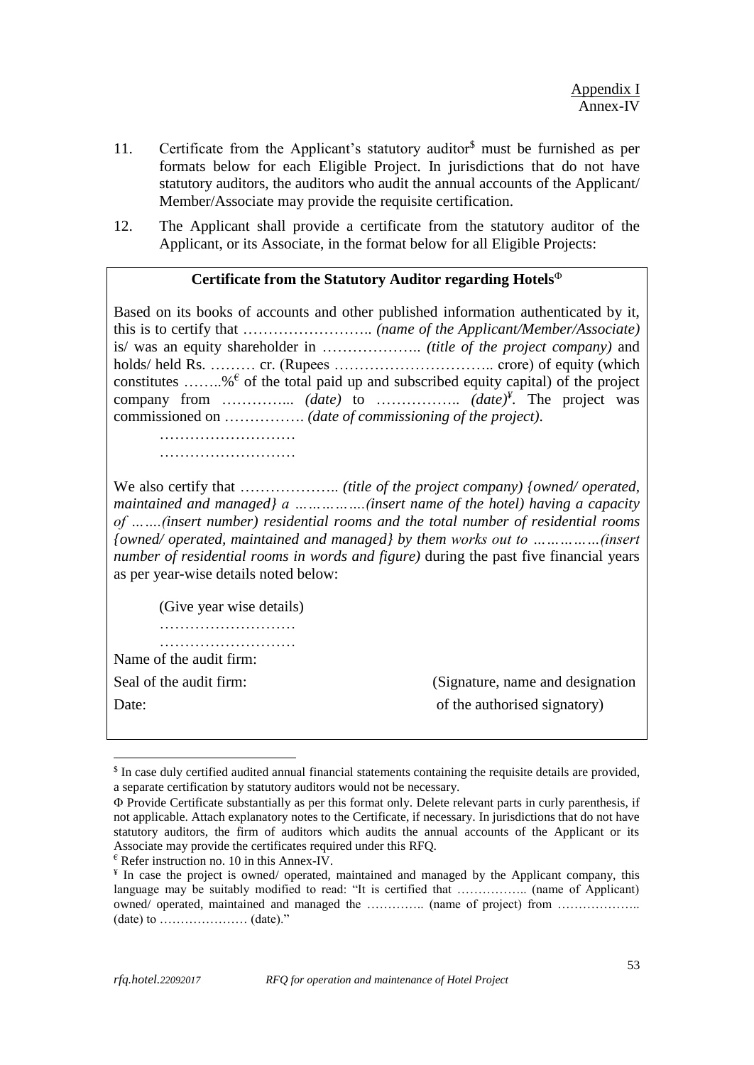Appendix I
Annex-IV

11. Certificate from the Applicant's statutory auditor[$] must be furnished as per formats below for each Eligible Project. In jurisdictions that do not have statutory auditors, the auditors who audit the annual accounts of the Applicant/ Member/Associate may provide the requisite certification.

12. The Applicant shall provide a certificate from the statutory auditor of the Applicant, or its Associate, in the format below for all Eligible Projects:

---

**Certificate from the Statutory Auditor regarding Hotels**[Φ]

Based on its books of accounts and other published information authenticated by it, this is to certify that …………………….. *(name of the Applicant/Member/Associate)* is/ was an equity shareholder in ……………….. *(title of the project company)* and holds/ held Rs. ……… cr. (Rupees ………………………….. crore) of equity (which constitutes ……..%[€] of the total paid up and subscribed equity capital) of the project company from …………... *(date)* to …………….. *(date)*[¥]. The project was commissioned on ……………. *(date of commissioning of the project).*

………………………
………………………

We also certify that ……………….. *(title of the project company) {owned/ operated, maintained and managed} a …………….(insert name of the hotel) having a capacity of …….(insert number) residential rooms and the total number of residential rooms {owned/ operated, maintained and managed} by them works out to ……………(insert number of residential rooms in words and figure)* during the past five financial years as per year-wise details noted below:

(Give year wise details)
………………………
………………………

Name of the audit firm:

Seal of the audit firm: (Signature, name and designation

Date: of the authorised signatory)

---

[$] In case duly certified audited annual financial statements containing the requisite details are provided, a separate certification by statutory auditors would not be necessary.

[Φ] Provide Certificate substantially as per this format only. Delete relevant parts in curly parenthesis, if not applicable. Attach explanatory notes to the Certificate, if necessary. In jurisdictions that do not have statutory auditors, the firm of auditors which audits the annual accounts of the Applicant or its Associate may provide the certificates required under this RFQ.

[€] Refer instruction no. 10 in this Annex-IV.

[¥] In case the project is owned/ operated, maintained and managed by the Applicant company, this language may be suitably modified to read: "It is certified that …………….. (name of Applicant) owned/ operated, maintained and managed the …………. (name of project) from ……………….. (date) to ………………… (date)."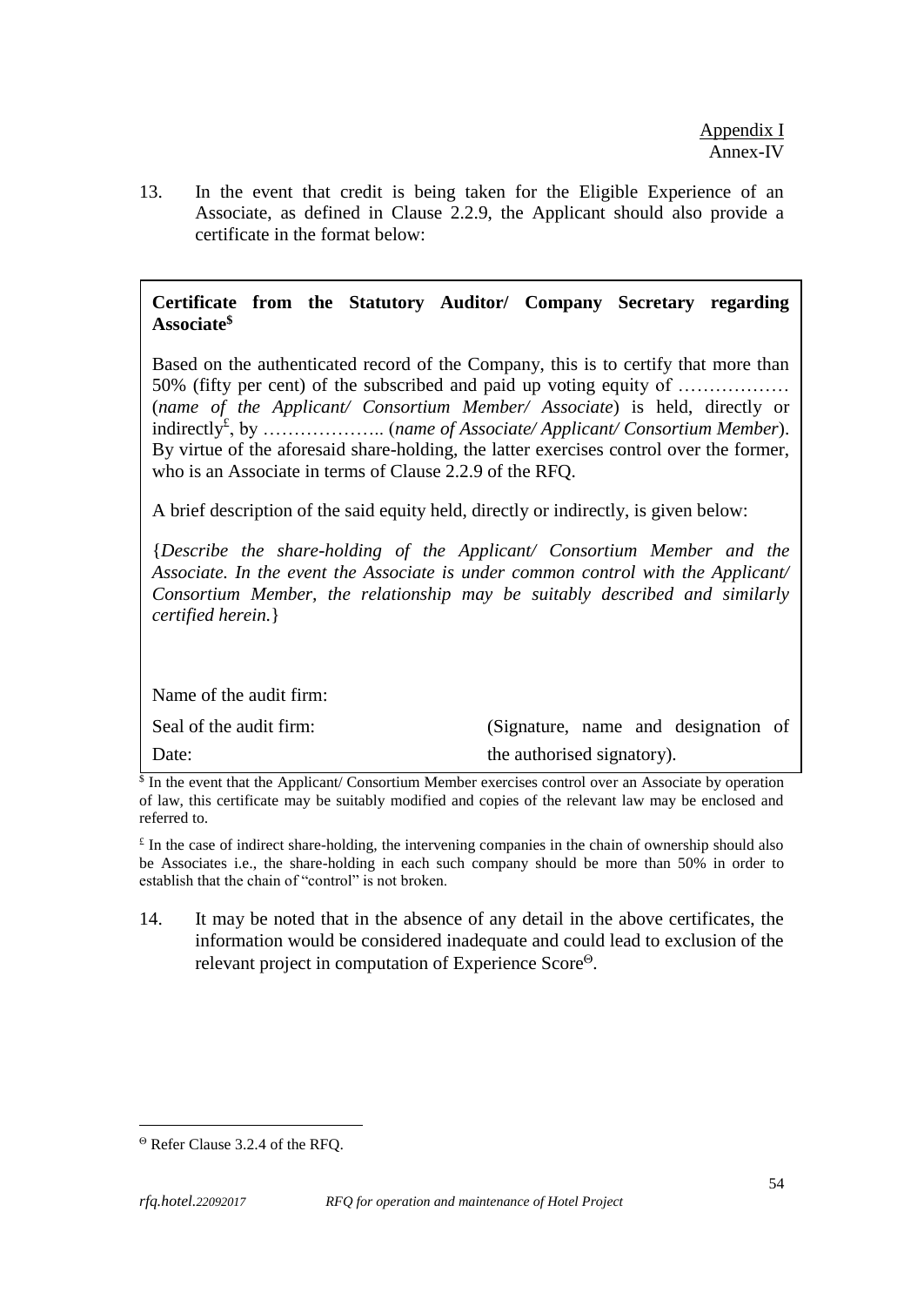Appendix I
Annex-IV

13. In the event that credit is being taken for the Eligible Experience of an Associate, as defined in Clause 2.2.9, the Applicant should also provide a certificate in the format below:

**Certificate from the Statutory Auditor/ Company Secretary regarding Associate**[$]

Based on the authenticated record of the Company, this is to certify that more than 50% (fifty per cent) of the subscribed and paid up voting equity of ……………… (*name of the Applicant/ Consortium Member/ Associate*) is held, directly or indirectly[£], by ……………….. (*name of Associate/ Applicant/ Consortium Member*). By virtue of the aforesaid share-holding, the latter exercises control over the former, who is an Associate in terms of Clause 2.2.9 of the RFQ.

A brief description of the said equity held, directly or indirectly, is given below:

{*Describe the share-holding of the Applicant/ Consortium Member and the Associate. In the event the Associate is under common control with the Applicant/ Consortium Member, the relationship may be suitably described and similarly certified herein.*}

Name of the audit firm:

Seal of the audit firm: (Signature, name and designation of

Date: the authorised signatory).

[$] In the event that the Applicant/ Consortium Member exercises control over an Associate by operation of law, this certificate may be suitably modified and copies of the relevant law may be enclosed and referred to.

[£] In the case of indirect share-holding, the intervening companies in the chain of ownership should also be Associates i.e., the share-holding in each such company should be more than 50% in order to establish that the chain of "control" is not broken.

14. It may be noted that in the absence of any detail in the above certificates, the information would be considered inadequate and could lead to exclusion of the relevant project in computation of Experience Score[Θ].

[Θ] Refer Clause 3.2.4 of the RFQ.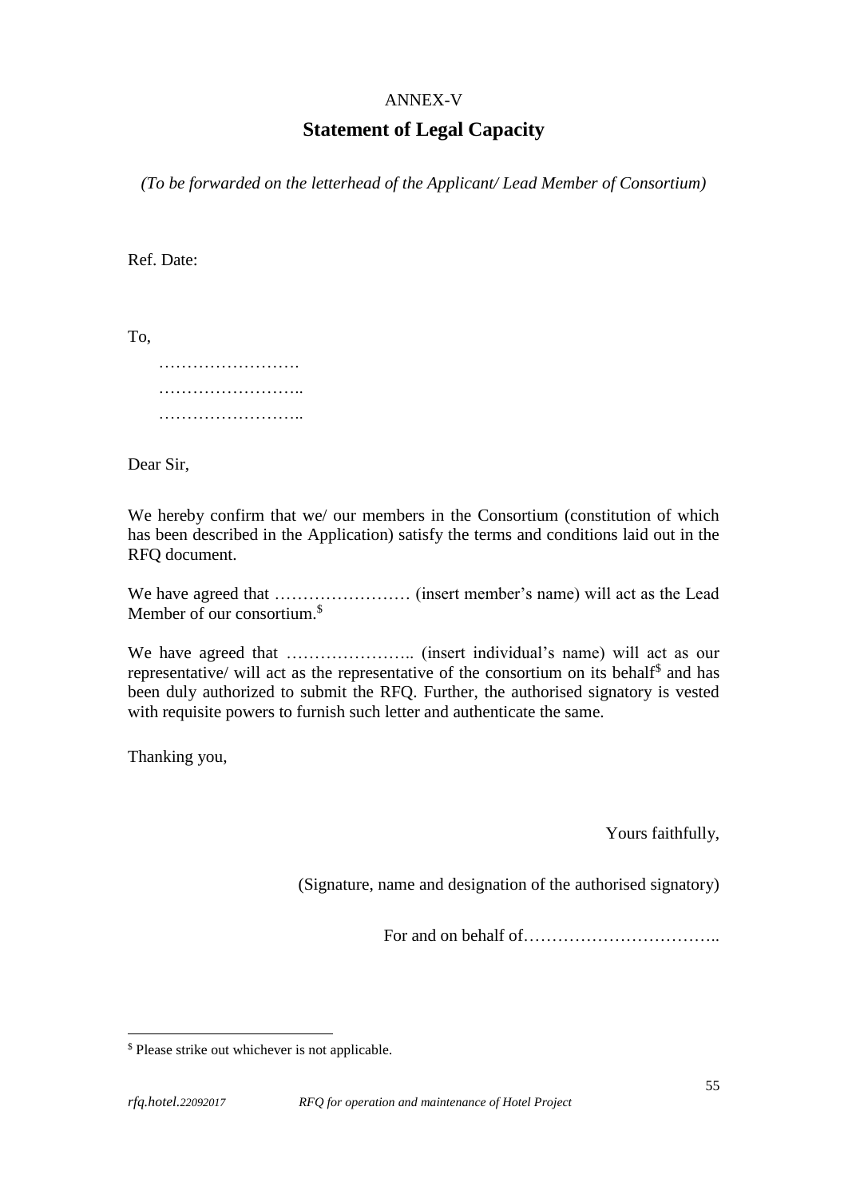ANNEX-V

## Statement of Legal Capacity

*(To be forwarded on the letterhead of the Applicant/ Lead Member of Consortium)*

Ref. Date:

To,

…………………….
……………………..
……………………..

Dear Sir,

We hereby confirm that we/ our members in the Consortium (constitution of which has been described in the Application) satisfy the terms and conditions laid out in the RFQ document.

We have agreed that …………………… (insert member's name) will act as the Lead Member of our consortium.[$]

We have agreed that ………………….. (insert individual's name) will act as our representative/ will act as the representative of the consortium on its behalf[$] and has been duly authorized to submit the RFQ. Further, the authorised signatory is vested with requisite powers to furnish such letter and authenticate the same.

Thanking you,

Yours faithfully,

(Signature, name and designation of the authorised signatory)

For and on behalf of……………………………..

---

[$] Please strike out whichever is not applicable.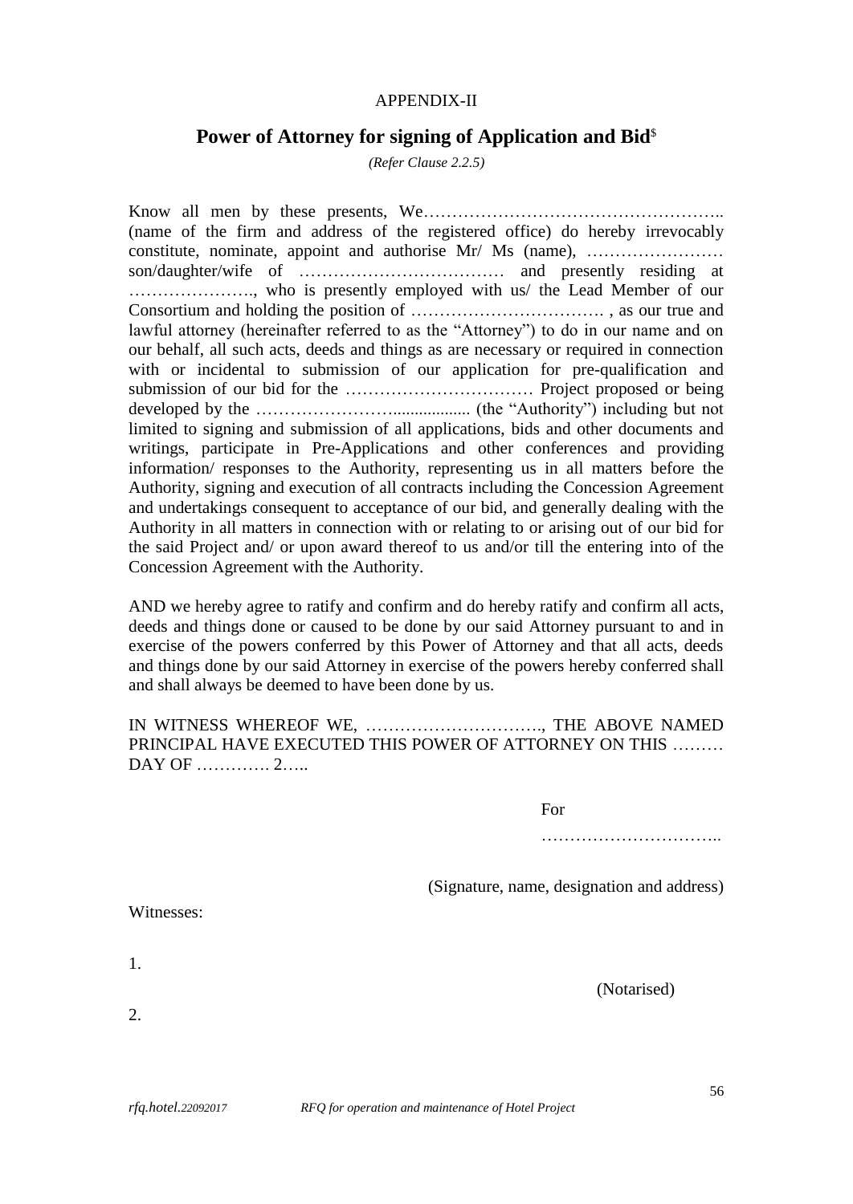APPENDIX-II

## Power of Attorney for signing of Application and Bid[$]

*(Refer Clause 2.2.5)*

Know all men by these presents, We…………………………………………….. (name of the firm and address of the registered office) do hereby irrevocably constitute, nominate, appoint and authorise Mr/ Ms (name), …………………… son/daughter/wife of ……………………………… and presently residing at …………………., who is presently employed with us/ the Lead Member of our Consortium and holding the position of ……………………………. , as our true and lawful attorney (hereinafter referred to as the "Attorney") to do in our name and on our behalf, all such acts, deeds and things as are necessary or required in connection with or incidental to submission of our application for pre-qualification and submission of our bid for the …………………………… Project proposed or being developed by the ……………………................. (the "Authority") including but not limited to signing and submission of all applications, bids and other documents and writings, participate in Pre-Applications and other conferences and providing information/ responses to the Authority, representing us in all matters before the Authority, signing and execution of all contracts including the Concession Agreement and undertakings consequent to acceptance of our bid, and generally dealing with the Authority in all matters in connection with or relating to or arising out of our bid for the said Project and/ or upon award thereof to us and/or till the entering into of the Concession Agreement with the Authority.

AND we hereby agree to ratify and confirm and do hereby ratify and confirm all acts, deeds and things done or caused to be done by our said Attorney pursuant to and in exercise of the powers conferred by this Power of Attorney and that all acts, deeds and things done by our said Attorney in exercise of the powers hereby conferred shall and shall always be deemed to have been done by us.

IN WITNESS WHEREOF WE, …………………………., THE ABOVE NAMED PRINCIPAL HAVE EXECUTED THIS POWER OF ATTORNEY ON THIS ……… DAY OF …………. 2…..

For

…………………………..

(Signature, name, designation and address)

Witnesses:

1.

(Notarised)

2.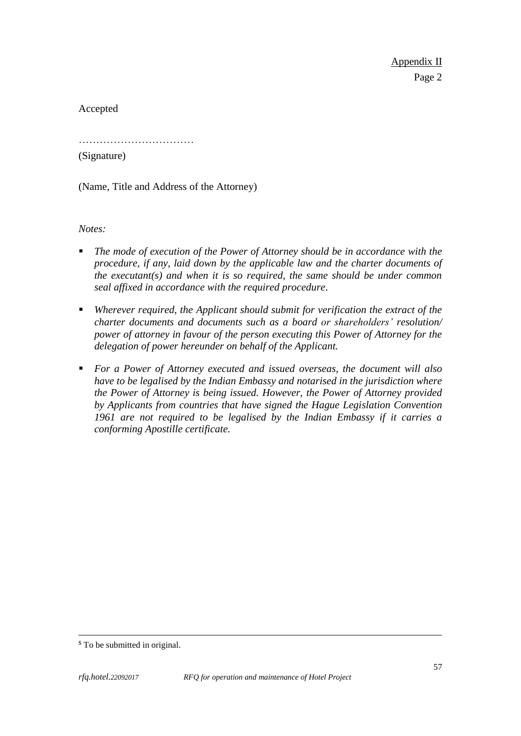Appendix II

Page 2

Accepted

……………………………

(Signature)

(Name, Title and Address of the Attorney)

*Notes:*

- *The mode of execution of the Power of Attorney should be in accordance with the procedure, if any, laid down by the applicable law and the charter documents of the executant(s) and when it is so required, the same should be under common seal affixed in accordance with the required procedure.*
- *Wherever required, the Applicant should submit for verification the extract of the charter documents and documents such as a board or shareholders' resolution/ power of attorney in favour of the person executing this Power of Attorney for the delegation of power hereunder on behalf of the Applicant.*
- *For a Power of Attorney executed and issued overseas, the document will also have to be legalised by the Indian Embassy and notarised in the jurisdiction where the Power of Attorney is being issued. However, the Power of Attorney provided by Applicants from countries that have signed the Hague Legislation Convention 1961 are not required to be legalised by the Indian Embassy if it carries a conforming Apostille certificate.*

---

[$] To be submitted in original.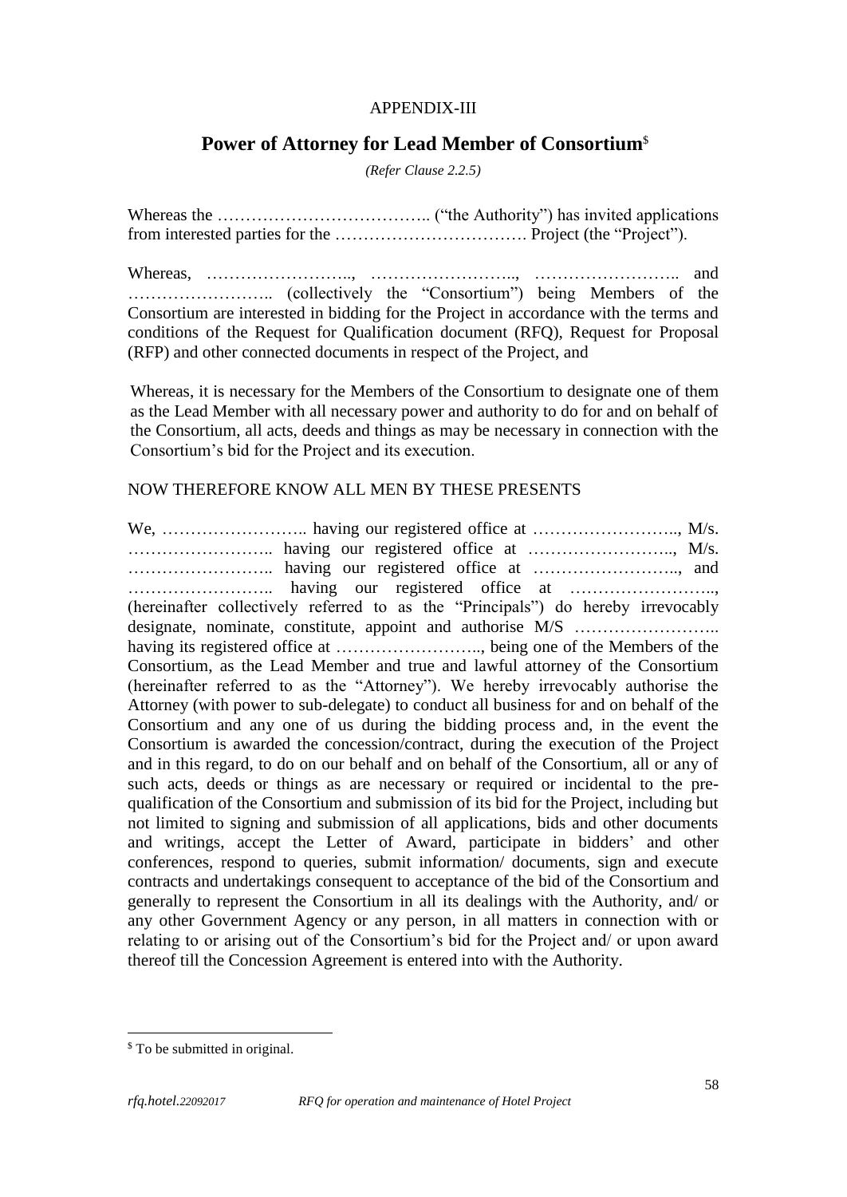APPENDIX-III

## Power of Attorney for Lead Member of Consortium[$]

*(Refer Clause 2.2.5)*

Whereas the ……………………………….. ("the Authority") has invited applications from interested parties for the ……………………………. Project (the "Project").

Whereas, …………………….., …………………….., …………………….. and …………………….. (collectively the "Consortium") being Members of the Consortium are interested in bidding for the Project in accordance with the terms and conditions of the Request for Qualification document (RFQ), Request for Proposal (RFP) and other connected documents in respect of the Project, and

Whereas, it is necessary for the Members of the Consortium to designate one of them as the Lead Member with all necessary power and authority to do for and on behalf of the Consortium, all acts, deeds and things as may be necessary in connection with the Consortium's bid for the Project and its execution.

NOW THEREFORE KNOW ALL MEN BY THESE PRESENTS

We, …………………….. having our registered office at …………………….., M/s. …………………….. having our registered office at …………………….., M/s. …………………….. having our registered office at …………………….., and …………………….. having our registered office at …………………….., (hereinafter collectively referred to as the "Principals") do hereby irrevocably designate, nominate, constitute, appoint and authorise M/S …………………….. having its registered office at …………………….., being one of the Members of the Consortium, as the Lead Member and true and lawful attorney of the Consortium (hereinafter referred to as the "Attorney"). We hereby irrevocably authorise the Attorney (with power to sub-delegate) to conduct all business for and on behalf of the Consortium and any one of us during the bidding process and, in the event the Consortium is awarded the concession/contract, during the execution of the Project and in this regard, to do on our behalf and on behalf of the Consortium, all or any of such acts, deeds or things as are necessary or required or incidental to the pre-qualification of the Consortium and submission of its bid for the Project, including but not limited to signing and submission of all applications, bids and other documents and writings, accept the Letter of Award, participate in bidders' and other conferences, respond to queries, submit information/ documents, sign and execute contracts and undertakings consequent to acceptance of the bid of the Consortium and generally to represent the Consortium in all its dealings with the Authority, and/ or any other Government Agency or any person, in all matters in connection with or relating to or arising out of the Consortium's bid for the Project and/ or upon award thereof till the Concession Agreement is entered into with the Authority.

---

[$] To be submitted in original.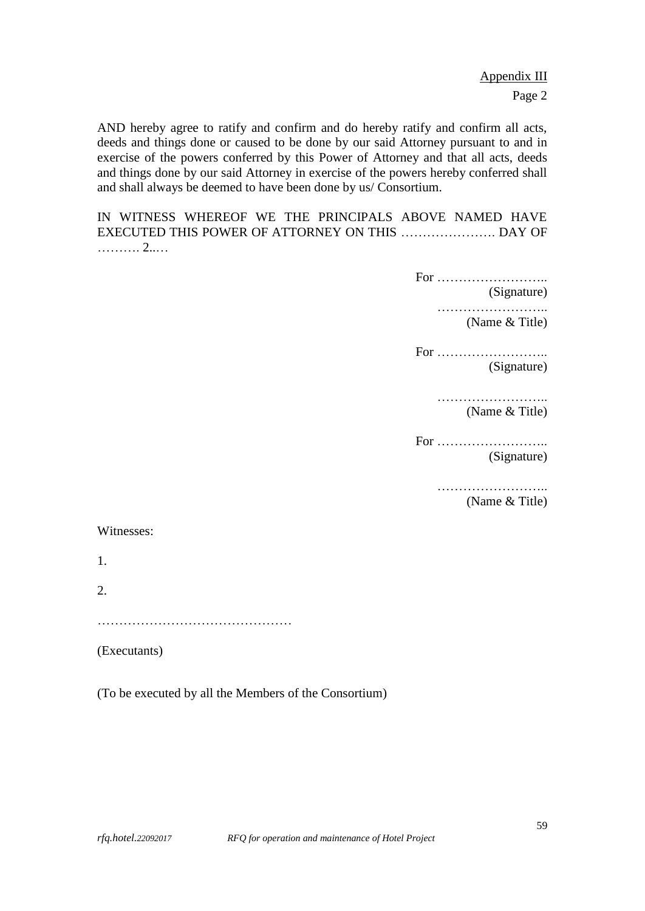Appendix III

Page 2

AND hereby agree to ratify and confirm and do hereby ratify and confirm all acts, deeds and things done or caused to be done by our said Attorney pursuant to and in exercise of the powers conferred by this Power of Attorney and that all acts, deeds and things done by our said Attorney in exercise of the powers hereby conferred shall and shall always be deemed to have been done by us/ Consortium.

IN WITNESS WHEREOF WE THE PRINCIPALS ABOVE NAMED HAVE EXECUTED THIS POWER OF ATTORNEY ON THIS …………………. DAY OF ………. 2..…

For ……………………..
(Signature)

……………………..
(Name & Title)

For ……………………..
(Signature)

……………………..
(Name & Title)

For ……………………..
(Signature)

……………………..
(Name & Title)

Witnesses:

1.

2.

………………………………………

(Executants)

(To be executed by all the Members of the Consortium)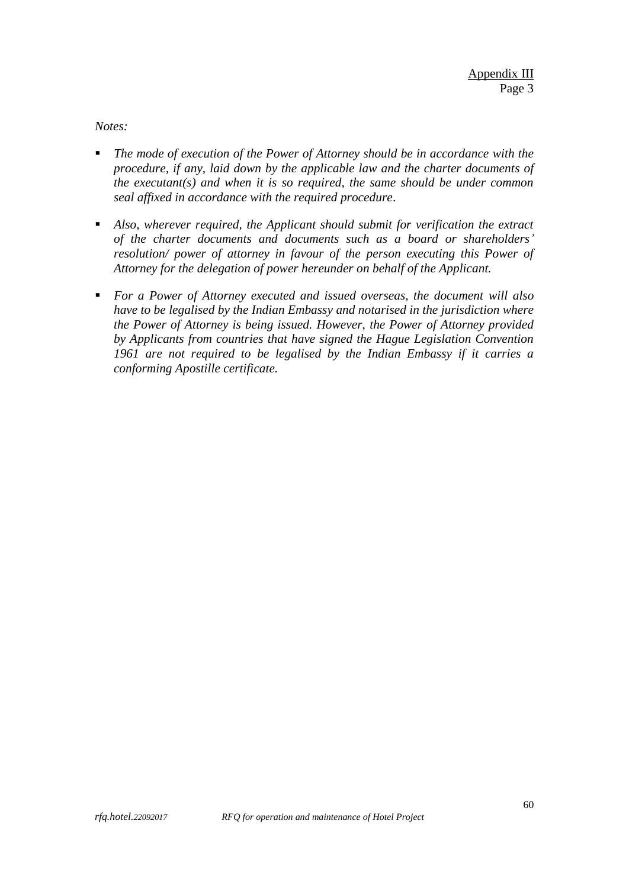Appendix III
Page 3

*Notes:*

- *The mode of execution of the Power of Attorney should be in accordance with the procedure, if any, laid down by the applicable law and the charter documents of the executant(s) and when it is so required, the same should be under common seal affixed in accordance with the required procedure*.

- *Also, wherever required, the Applicant should submit for verification the extract of the charter documents and documents such as a board or shareholders' resolution/ power of attorney in favour of the person executing this Power of Attorney for the delegation of power hereunder on behalf of the Applicant.*

- *For a Power of Attorney executed and issued overseas, the document will also have to be legalised by the Indian Embassy and notarised in the jurisdiction where the Power of Attorney is being issued. However, the Power of Attorney provided by Applicants from countries that have signed the Hague Legislation Convention 1961 are not required to be legalised by the Indian Embassy if it carries a conforming Apostille certificate.*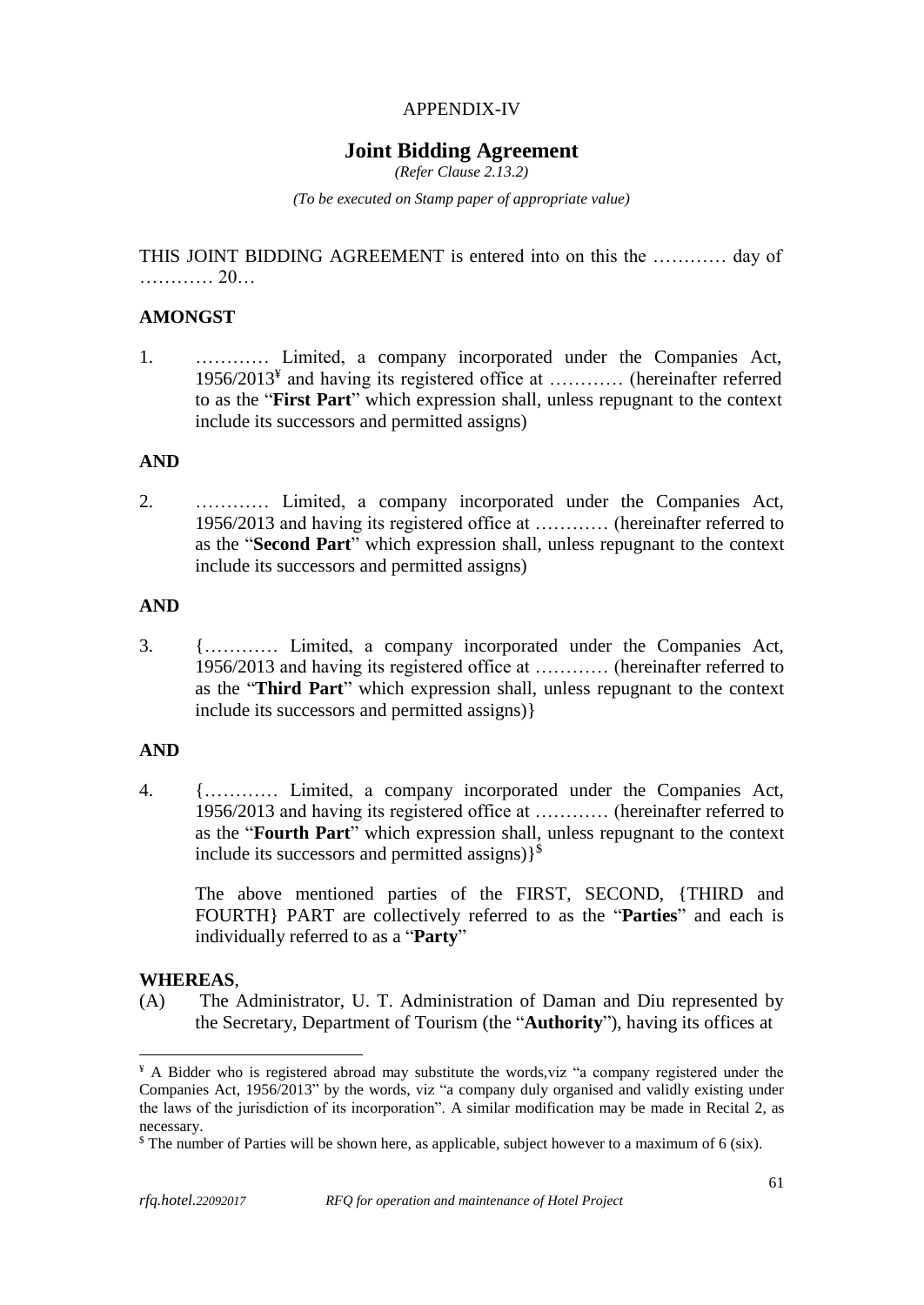APPENDIX-IV

# Joint Bidding Agreement

*(Refer Clause 2.13.2)*

*(To be executed on Stamp paper of appropriate value)*

THIS JOINT BIDDING AGREEMENT is entered into on this the ………… day of ………… 20…

**AMONGST**

1. ………… Limited, a company incorporated under the Companies Act, 1956/2013[¥] and having its registered office at ………… (hereinafter referred to as the "**First Part**" which expression shall, unless repugnant to the context include its successors and permitted assigns)

**AND**

2. ………… Limited, a company incorporated under the Companies Act, 1956/2013 and having its registered office at ………… (hereinafter referred to as the "**Second Part**" which expression shall, unless repugnant to the context include its successors and permitted assigns)

**AND**

3. {………… Limited, a company incorporated under the Companies Act, 1956/2013 and having its registered office at ………… (hereinafter referred to as the "**Third Part**" which expression shall, unless repugnant to the context include its successors and permitted assigns)}

**AND**

4. {………… Limited, a company incorporated under the Companies Act, 1956/2013 and having its registered office at ………… (hereinafter referred to as the "**Fourth Part**" which expression shall, unless repugnant to the context include its successors and permitted assigns)}[$]

The above mentioned parties of the FIRST, SECOND, {THIRD and FOURTH} PART are collectively referred to as the "**Parties**" and each is individually referred to as a "**Party**"

**WHEREAS**,

(A) The Administrator, U. T. Administration of Daman and Diu represented by the Secretary, Department of Tourism (the "**Authority**"), having its offices at

---

[¥] A Bidder who is registered abroad may substitute the words,viz "a company registered under the Companies Act, 1956/2013" by the words, viz "a company duly organised and validly existing under the laws of the jurisdiction of its incorporation". A similar modification may be made in Recital 2, as necessary.

[$] The number of Parties will be shown here, as applicable, subject however to a maximum of 6 (six).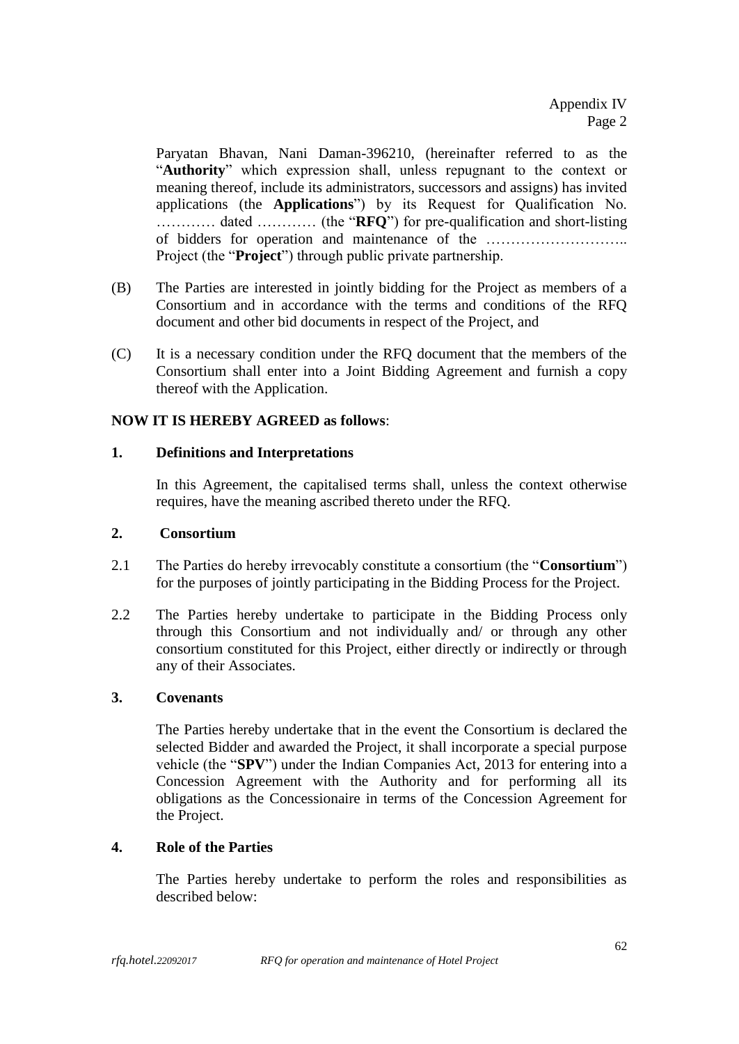Appendix IV
Page 2

Paryatan Bhavan, Nani Daman-396210, (hereinafter referred to as the "**Authority**" which expression shall, unless repugnant to the context or meaning thereof, include its administrators, successors and assigns) has invited applications (the **Applications**") by its Request for Qualification No. ………… dated ………… (the "**RFQ**") for pre-qualification and short-listing of bidders for operation and maintenance of the ……………………….. Project (the "**Project**") through public private partnership.

(B) The Parties are interested in jointly bidding for the Project as members of a Consortium and in accordance with the terms and conditions of the RFQ document and other bid documents in respect of the Project, and

(C) It is a necessary condition under the RFQ document that the members of the Consortium shall enter into a Joint Bidding Agreement and furnish a copy thereof with the Application.

**NOW IT IS HEREBY AGREED as follows**:

**1. Definitions and Interpretations**

In this Agreement, the capitalised terms shall, unless the context otherwise requires, have the meaning ascribed thereto under the RFQ.

**2. Consortium**

2.1 The Parties do hereby irrevocably constitute a consortium (the "**Consortium**") for the purposes of jointly participating in the Bidding Process for the Project.

2.2 The Parties hereby undertake to participate in the Bidding Process only through this Consortium and not individually and/ or through any other consortium constituted for this Project, either directly or indirectly or through any of their Associates.

**3. Covenants**

The Parties hereby undertake that in the event the Consortium is declared the selected Bidder and awarded the Project, it shall incorporate a special purpose vehicle (the "**SPV**") under the Indian Companies Act, 2013 for entering into a Concession Agreement with the Authority and for performing all its obligations as the Concessionaire in terms of the Concession Agreement for the Project.

**4. Role of the Parties**

The Parties hereby undertake to perform the roles and responsibilities as described below: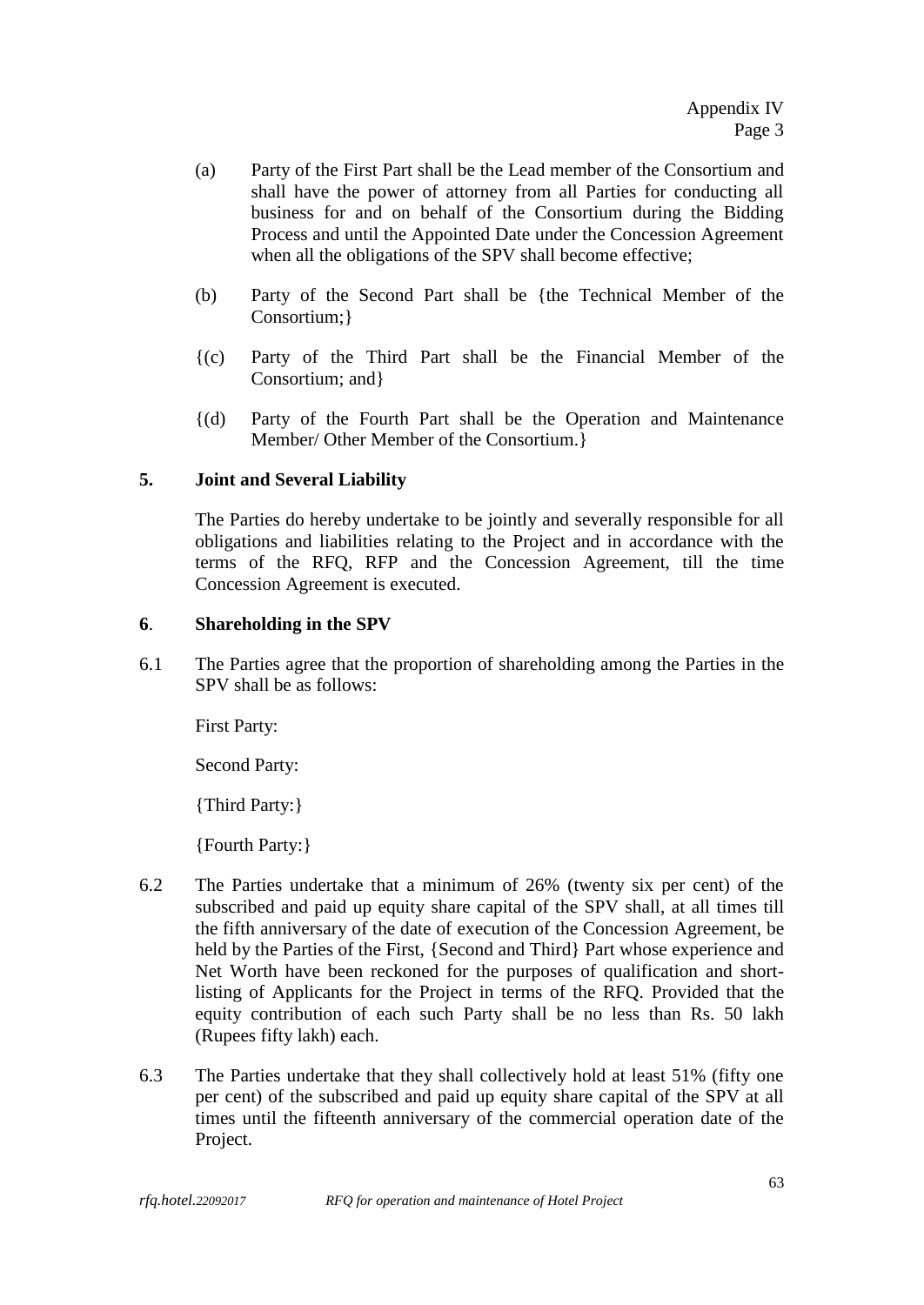Appendix IV
Page 3

(a) Party of the First Part shall be the Lead member of the Consortium and shall have the power of attorney from all Parties for conducting all business for and on behalf of the Consortium during the Bidding Process and until the Appointed Date under the Concession Agreement when all the obligations of the SPV shall become effective;

(b) Party of the Second Part shall be {the Technical Member of the Consortium;}

{(c) Party of the Third Part shall be the Financial Member of the Consortium; and}

{(d) Party of the Fourth Part shall be the Operation and Maintenance Member/ Other Member of the Consortium.}

**5. Joint and Several Liability**

The Parties do hereby undertake to be jointly and severally responsible for all obligations and liabilities relating to the Project and in accordance with the terms of the RFQ, RFP and the Concession Agreement, till the time Concession Agreement is executed.

**6. Shareholding in the SPV**

6.1 The Parties agree that the proportion of shareholding among the Parties in the SPV shall be as follows:

First Party:

Second Party:

{Third Party:}

{Fourth Party:}

6.2 The Parties undertake that a minimum of 26% (twenty six per cent) of the subscribed and paid up equity share capital of the SPV shall, at all times till the fifth anniversary of the date of execution of the Concession Agreement, be held by the Parties of the First, {Second and Third} Part whose experience and Net Worth have been reckoned for the purposes of qualification and short-listing of Applicants for the Project in terms of the RFQ. Provided that the equity contribution of each such Party shall be no less than Rs. 50 lakh (Rupees fifty lakh) each.

6.3 The Parties undertake that they shall collectively hold at least 51% (fifty one per cent) of the subscribed and paid up equity share capital of the SPV at all times until the fifteenth anniversary of the commercial operation date of the Project.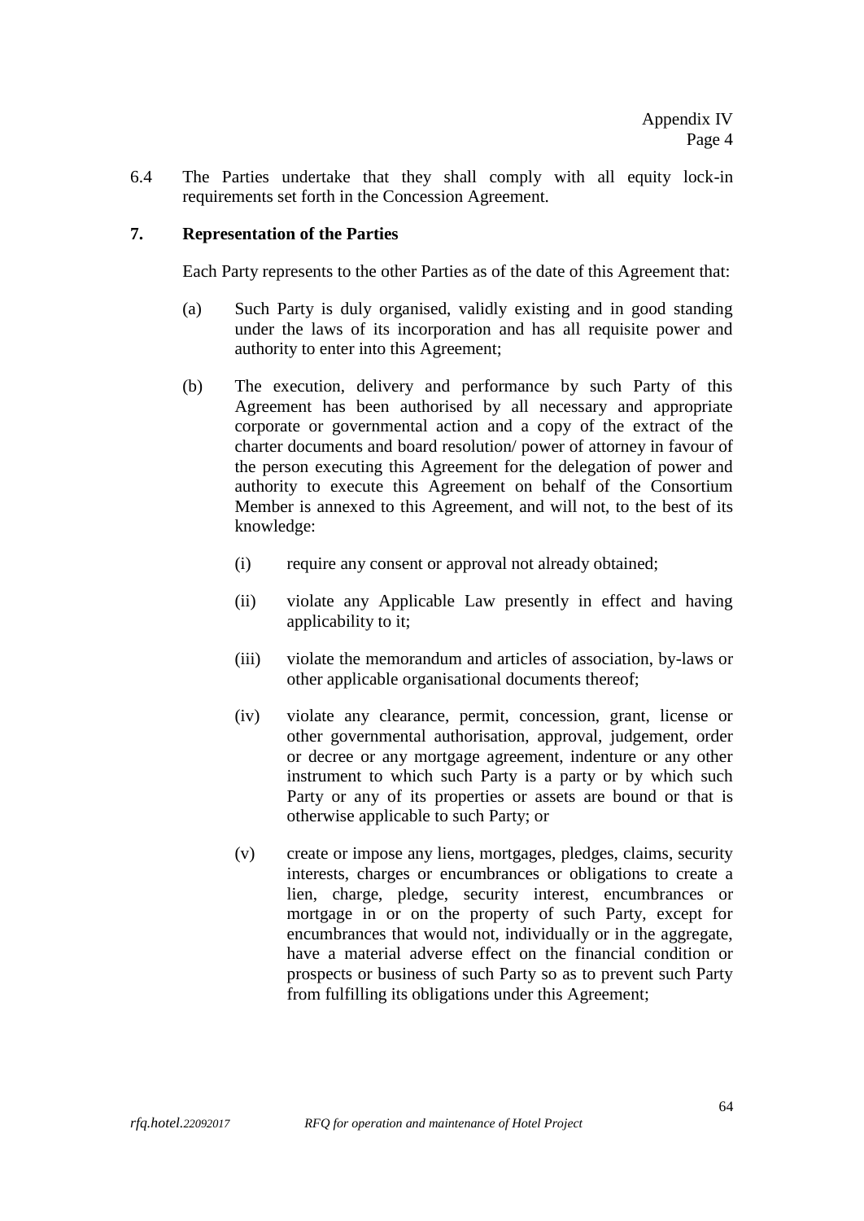6.4 The Parties undertake that they shall comply with all equity lock-in requirements set forth in the Concession Agreement.

## 7. Representation of the Parties

Each Party represents to the other Parties as of the date of this Agreement that:

(a) Such Party is duly organised, validly existing and in good standing under the laws of its incorporation and has all requisite power and authority to enter into this Agreement;

(b) The execution, delivery and performance by such Party of this Agreement has been authorised by all necessary and appropriate corporate or governmental action and a copy of the extract of the charter documents and board resolution/ power of attorney in favour of the person executing this Agreement for the delegation of power and authority to execute this Agreement on behalf of the Consortium Member is annexed to this Agreement, and will not, to the best of its knowledge:

   (i) require any consent or approval not already obtained;

   (ii) violate any Applicable Law presently in effect and having applicability to it;

   (iii) violate the memorandum and articles of association, by-laws or other applicable organisational documents thereof;

   (iv) violate any clearance, permit, concession, grant, license or other governmental authorisation, approval, judgement, order or decree or any mortgage agreement, indenture or any other instrument to which such Party is a party or by which such Party or any of its properties or assets are bound or that is otherwise applicable to such Party; or

   (v) create or impose any liens, mortgages, pledges, claims, security interests, charges or encumbrances or obligations to create a lien, charge, pledge, security interest, encumbrances or mortgage in or on the property of such Party, except for encumbrances that would not, individually or in the aggregate, have a material adverse effect on the financial condition or prospects or business of such Party so as to prevent such Party from fulfilling its obligations under this Agreement;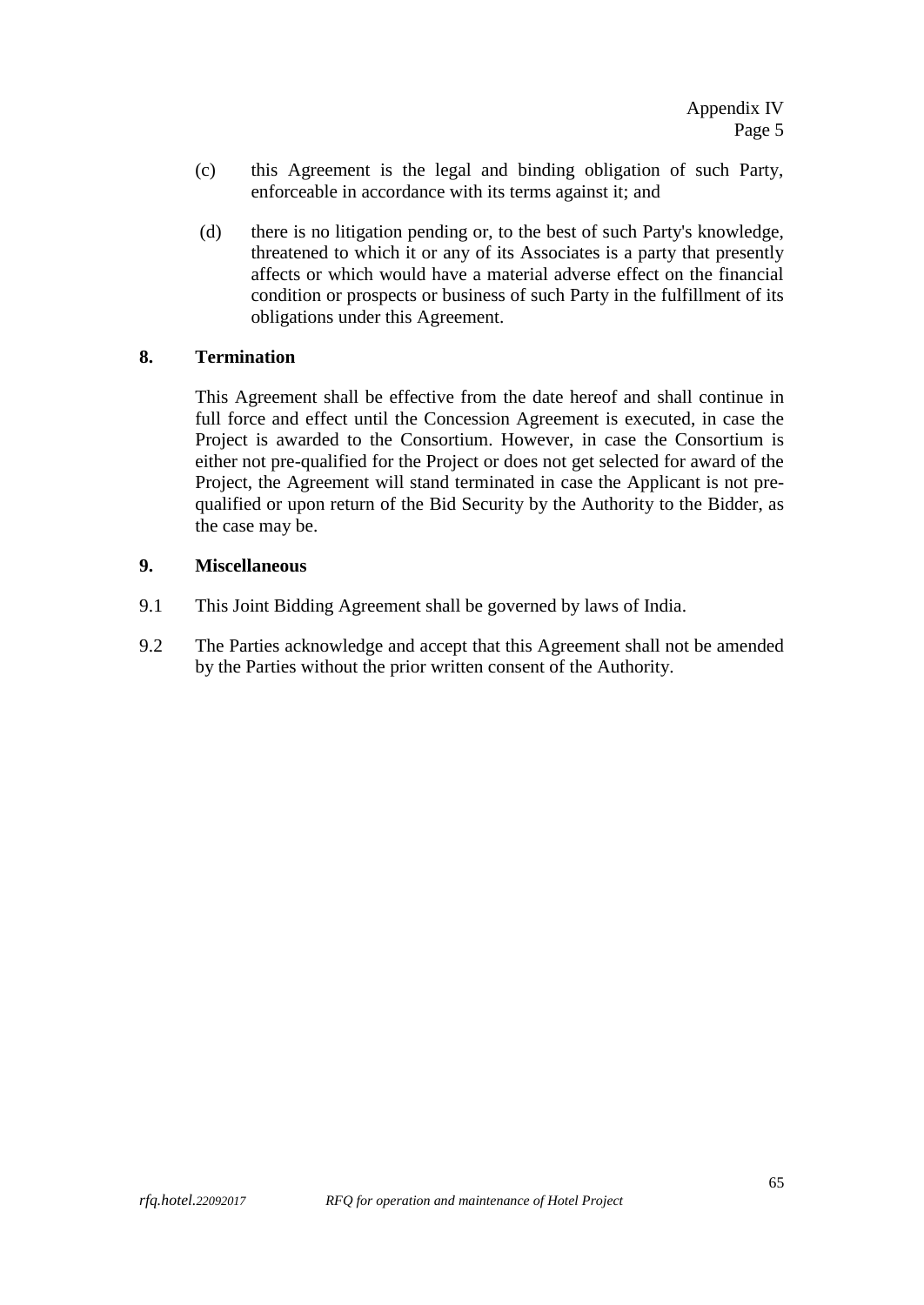(c) this Agreement is the legal and binding obligation of such Party, enforceable in accordance with its terms against it; and

(d) there is no litigation pending or, to the best of such Party's knowledge, threatened to which it or any of its Associates is a party that presently affects or which would have a material adverse effect on the financial condition or prospects or business of such Party in the fulfillment of its obligations under this Agreement.

**8. Termination**

This Agreement shall be effective from the date hereof and shall continue in full force and effect until the Concession Agreement is executed, in case the Project is awarded to the Consortium. However, in case the Consortium is either not pre-qualified for the Project or does not get selected for award of the Project, the Agreement will stand terminated in case the Applicant is not pre-qualified or upon return of the Bid Security by the Authority to the Bidder, as the case may be.

**9. Miscellaneous**

9.1 This Joint Bidding Agreement shall be governed by laws of India.

9.2 The Parties acknowledge and accept that this Agreement shall not be amended by the Parties without the prior written consent of the Authority.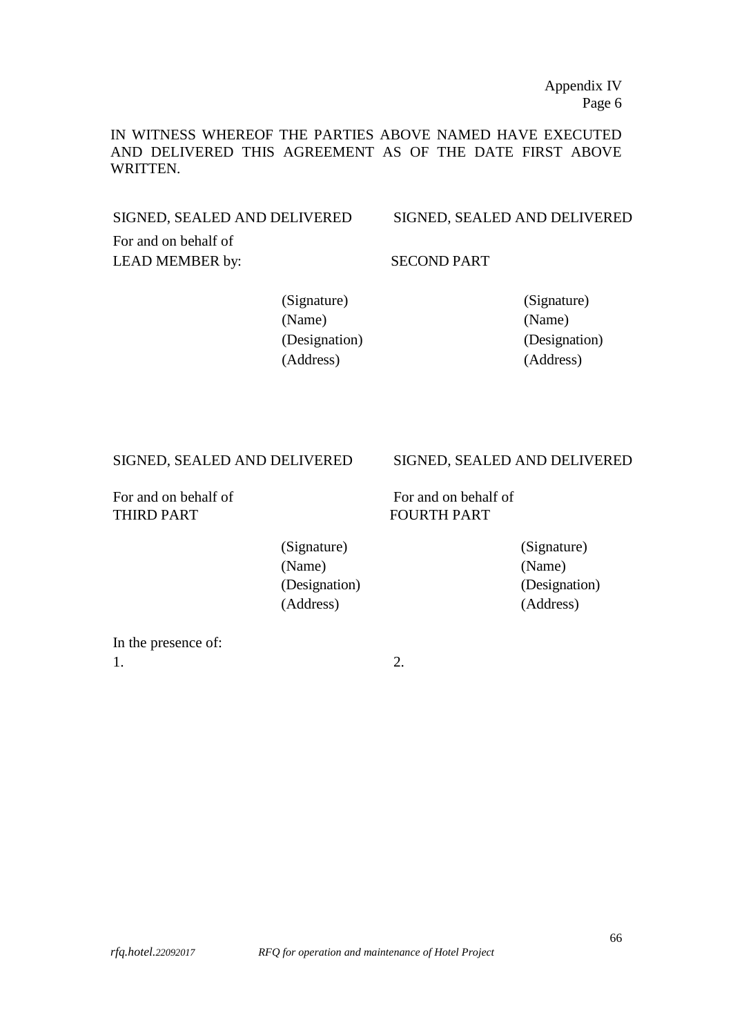Appendix IV
Page 6

IN WITNESS WHEREOF THE PARTIES ABOVE NAMED HAVE EXECUTED AND DELIVERED THIS AGREEMENT AS OF THE DATE FIRST ABOVE WRITTEN.

SIGNED, SEALED AND DELIVERED
For and on behalf of
LEAD MEMBER by:

(Signature)
(Name)
(Designation)
(Address)

SIGNED, SEALED AND DELIVERED

SECOND PART

(Signature)
(Name)
(Designation)
(Address)

SIGNED, SEALED AND DELIVERED

For and on behalf of
THIRD PART

(Signature)
(Name)
(Designation)
(Address)

SIGNED, SEALED AND DELIVERED

For and on behalf of
FOURTH PART

(Signature)
(Name)
(Designation)
(Address)

In the presence of:

1.

2.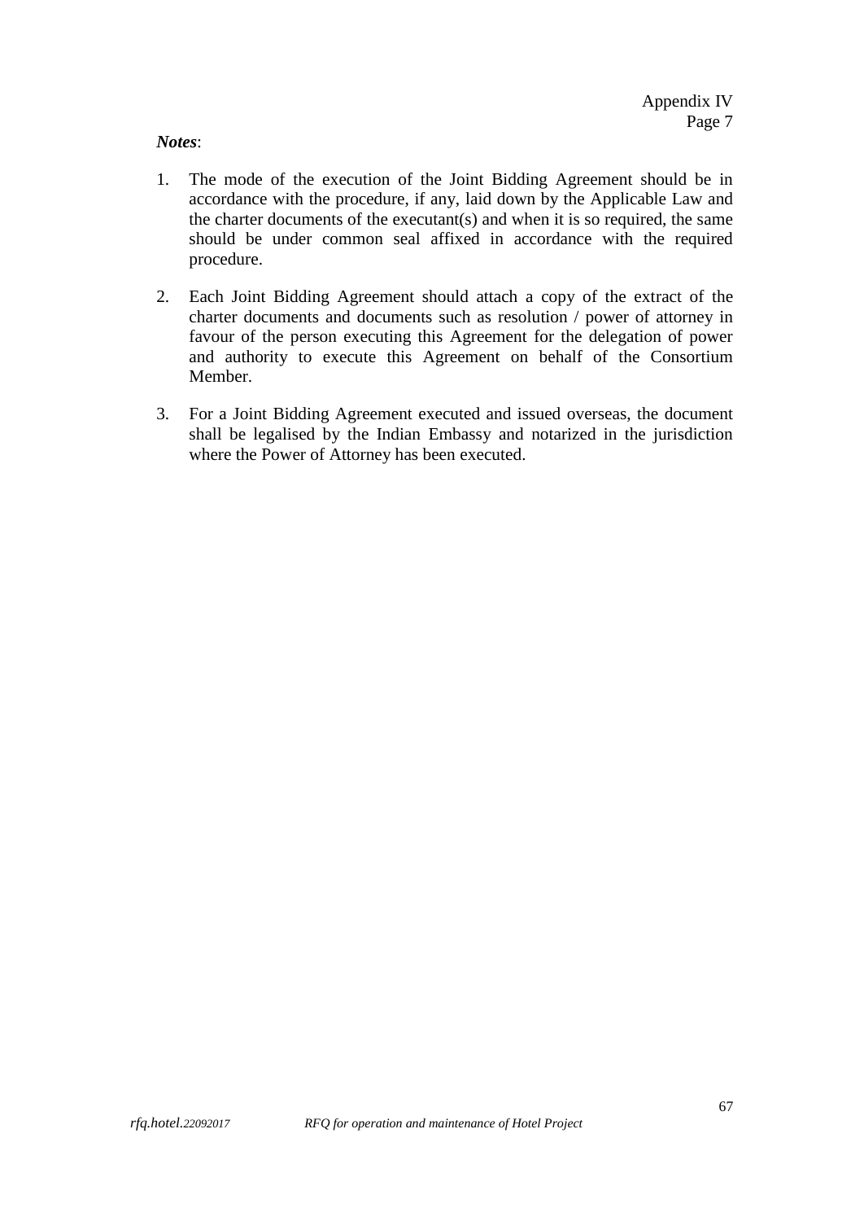Appendix IV
Page 7

***Notes***:

1. The mode of the execution of the Joint Bidding Agreement should be in accordance with the procedure, if any, laid down by the Applicable Law and the charter documents of the executant(s) and when it is so required, the same should be under common seal affixed in accordance with the required procedure.

2. Each Joint Bidding Agreement should attach a copy of the extract of the charter documents and documents such as resolution / power of attorney in favour of the person executing this Agreement for the delegation of power and authority to execute this Agreement on behalf of the Consortium Member.

3. For a Joint Bidding Agreement executed and issued overseas, the document shall be legalised by the Indian Embassy and notarized in the jurisdiction where the Power of Attorney has been executed.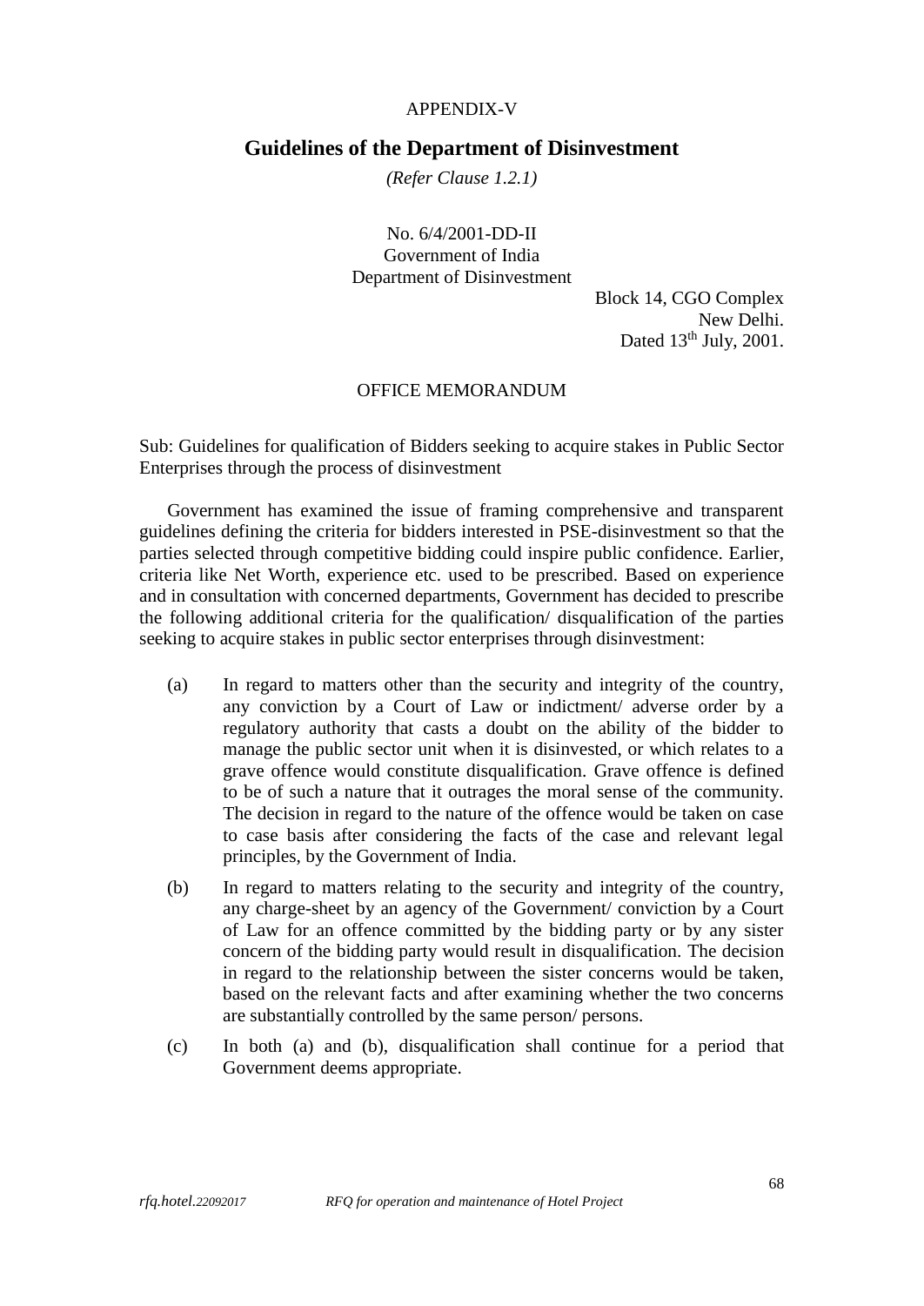APPENDIX-V

# Guidelines of the Department of Disinvestment

*(Refer Clause 1.2.1)*

No. 6/4/2001-DD-II
Government of India
Department of Disinvestment

Block 14, CGO Complex
New Delhi.
Dated 13th July, 2001.

OFFICE MEMORANDUM

Sub: Guidelines for qualification of Bidders seeking to acquire stakes in Public Sector Enterprises through the process of disinvestment

Government has examined the issue of framing comprehensive and transparent guidelines defining the criteria for bidders interested in PSE-disinvestment so that the parties selected through competitive bidding could inspire public confidence. Earlier, criteria like Net Worth, experience etc. used to be prescribed. Based on experience and in consultation with concerned departments, Government has decided to prescribe the following additional criteria for the qualification/ disqualification of the parties seeking to acquire stakes in public sector enterprises through disinvestment:

(a) In regard to matters other than the security and integrity of the country, any conviction by a Court of Law or indictment/ adverse order by a regulatory authority that casts a doubt on the ability of the bidder to manage the public sector unit when it is disinvested, or which relates to a grave offence would constitute disqualification. Grave offence is defined to be of such a nature that it outrages the moral sense of the community. The decision in regard to the nature of the offence would be taken on case to case basis after considering the facts of the case and relevant legal principles, by the Government of India.

(b) In regard to matters relating to the security and integrity of the country, any charge-sheet by an agency of the Government/ conviction by a Court of Law for an offence committed by the bidding party or by any sister concern of the bidding party would result in disqualification. The decision in regard to the relationship between the sister concerns would be taken, based on the relevant facts and after examining whether the two concerns are substantially controlled by the same person/ persons.

(c) In both (a) and (b), disqualification shall continue for a period that Government deems appropriate.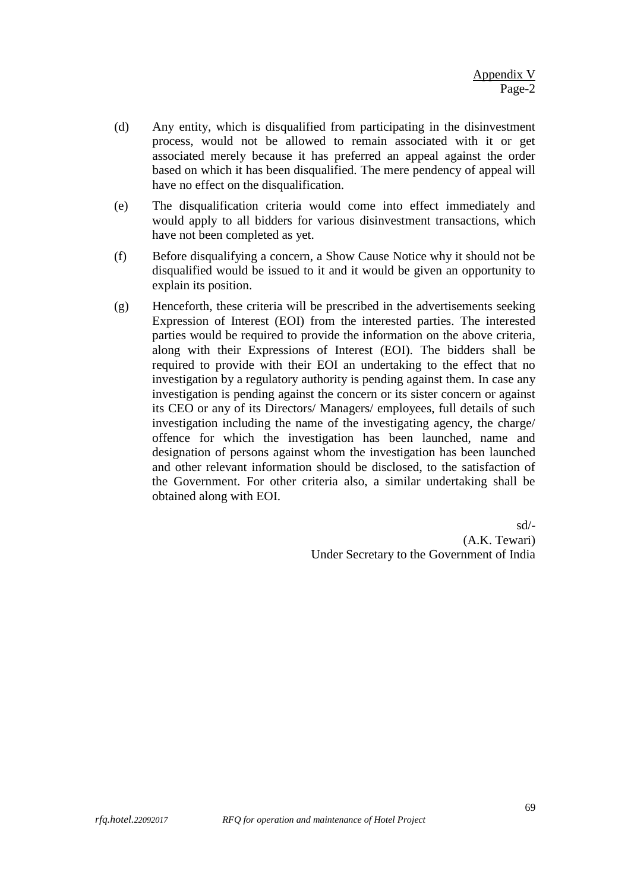(d) Any entity, which is disqualified from participating in the disinvestment process, would not be allowed to remain associated with it or get associated merely because it has preferred an appeal against the order based on which it has been disqualified. The mere pendency of appeal will have no effect on the disqualification.

(e) The disqualification criteria would come into effect immediately and would apply to all bidders for various disinvestment transactions, which have not been completed as yet.

(f) Before disqualifying a concern, a Show Cause Notice why it should not be disqualified would be issued to it and it would be given an opportunity to explain its position.

(g) Henceforth, these criteria will be prescribed in the advertisements seeking Expression of Interest (EOI) from the interested parties. The interested parties would be required to provide the information on the above criteria, along with their Expressions of Interest (EOI). The bidders shall be required to provide with their EOI an undertaking to the effect that no investigation by a regulatory authority is pending against them. In case any investigation is pending against the concern or its sister concern or against its CEO or any of its Directors/ Managers/ employees, full details of such investigation including the name of the investigating agency, the charge/ offence for which the investigation has been launched, name and designation of persons against whom the investigation has been launched and other relevant information should be disclosed, to the satisfaction of the Government. For other criteria also, a similar undertaking shall be obtained along with EOI.

sd/-
(A.K. Tewari)
Under Secretary to the Government of India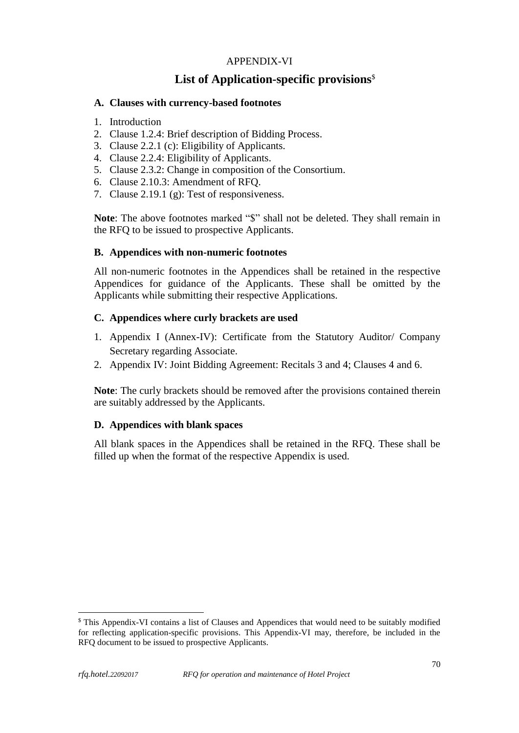APPENDIX-VI

# List of Application-specific provisions[$]

### A. Clauses with currency-based footnotes

1. Introduction
2. Clause 1.2.4: Brief description of Bidding Process.
3. Clause 2.2.1 (c): Eligibility of Applicants.
4. Clause 2.2.4: Eligibility of Applicants.
5. Clause 2.3.2: Change in composition of the Consortium.
6. Clause 2.10.3: Amendment of RFQ.
7. Clause 2.19.1 (g): Test of responsiveness.

**Note**: The above footnotes marked "$" shall not be deleted. They shall remain in the RFQ to be issued to prospective Applicants.

### B. Appendices with non-numeric footnotes

All non-numeric footnotes in the Appendices shall be retained in the respective Appendices for guidance of the Applicants. These shall be omitted by the Applicants while submitting their respective Applications.

### C. Appendices where curly brackets are used

1. Appendix I (Annex-IV): Certificate from the Statutory Auditor/ Company Secretary regarding Associate.
2. Appendix IV: Joint Bidding Agreement: Recitals 3 and 4; Clauses 4 and 6.

**Note**: The curly brackets should be removed after the provisions contained therein are suitably addressed by the Applicants.

### D. Appendices with blank spaces

All blank spaces in the Appendices shall be retained in the RFQ. These shall be filled up when the format of the respective Appendix is used.

---

[$] This Appendix-VI contains a list of Clauses and Appendices that would need to be suitably modified for reflecting application-specific provisions. This Appendix-VI may, therefore, be included in the RFQ document to be issued to prospective Applicants.